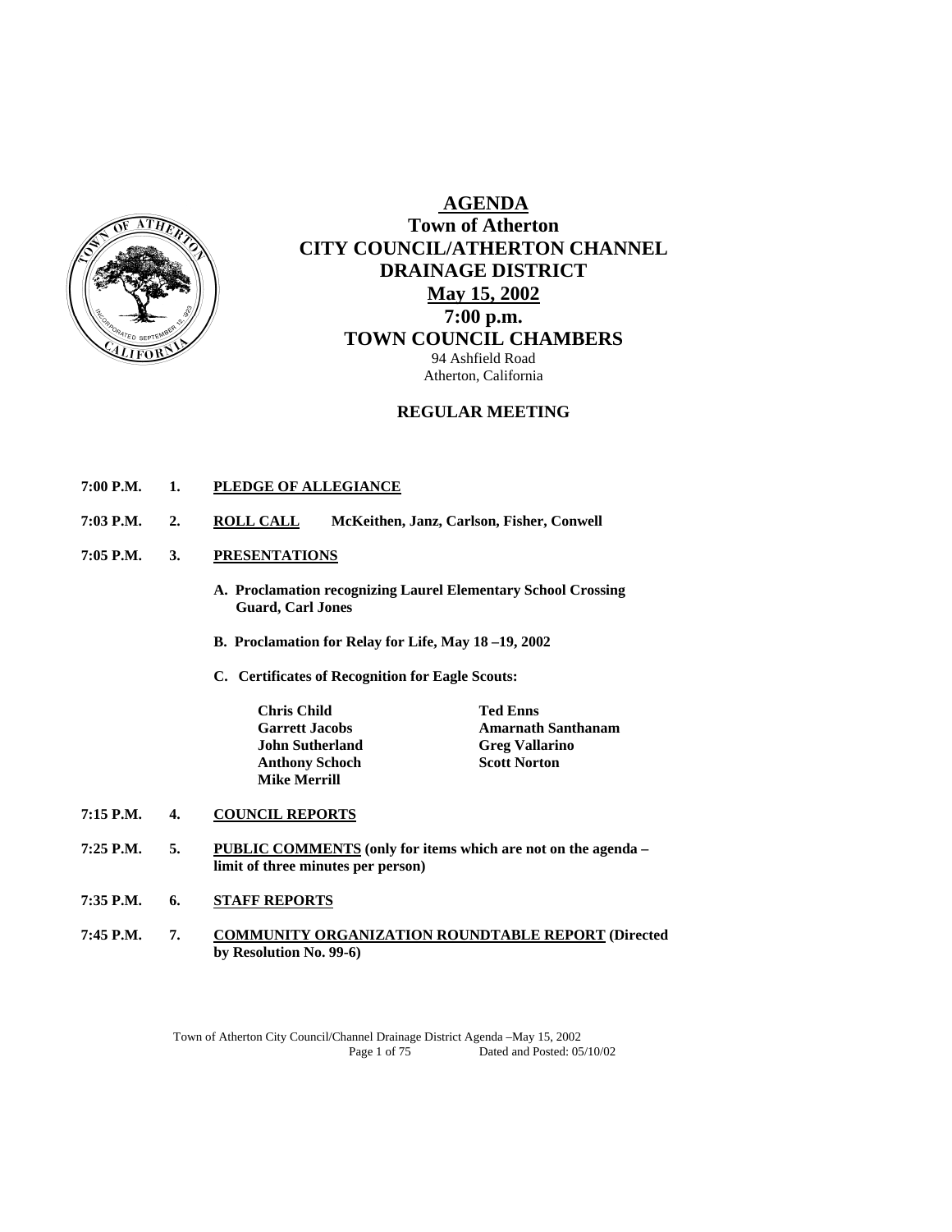# AGENDA

## Town of Atherton
## CITY COUNCIL/ATHERTON CHANNEL DRAINAGE DISTRICT
## May 15, 2002
## 7:00 p.m.
## TOWN COUNCIL CHAMBERS

94 Ashfield Road
Atherton, California

**REGULAR MEETING**

**7:00 P.M. 1. PLEDGE OF ALLEGIANCE**

**7:03 P.M. 2. ROLL CALL** **McKeithen, Janz, Carlson, Fisher, Conwell**

**7:05 P.M. 3. PRESENTATIONS**

**A. Proclamation recognizing Laurel Elementary School Crossing Guard, Carl Jones**

**B. Proclamation for Relay for Life, May 18 –19, 2002**

**C. Certificates of Recognition for Eagle Scouts:**

| | |
|---|---|
| **Chris Child** | **Ted Enns** |
| **Garrett Jacobs** | **Amarnath Santhanam** |
| **John Sutherland** | **Greg Vallarino** |
| **Anthony Schoch** | **Scott Norton** |
| **Mike Merrill** | |

**7:15 P.M. 4. COUNCIL REPORTS**

**7:25 P.M. 5. PUBLIC COMMENTS (only for items which are not on the agenda – limit of three minutes per person)**

**7:35 P.M. 6. STAFF REPORTS**

**7:45 P.M. 7. COMMUNITY ORGANIZATION ROUNDTABLE REPORT (Directed by Resolution No. 99-6)**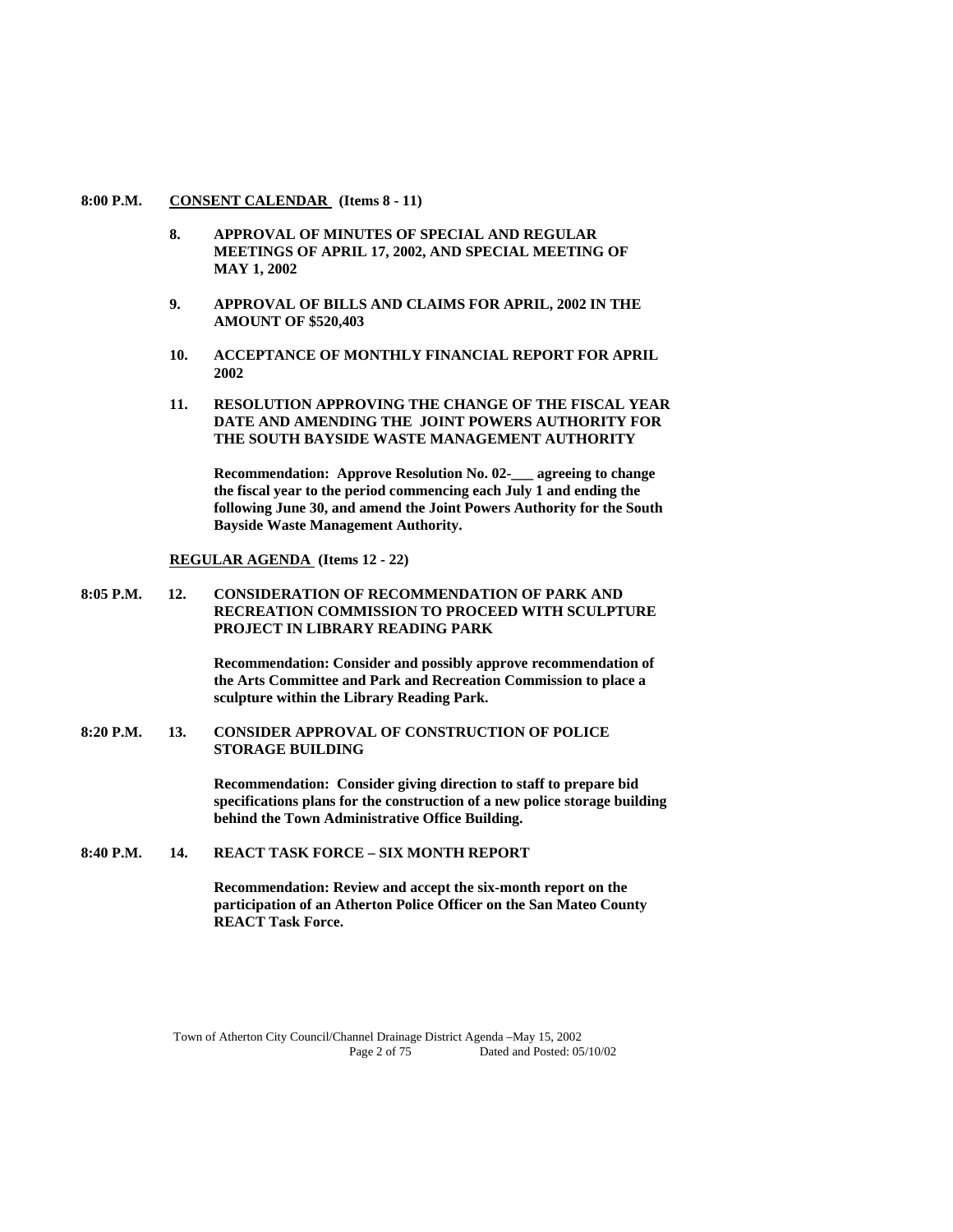**8:00 P.M.** **CONSENT CALENDAR (Items 8 - 11)**

**8. APPROVAL OF MINUTES OF SPECIAL AND REGULAR MEETINGS OF APRIL 17, 2002, AND SPECIAL MEETING OF MAY 1, 2002**

**9. APPROVAL OF BILLS AND CLAIMS FOR APRIL, 2002 IN THE AMOUNT OF $520,403**

**10. ACCEPTANCE OF MONTHLY FINANCIAL REPORT FOR APRIL 2002**

**11. RESOLUTION APPROVING THE CHANGE OF THE FISCAL YEAR DATE AND AMENDING THE JOINT POWERS AUTHORITY FOR THE SOUTH BAYSIDE WASTE MANAGEMENT AUTHORITY**

**Recommendation: Approve Resolution No. 02-___ agreeing to change the fiscal year to the period commencing each July 1 and ending the following June 30, and amend the Joint Powers Authority for the South Bayside Waste Management Authority.**

**REGULAR AGENDA (Items 12 - 22)**

**8:05 P.M. 12. CONSIDERATION OF RECOMMENDATION OF PARK AND RECREATION COMMISSION TO PROCEED WITH SCULPTURE PROJECT IN LIBRARY READING PARK**

**Recommendation: Consider and possibly approve recommendation of the Arts Committee and Park and Recreation Commission to place a sculpture within the Library Reading Park.**

**8:20 P.M. 13. CONSIDER APPROVAL OF CONSTRUCTION OF POLICE STORAGE BUILDING**

**Recommendation: Consider giving direction to staff to prepare bid specifications plans for the construction of a new police storage building behind the Town Administrative Office Building.**

**8:40 P.M. 14. REACT TASK FORCE – SIX MONTH REPORT**

**Recommendation: Review and accept the six-month report on the participation of an Atherton Police Officer on the San Mateo County REACT Task Force.**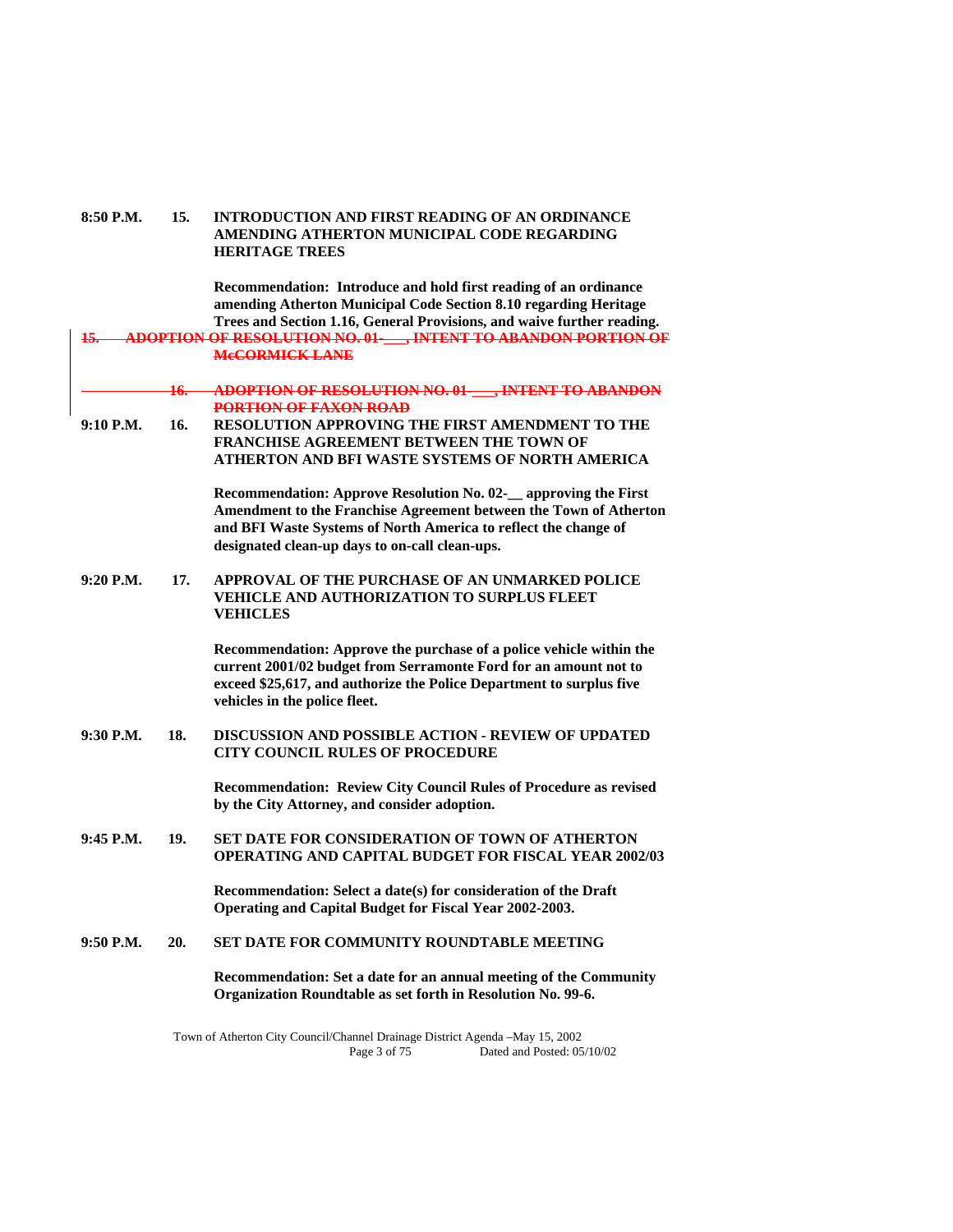**8:50 P.M. 15. INTRODUCTION AND FIRST READING OF AN ORDINANCE AMENDING ATHERTON MUNICIPAL CODE REGARDING HERITAGE TREES**

**Recommendation: Introduce and hold first reading of an ordinance amending Atherton Municipal Code Section 8.10 regarding Heritage Trees and Section 1.16, General Provisions, and waive further reading.**

~~**15. ADOPTION OF RESOLUTION NO. 01-\_\_\_, INTENT TO ABANDON PORTION OF McCORMICK LANE**~~

~~**16. ADOPTION OF RESOLUTION NO. 01-\_\_\_, INTENT TO ABANDON PORTION OF FAXON ROAD**~~

**9:10 P.M. 16. RESOLUTION APPROVING THE FIRST AMENDMENT TO THE FRANCHISE AGREEMENT BETWEEN THE TOWN OF ATHERTON AND BFI WASTE SYSTEMS OF NORTH AMERICA**

**Recommendation: Approve Resolution No. 02-\_\_ approving the First Amendment to the Franchise Agreement between the Town of Atherton and BFI Waste Systems of North America to reflect the change of designated clean-up days to on-call clean-ups.**

**9:20 P.M. 17. APPROVAL OF THE PURCHASE OF AN UNMARKED POLICE VEHICLE AND AUTHORIZATION TO SURPLUS FLEET VEHICLES**

**Recommendation: Approve the purchase of a police vehicle within the current 2001/02 budget from Serramonte Ford for an amount not to exceed $25,617, and authorize the Police Department to surplus five vehicles in the police fleet.**

**9:30 P.M. 18. DISCUSSION AND POSSIBLE ACTION - REVIEW OF UPDATED CITY COUNCIL RULES OF PROCEDURE**

**Recommendation: Review City Council Rules of Procedure as revised by the City Attorney, and consider adoption.**

**9:45 P.M. 19. SET DATE FOR CONSIDERATION OF TOWN OF ATHERTON OPERATING AND CAPITAL BUDGET FOR FISCAL YEAR 2002/03**

**Recommendation: Select a date(s) for consideration of the Draft Operating and Capital Budget for Fiscal Year 2002-2003.**

**9:50 P.M. 20. SET DATE FOR COMMUNITY ROUNDTABLE MEETING**

**Recommendation: Set a date for an annual meeting of the Community Organization Roundtable as set forth in Resolution No. 99-6.**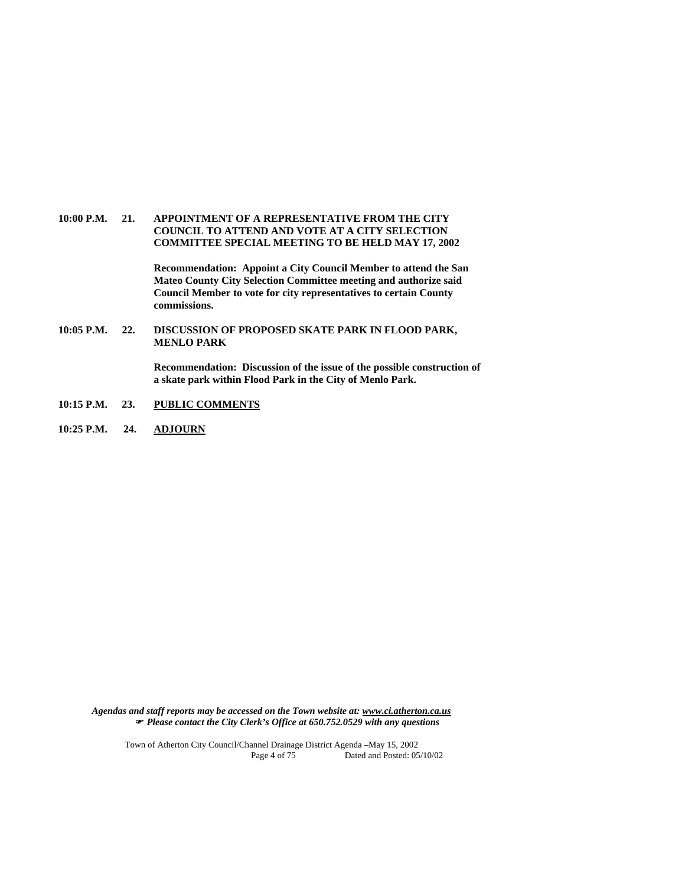**10:00 P.M. 21. APPOINTMENT OF A REPRESENTATIVE FROM THE CITY COUNCIL TO ATTEND AND VOTE AT A CITY SELECTION COMMITTEE SPECIAL MEETING TO BE HELD MAY 17, 2002**

**Recommendation: Appoint a City Council Member to attend the San Mateo County City Selection Committee meeting and authorize said Council Member to vote for city representatives to certain County commissions.**

**10:05 P.M. 22. DISCUSSION OF PROPOSED SKATE PARK IN FLOOD PARK, MENLO PARK**

**Recommendation: Discussion of the issue of the possible construction of a skate park within Flood Park in the City of Menlo Park.**

**10:15 P.M. 23. PUBLIC COMMENTS**

**10:25 P.M. 24. ADJOURN**

***Agendas and staff reports may be accessed on the Town website at: www.ci.atherton.ca.us***
***☞ Please contact the City Clerk's Office at 650.752.0529 with any questions***

Town of Atherton City Council/Channel Drainage District Agenda –May 15, 2002
Dated and Posted: 05/10/02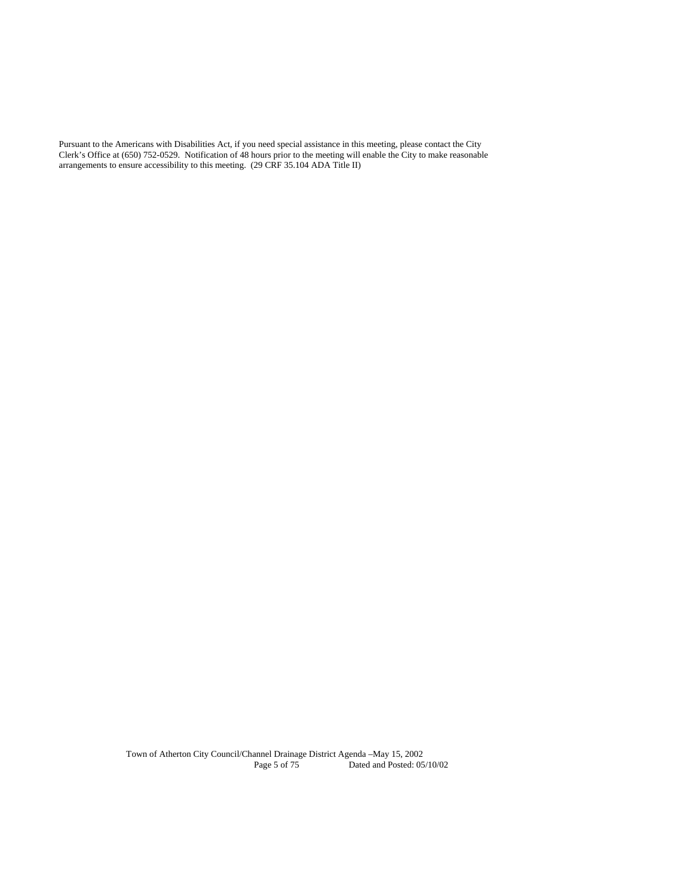Pursuant to the Americans with Disabilities Act, if you need special assistance in this meeting, please contact the City Clerk's Office at (650) 752-0529. Notification of 48 hours prior to the meeting will enable the City to make reasonable arrangements to ensure accessibility to this meeting. (29 CRF 35.104 ADA Title II)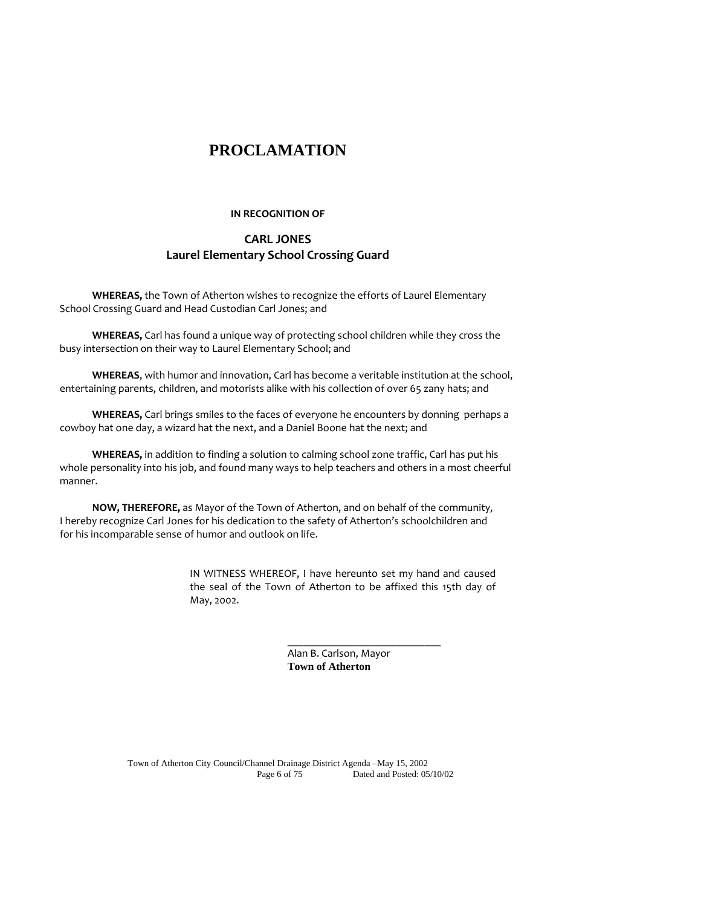# PROCLAMATION

**IN RECOGNITION OF**

**CARL JONES**
**Laurel Elementary School Crossing Guard**

**WHEREAS,** the Town of Atherton wishes to recognize the efforts of Laurel Elementary School Crossing Guard and Head Custodian Carl Jones; and

**WHEREAS,** Carl has found a unique way of protecting school children while they cross the busy intersection on their way to Laurel Elementary School; and

**WHEREAS**, with humor and innovation, Carl has become a veritable institution at the school, entertaining parents, children, and motorists alike with his collection of over 65 zany hats; and

**WHEREAS,** Carl brings smiles to the faces of everyone he encounters by donning perhaps a cowboy hat one day, a wizard hat the next, and a Daniel Boone hat the next; and

**WHEREAS,** in addition to finding a solution to calming school zone traffic, Carl has put his whole personality into his job, and found many ways to help teachers and others in a most cheerful manner.

**NOW, THEREFORE,** as Mayor of the Town of Atherton, and on behalf of the community, I hereby recognize Carl Jones for his dedication to the safety of Atherton's schoolchildren and for his incomparable sense of humor and outlook on life.

IN WITNESS WHEREOF, I have hereunto set my hand and caused the seal of the Town of Atherton to be affixed this 15th day of May, 2002.

_____________________________
Alan B. Carlson, Mayor
**Town of Atherton**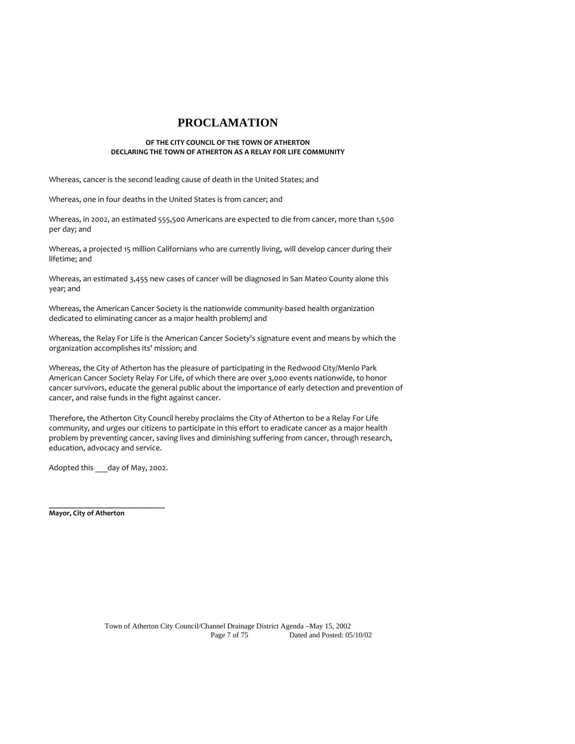# PROCLAMATION

**OF THE CITY COUNCIL OF THE TOWN OF ATHERTON**
**DECLARING THE TOWN OF ATHERTON AS A RELAY FOR LIFE COMMUNITY**

Whereas, cancer is the second leading cause of death in the United States; and

Whereas, one in four deaths in the United States is from cancer; and

Whereas, in 2002, an estimated 555,500 Americans are expected to die from cancer, more than 1,500 per day; and

Whereas, a projected 15 million Californians who are currently living, will develop cancer during their lifetime; and

Whereas, an estimated 3,455 new cases of cancer will be diagnosed in San Mateo County alone this year; and

Whereas, the American Cancer Society is the nationwide community-based health organization dedicated to eliminating cancer as a major health problem;l and

Whereas, the Relay For Life is the American Cancer Society's signature event and means by which the organization accomplishes its' mission; and

Whereas, the City of Atherton has the pleasure of participating in the Redwood City/Menlo Park American Cancer Society Relay For Life, of which there are over 3,000 events nationwide, to honor cancer survivors, educate the general public about the importance of early detection and prevention of cancer, and raise funds in the fight against cancer.

Therefore, the Atherton City Council hereby proclaims the City of Atherton to be a Relay For Life community, and urges our citizens to participate in this effort to eradicate cancer as a major health problem by preventing cancer, saving lives and diminishing suffering from cancer, through research, education, advocacy and service.

Adopted this ___day of May, 2002.

______________________________
**Mayor, City of Atherton**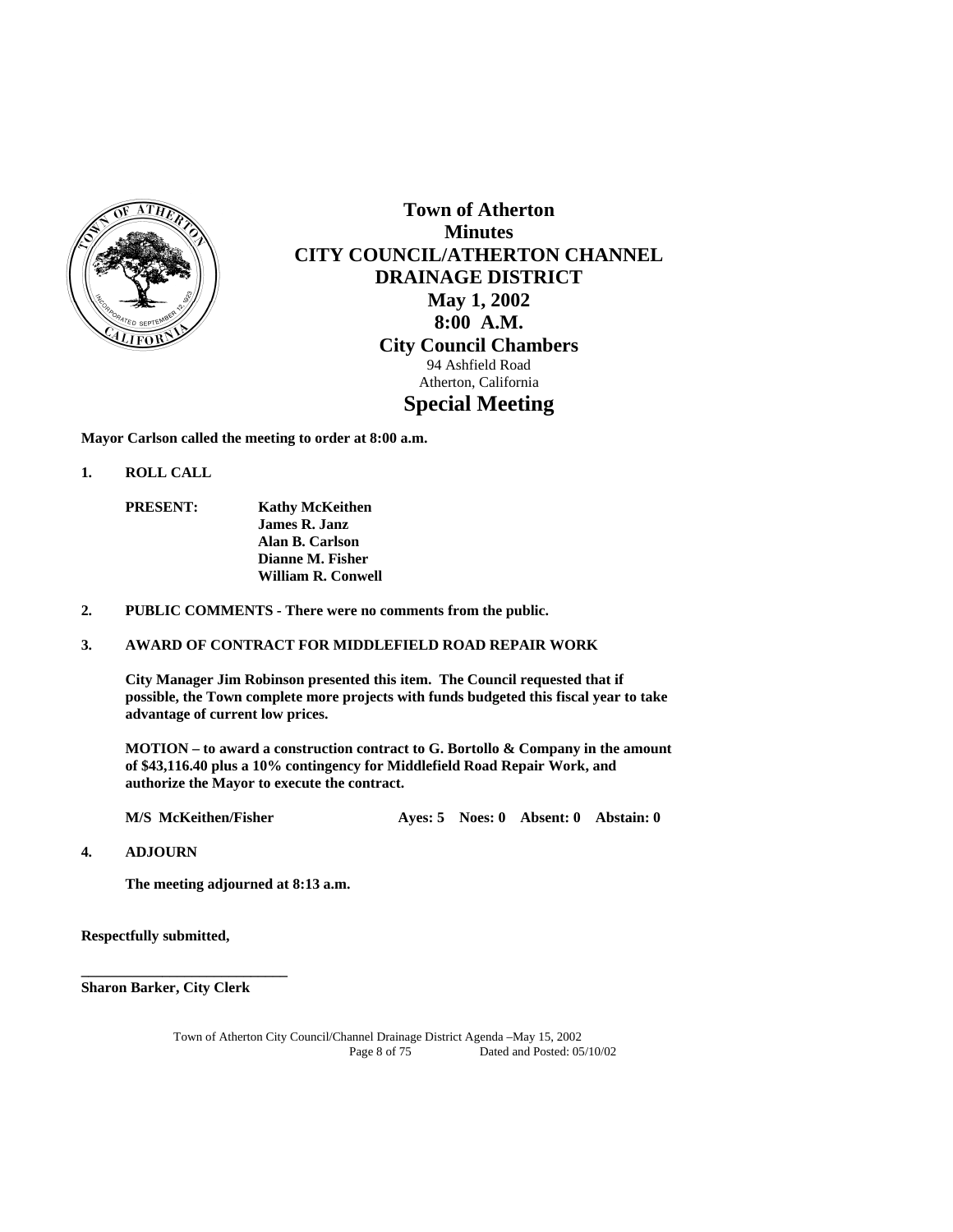# Town of Atherton
## Minutes
## CITY COUNCIL/ATHERTON CHANNEL DRAINAGE DISTRICT
### May 1, 2002
### 8:00 A.M.
### City Council Chambers
94 Ashfield Road
Atherton, California

## Special Meeting

**Mayor Carlson called the meeting to order at 8:00 a.m.**

**1. ROLL CALL**

**PRESENT:** **Kathy McKeithen**
**James R. Janz**
**Alan B. Carlson**
**Dianne M. Fisher**
**William R. Conwell**

**2. PUBLIC COMMENTS - There were no comments from the public.**

**3. AWARD OF CONTRACT FOR MIDDLEFIELD ROAD REPAIR WORK**

**City Manager Jim Robinson presented this item. The Council requested that if possible, the Town complete more projects with funds budgeted this fiscal year to take advantage of current low prices.**

**MOTION – to award a construction contract to G. Bortollo & Company in the amount of $43,116.40 plus a 10% contingency for Middlefield Road Repair Work, and authorize the Mayor to execute the contract.**

**M/S McKeithen/Fisher** **Ayes: 5 Noes: 0 Absent: 0 Abstain: 0**

**4. ADJOURN**

**The meeting adjourned at 8:13 a.m.**

**Respectfully submitted,**

**\_\_\_\_\_\_\_\_\_\_\_\_\_\_\_\_\_\_\_\_\_\_\_\_\_\_\_\_**
**Sharon Barker, City Clerk**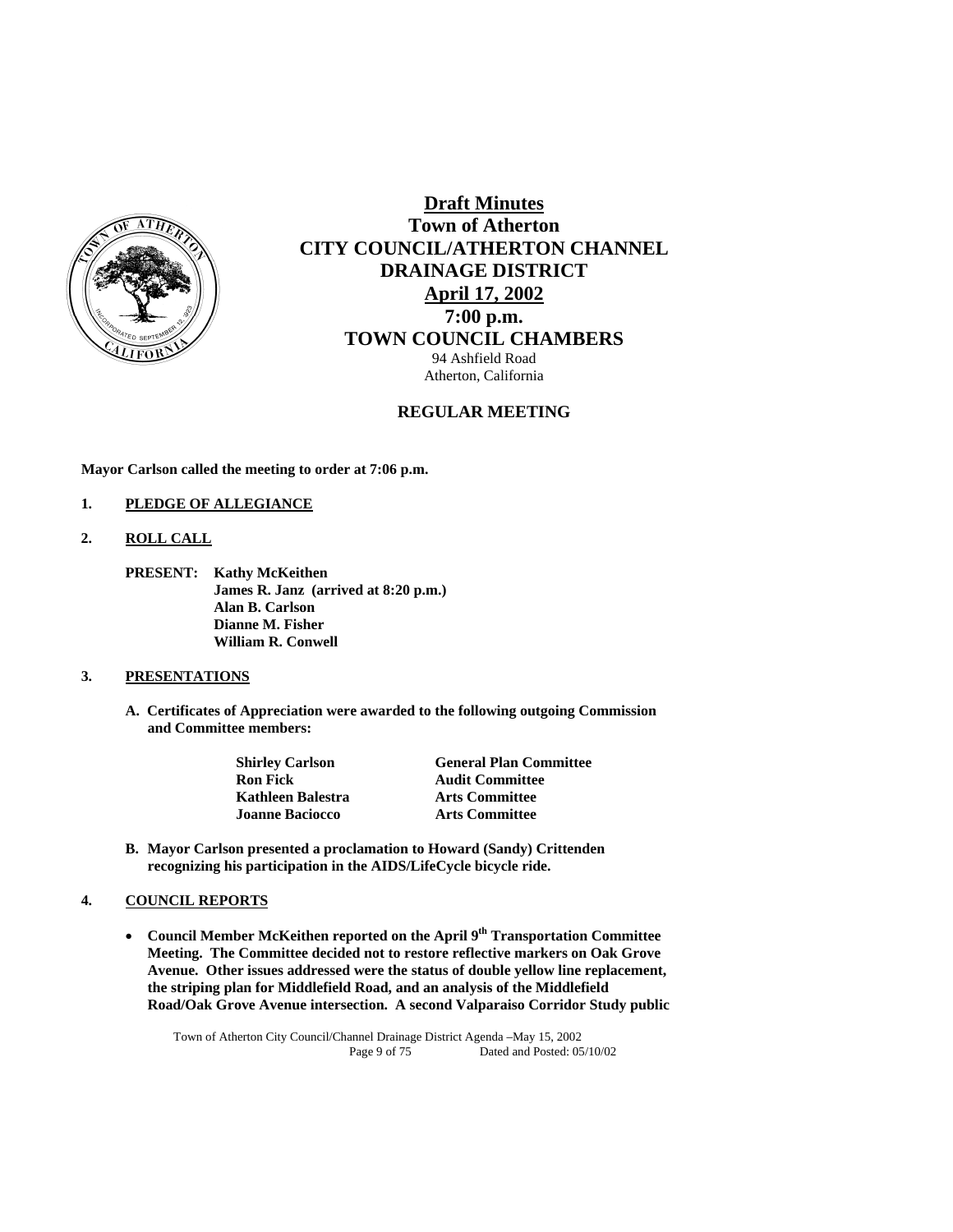# Draft Minutes
## Town of Atherton
## CITY COUNCIL/ATHERTON CHANNEL DRAINAGE DISTRICT
## April 17, 2002
## 7:00 p.m.
## TOWN COUNCIL CHAMBERS

94 Ashfield Road
Atherton, California

### REGULAR MEETING

**Mayor Carlson called the meeting to order at 7:06 p.m.**

**1. PLEDGE OF ALLEGIANCE**

**2. ROLL CALL**

**PRESENT:** **Kathy McKeithen**
**James R. Janz (arrived at 8:20 p.m.)**
**Alan B. Carlson**
**Dianne M. Fisher**
**William R. Conwell**

**3. PRESENTATIONS**

**A. Certificates of Appreciation were awarded to the following outgoing Commission and Committee members:**

| | |
|---|---|
| **Shirley Carlson** | **General Plan Committee** |
| **Ron Fick** | **Audit Committee** |
| **Kathleen Balestra** | **Arts Committee** |
| **Joanne Baciocco** | **Arts Committee** |

**B. Mayor Carlson presented a proclamation to Howard (Sandy) Crittenden recognizing his participation in the AIDS/LifeCycle bicycle ride.**

**4. COUNCIL REPORTS**

- **Council Member McKeithen reported on the April 9th Transportation Committee Meeting. The Committee decided not to restore reflective markers on Oak Grove Avenue. Other issues addressed were the status of double yellow line replacement, the striping plan for Middlefield Road, and an analysis of the Middlefield Road/Oak Grove Avenue intersection. A second Valparaiso Corridor Study public**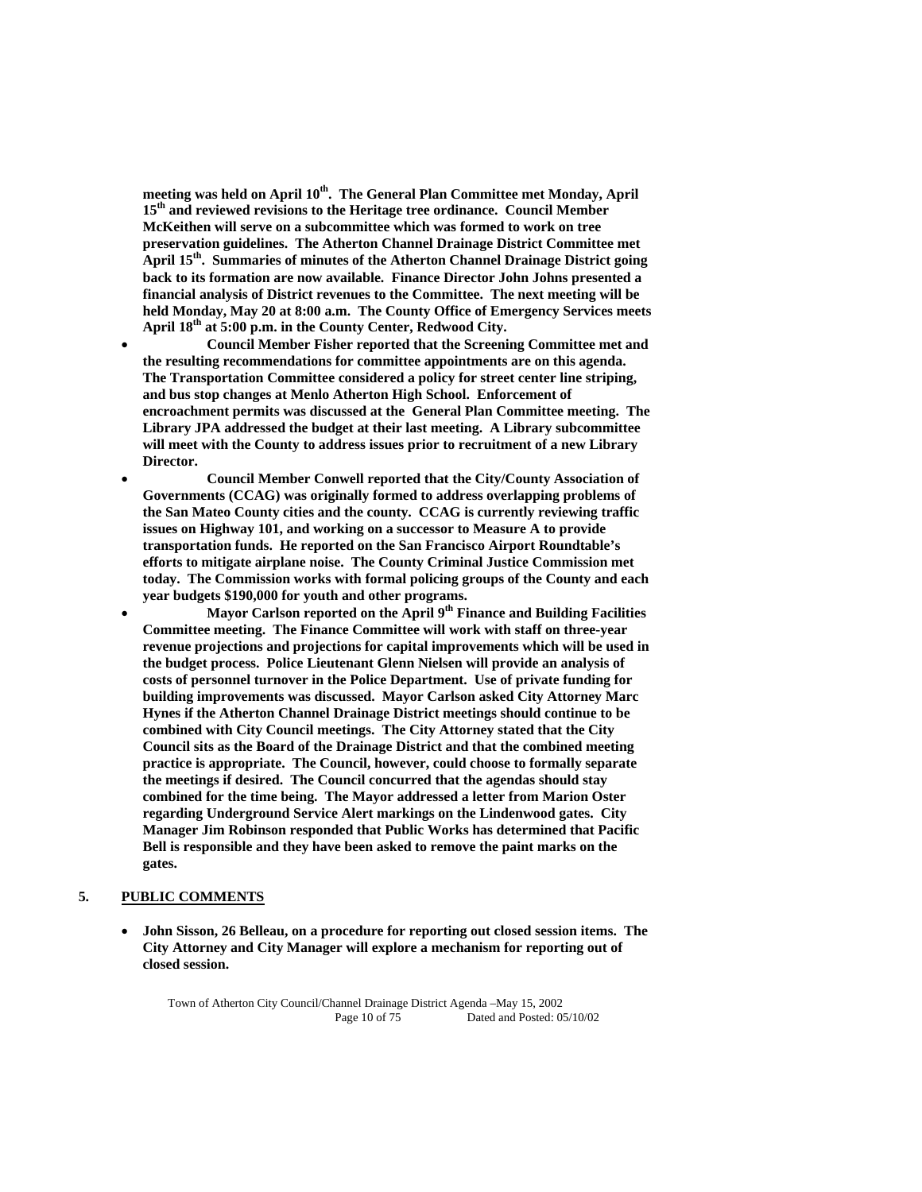**meeting was held on April 10th. The General Plan Committee met Monday, April 15th and reviewed revisions to the Heritage tree ordinance. Council Member McKeithen will serve on a subcommittee which was formed to work on tree preservation guidelines. The Atherton Channel Drainage District Committee met April 15th. Summaries of minutes of the Atherton Channel Drainage District going back to its formation are now available. Finance Director John Johns presented a financial analysis of District revenues to the Committee. The next meeting will be held Monday, May 20 at 8:00 a.m. The County Office of Emergency Services meets April 18th at 5:00 p.m. in the County Center, Redwood City.**

- **Council Member Fisher reported that the Screening Committee met and the resulting recommendations for committee appointments are on this agenda. The Transportation Committee considered a policy for street center line striping, and bus stop changes at Menlo Atherton High School. Enforcement of encroachment permits was discussed at the General Plan Committee meeting. The Library JPA addressed the budget at their last meeting. A Library subcommittee will meet with the County to address issues prior to recruitment of a new Library Director.**
- **Council Member Conwell reported that the City/County Association of Governments (CCAG) was originally formed to address overlapping problems of the San Mateo County cities and the county. CCAG is currently reviewing traffic issues on Highway 101, and working on a successor to Measure A to provide transportation funds. He reported on the San Francisco Airport Roundtable's efforts to mitigate airplane noise. The County Criminal Justice Commission met today. The Commission works with formal policing groups of the County and each year budgets $190,000 for youth and other programs.**
- **Mayor Carlson reported on the April 9th Finance and Building Facilities Committee meeting. The Finance Committee will work with staff on three-year revenue projections and projections for capital improvements which will be used in the budget process. Police Lieutenant Glenn Nielsen will provide an analysis of costs of personnel turnover in the Police Department. Use of private funding for building improvements was discussed. Mayor Carlson asked City Attorney Marc Hynes if the Atherton Channel Drainage District meetings should continue to be combined with City Council meetings. The City Attorney stated that the City Council sits as the Board of the Drainage District and that the combined meeting practice is appropriate. The Council, however, could choose to formally separate the meetings if desired. The Council concurred that the agendas should stay combined for the time being. The Mayor addressed a letter from Marion Oster regarding Underground Service Alert markings on the Lindenwood gates. City Manager Jim Robinson responded that Public Works has determined that Pacific Bell is responsible and they have been asked to remove the paint marks on the gates.**

## 5. PUBLIC COMMENTS

- **John Sisson, 26 Belleau, on a procedure for reporting out closed session items. The City Attorney and City Manager will explore a mechanism for reporting out of closed session.**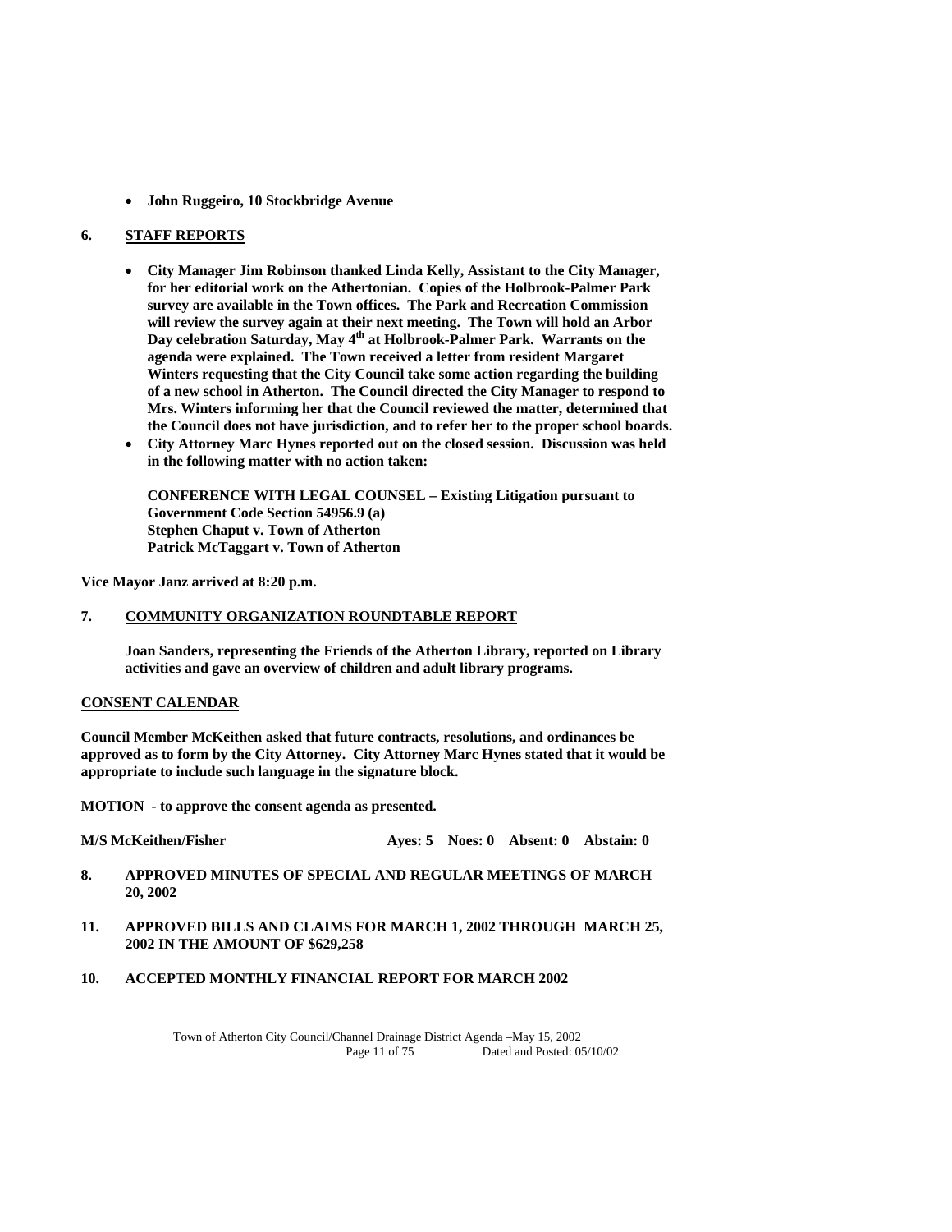- **John Ruggeiro, 10 Stockbridge Avenue**

**6. STAFF REPORTS**

- **City Manager Jim Robinson thanked Linda Kelly, Assistant to the City Manager, for her editorial work on the Athertonian. Copies of the Holbrook-Palmer Park survey are available in the Town offices. The Park and Recreation Commission will review the survey again at their next meeting. The Town will hold an Arbor Day celebration Saturday, May 4th at Holbrook-Palmer Park. Warrants on the agenda were explained. The Town received a letter from resident Margaret Winters requesting that the City Council take some action regarding the building of a new school in Atherton. The Council directed the City Manager to respond to Mrs. Winters informing her that the Council reviewed the matter, determined that the Council does not have jurisdiction, and to refer her to the proper school boards.**
- **City Attorney Marc Hynes reported out on the closed session. Discussion was held in the following matter with no action taken:**

  **CONFERENCE WITH LEGAL COUNSEL – Existing Litigation pursuant to Government Code Section 54956.9 (a)**
  **Stephen Chaput v. Town of Atherton**
  **Patrick McTaggart v. Town of Atherton**

**Vice Mayor Janz arrived at 8:20 p.m.**

**7. COMMUNITY ORGANIZATION ROUNDTABLE REPORT**

**Joan Sanders, representing the Friends of the Atherton Library, reported on Library activities and gave an overview of children and adult library programs.**

**CONSENT CALENDAR**

**Council Member McKeithen asked that future contracts, resolutions, and ordinances be approved as to form by the City Attorney. City Attorney Marc Hynes stated that it would be appropriate to include such language in the signature block.**

**MOTION - to approve the consent agenda as presented.**

**M/S McKeithen/Fisher Ayes: 5 Noes: 0 Absent: 0 Abstain: 0**

**8. APPROVED MINUTES OF SPECIAL AND REGULAR MEETINGS OF MARCH 20, 2002**

**11. APPROVED BILLS AND CLAIMS FOR MARCH 1, 2002 THROUGH MARCH 25, 2002 IN THE AMOUNT OF $629,258**

**10. ACCEPTED MONTHLY FINANCIAL REPORT FOR MARCH 2002**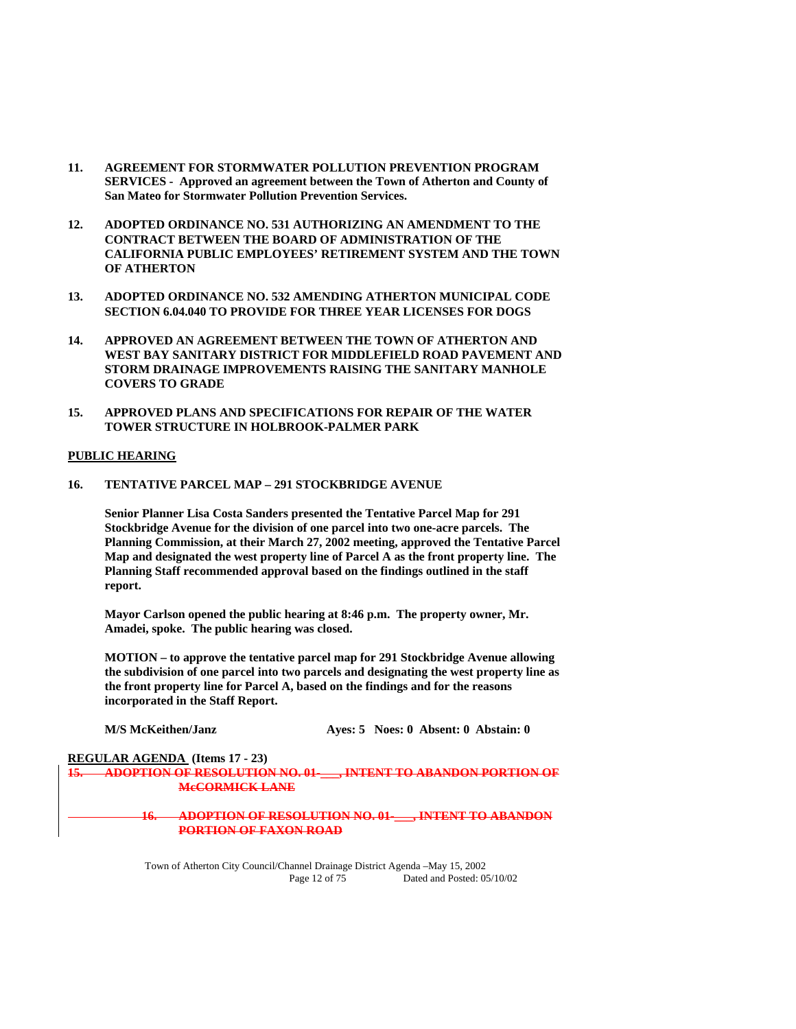**11. AGREEMENT FOR STORMWATER POLLUTION PREVENTION PROGRAM SERVICES - Approved an agreement between the Town of Atherton and County of San Mateo for Stormwater Pollution Prevention Services.**

**12. ADOPTED ORDINANCE NO. 531 AUTHORIZING AN AMENDMENT TO THE CONTRACT BETWEEN THE BOARD OF ADMINISTRATION OF THE CALIFORNIA PUBLIC EMPLOYEES' RETIREMENT SYSTEM AND THE TOWN OF ATHERTON**

**13. ADOPTED ORDINANCE NO. 532 AMENDING ATHERTON MUNICIPAL CODE SECTION 6.04.040 TO PROVIDE FOR THREE YEAR LICENSES FOR DOGS**

**14. APPROVED AN AGREEMENT BETWEEN THE TOWN OF ATHERTON AND WEST BAY SANITARY DISTRICT FOR MIDDLEFIELD ROAD PAVEMENT AND STORM DRAINAGE IMPROVEMENTS RAISING THE SANITARY MANHOLE COVERS TO GRADE**

**15. APPROVED PLANS AND SPECIFICATIONS FOR REPAIR OF THE WATER TOWER STRUCTURE IN HOLBROOK-PALMER PARK**

**PUBLIC HEARING**

**16. TENTATIVE PARCEL MAP – 291 STOCKBRIDGE AVENUE**

**Senior Planner Lisa Costa Sanders presented the Tentative Parcel Map for 291 Stockbridge Avenue for the division of one parcel into two one-acre parcels. The Planning Commission, at their March 27, 2002 meeting, approved the Tentative Parcel Map and designated the west property line of Parcel A as the front property line. The Planning Staff recommended approval based on the findings outlined in the staff report.**

**Mayor Carlson opened the public hearing at 8:46 p.m. The property owner, Mr. Amadei, spoke. The public hearing was closed.**

**MOTION – to approve the tentative parcel map for 291 Stockbridge Avenue allowing the subdivision of one parcel into two parcels and designating the west property line as the front property line for Parcel A, based on the findings and for the reasons incorporated in the Staff Report.**

**M/S McKeithen/Janz** **Ayes: 5 Noes: 0 Absent: 0 Abstain: 0**

**REGULAR AGENDA (Items 17 - 23)**

~~**15. ADOPTION OF RESOLUTION NO. 01-___, INTENT TO ABANDON PORTION OF McCORMICK LANE**~~

~~**16. ADOPTION OF RESOLUTION NO. 01-___, INTENT TO ABANDON PORTION OF FAXON ROAD**~~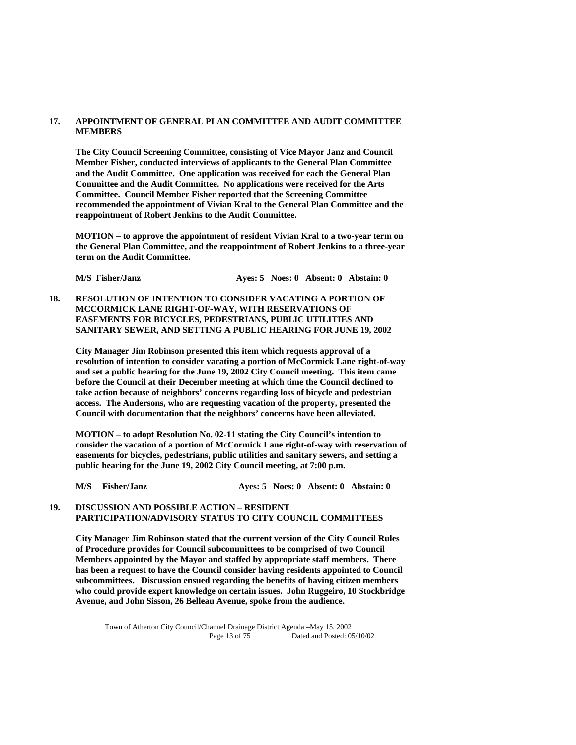**17. APPOINTMENT OF GENERAL PLAN COMMITTEE AND AUDIT COMMITTEE MEMBERS**

**The City Council Screening Committee, consisting of Vice Mayor Janz and Council Member Fisher, conducted interviews of applicants to the General Plan Committee and the Audit Committee. One application was received for each the General Plan Committee and the Audit Committee. No applications were received for the Arts Committee. Council Member Fisher reported that the Screening Committee recommended the appointment of Vivian Kral to the General Plan Committee and the reappointment of Robert Jenkins to the Audit Committee.**

**MOTION – to approve the appointment of resident Vivian Kral to a two-year term on the General Plan Committee, and the reappointment of Robert Jenkins to a three-year term on the Audit Committee.**

**M/S Fisher/Janz Ayes: 5 Noes: 0 Absent: 0 Abstain: 0**

**18. RESOLUTION OF INTENTION TO CONSIDER VACATING A PORTION OF MCCORMICK LANE RIGHT-OF-WAY, WITH RESERVATIONS OF EASEMENTS FOR BICYCLES, PEDESTRIANS, PUBLIC UTILITIES AND SANITARY SEWER, AND SETTING A PUBLIC HEARING FOR JUNE 19, 2002**

**City Manager Jim Robinson presented this item which requests approval of a resolution of intention to consider vacating a portion of McCormick Lane right-of-way and set a public hearing for the June 19, 2002 City Council meeting. This item came before the Council at their December meeting at which time the Council declined to take action because of neighbors' concerns regarding loss of bicycle and pedestrian access. The Andersons, who are requesting vacation of the property, presented the Council with documentation that the neighbors' concerns have been alleviated.**

**MOTION – to adopt Resolution No. 02-11 stating the City Council's intention to consider the vacation of a portion of McCormick Lane right-of-way with reservation of easements for bicycles, pedestrians, public utilities and sanitary sewers, and setting a public hearing for the June 19, 2002 City Council meeting, at 7:00 p.m.**

**M/S Fisher/Janz Ayes: 5 Noes: 0 Absent: 0 Abstain: 0**

**19. DISCUSSION AND POSSIBLE ACTION – RESIDENT PARTICIPATION/ADVISORY STATUS TO CITY COUNCIL COMMITTEES**

**City Manager Jim Robinson stated that the current version of the City Council Rules of Procedure provides for Council subcommittees to be comprised of two Council Members appointed by the Mayor and staffed by appropriate staff members. There has been a request to have the Council consider having residents appointed to Council subcommittees. Discussion ensued regarding the benefits of having citizen members who could provide expert knowledge on certain issues. John Ruggeiro, 10 Stockbridge Avenue, and John Sisson, 26 Belleau Avenue, spoke from the audience.**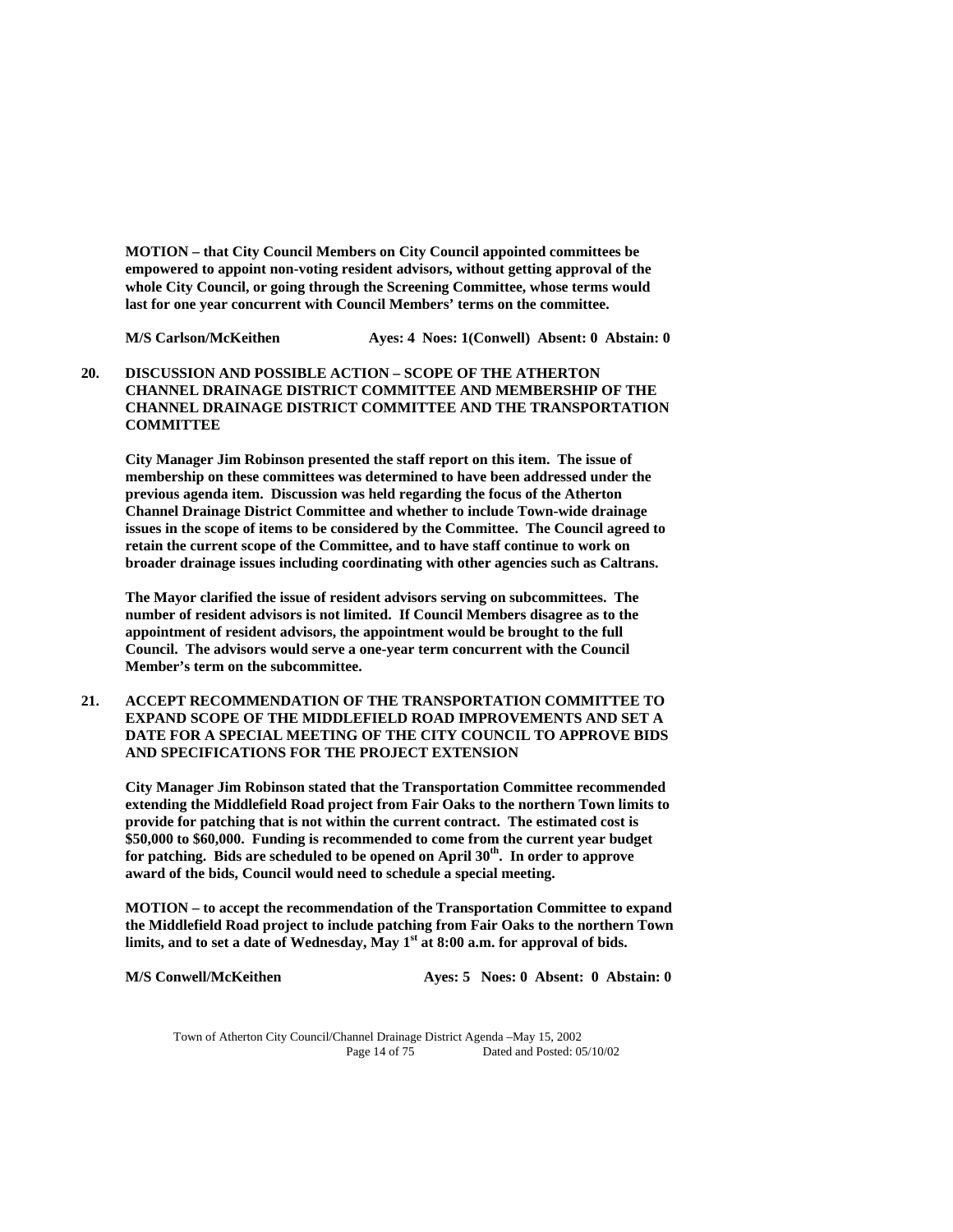**MOTION – that City Council Members on City Council appointed committees be empowered to appoint non-voting resident advisors, without getting approval of the whole City Council, or going through the Screening Committee, whose terms would last for one year concurrent with Council Members' terms on the committee.**

**M/S Carlson/McKeithen Ayes: 4 Noes: 1(Conwell) Absent: 0 Abstain: 0**

**20. DISCUSSION AND POSSIBLE ACTION – SCOPE OF THE ATHERTON CHANNEL DRAINAGE DISTRICT COMMITTEE AND MEMBERSHIP OF THE CHANNEL DRAINAGE DISTRICT COMMITTEE AND THE TRANSPORTATION COMMITTEE**

**City Manager Jim Robinson presented the staff report on this item. The issue of membership on these committees was determined to have been addressed under the previous agenda item. Discussion was held regarding the focus of the Atherton Channel Drainage District Committee and whether to include Town-wide drainage issues in the scope of items to be considered by the Committee. The Council agreed to retain the current scope of the Committee, and to have staff continue to work on broader drainage issues including coordinating with other agencies such as Caltrans.**

**The Mayor clarified the issue of resident advisors serving on subcommittees. The number of resident advisors is not limited. If Council Members disagree as to the appointment of resident advisors, the appointment would be brought to the full Council. The advisors would serve a one-year term concurrent with the Council Member's term on the subcommittee.**

**21. ACCEPT RECOMMENDATION OF THE TRANSPORTATION COMMITTEE TO EXPAND SCOPE OF THE MIDDLEFIELD ROAD IMPROVEMENTS AND SET A DATE FOR A SPECIAL MEETING OF THE CITY COUNCIL TO APPROVE BIDS AND SPECIFICATIONS FOR THE PROJECT EXTENSION**

**City Manager Jim Robinson stated that the Transportation Committee recommended extending the Middlefield Road project from Fair Oaks to the northern Town limits to provide for patching that is not within the current contract. The estimated cost is \$50,000 to \$60,000. Funding is recommended to come from the current year budget for patching. Bids are scheduled to be opened on April 30th. In order to approve award of the bids, Council would need to schedule a special meeting.**

**MOTION – to accept the recommendation of the Transportation Committee to expand the Middlefield Road project to include patching from Fair Oaks to the northern Town limits, and to set a date of Wednesday, May 1st at 8:00 a.m. for approval of bids.**

**M/S Conwell/McKeithen Ayes: 5 Noes: 0 Absent: 0 Abstain: 0**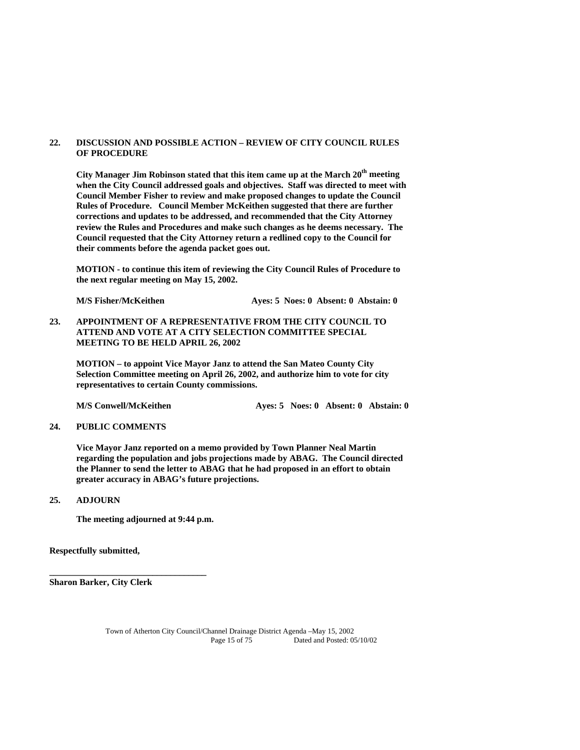**22. DISCUSSION AND POSSIBLE ACTION – REVIEW OF CITY COUNCIL RULES OF PROCEDURE**

**City Manager Jim Robinson stated that this item came up at the March 20th meeting when the City Council addressed goals and objectives. Staff was directed to meet with Council Member Fisher to review and make proposed changes to update the Council Rules of Procedure. Council Member McKeithen suggested that there are further corrections and updates to be addressed, and recommended that the City Attorney review the Rules and Procedures and make such changes as he deems necessary. The Council requested that the City Attorney return a redlined copy to the Council for their comments before the agenda packet goes out.**

**MOTION - to continue this item of reviewing the City Council Rules of Procedure to the next regular meeting on May 15, 2002.**

**M/S Fisher/McKeithen Ayes: 5 Noes: 0 Absent: 0 Abstain: 0**

**23. APPOINTMENT OF A REPRESENTATIVE FROM THE CITY COUNCIL TO ATTEND AND VOTE AT A CITY SELECTION COMMITTEE SPECIAL MEETING TO BE HELD APRIL 26, 2002**

**MOTION – to appoint Vice Mayor Janz to attend the San Mateo County City Selection Committee meeting on April 26, 2002, and authorize him to vote for city representatives to certain County commissions.**

**M/S Conwell/McKeithen Ayes: 5 Noes: 0 Absent: 0 Abstain: 0**

**24. PUBLIC COMMENTS**

**Vice Mayor Janz reported on a memo provided by Town Planner Neal Martin regarding the population and jobs projections made by ABAG. The Council directed the Planner to send the letter to ABAG that he had proposed in an effort to obtain greater accuracy in ABAG's future projections.**

**25. ADJOURN**

**The meeting adjourned at 9:44 p.m.**

**Respectfully submitted,**

**\_\_\_\_\_\_\_\_\_\_\_\_\_\_\_\_\_\_\_\_\_\_\_\_\_\_\_\_\_\_\_\_\_\_\_**

**Sharon Barker, City Clerk**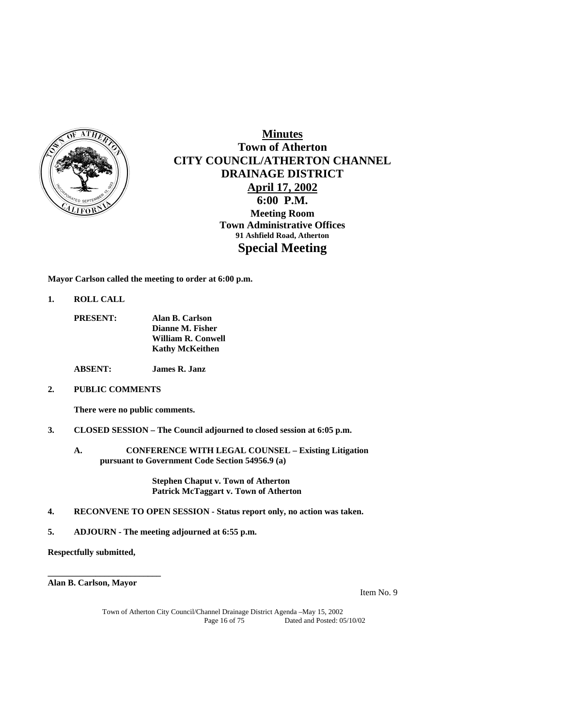# Minutes

## Town of Atherton
## CITY COUNCIL/ATHERTON CHANNEL DRAINAGE DISTRICT

**April 17, 2002**

**6:00 P.M.**

**Meeting Room**
**Town Administrative Offices**
**91 Ashfield Road, Atherton**

## Special Meeting

**Mayor Carlson called the meeting to order at 6:00 p.m.**

**1. ROLL CALL**

**PRESENT:** **Alan B. Carlson**
**Dianne M. Fisher**
**William R. Conwell**
**Kathy McKeithen**

**ABSENT:** **James R. Janz**

**2. PUBLIC COMMENTS**

**There were no public comments.**

**3. CLOSED SESSION – The Council adjourned to closed session at 6:05 p.m.**

**A. CONFERENCE WITH LEGAL COUNSEL – Existing Litigation pursuant to Government Code Section 54956.9 (a)**

**Stephen Chaput v. Town of Atherton**
**Patrick McTaggart v. Town of Atherton**

**4. RECONVENE TO OPEN SESSION - Status report only, no action was taken.**

**5. ADJOURN - The meeting adjourned at 6:55 p.m.**

**Respectfully submitted,**

**\_\_\_\_\_\_\_\_\_\_\_\_\_\_\_\_\_\_\_\_\_\_\_\_\_\_**
**Alan B. Carlson, Mayor**

Item No. 9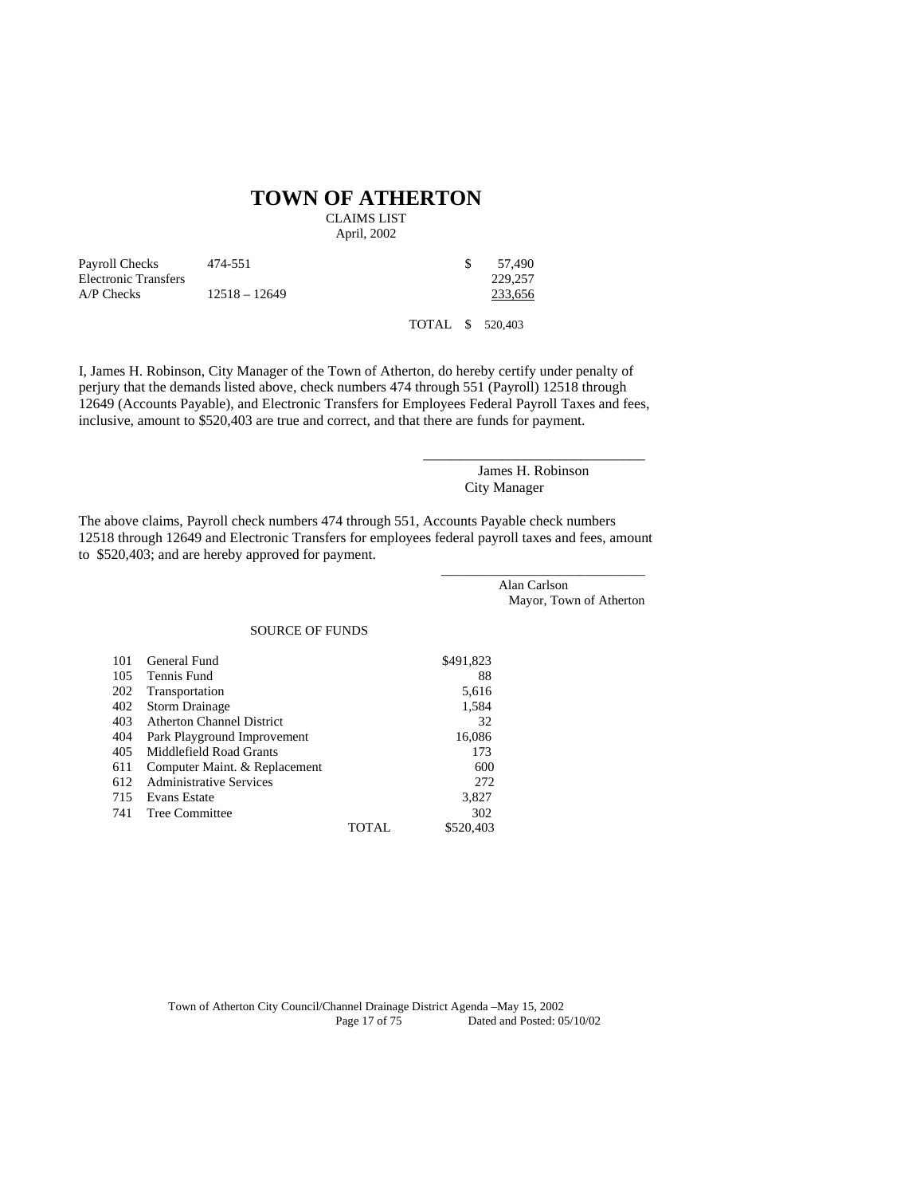# TOWN OF ATHERTON

CLAIMS LIST
April, 2002

| | | | |
|---|---|---|---|
| Payroll Checks | 474-551 | $ | 57,490 |
| Electronic Transfers | | | 229,257 |
| A/P Checks | 12518 – 12649 | | 233,656 |
| | | TOTAL $ | 520,403 |

I, James H. Robinson, City Manager of the Town of Atherton, do hereby certify under penalty of perjury that the demands listed above, check numbers 474 through 551 (Payroll) 12518 through 12649 (Accounts Payable), and Electronic Transfers for Employees Federal Payroll Taxes and fees, inclusive, amount to $520,403 are true and correct, and that there are funds for payment.

_______________________________
James H. Robinson
City Manager

The above claims, Payroll check numbers 474 through 551, Accounts Payable check numbers 12518 through 12649 and Electronic Transfers for employees federal payroll taxes and fees, amount to $520,403; and are hereby approved for payment.

_______________________________
Alan Carlson
Mayor, Town of Atherton

SOURCE OF FUNDS

| | | |
|---|---|---|
| 101 | General Fund | $491,823 |
| 105 | Tennis Fund | 88 |
| 202 | Transportation | 5,616 |
| 402 | Storm Drainage | 1,584 |
| 403 | Atherton Channel District | 32 |
| 404 | Park Playground Improvement | 16,086 |
| 405 | Middlefield Road Grants | 173 |
| 611 | Computer Maint. & Replacement | 600 |
| 612 | Administrative Services | 272 |
| 715 | Evans Estate | 3,827 |
| 741 | Tree Committee | 302 |
| | TOTAL | $520,403 |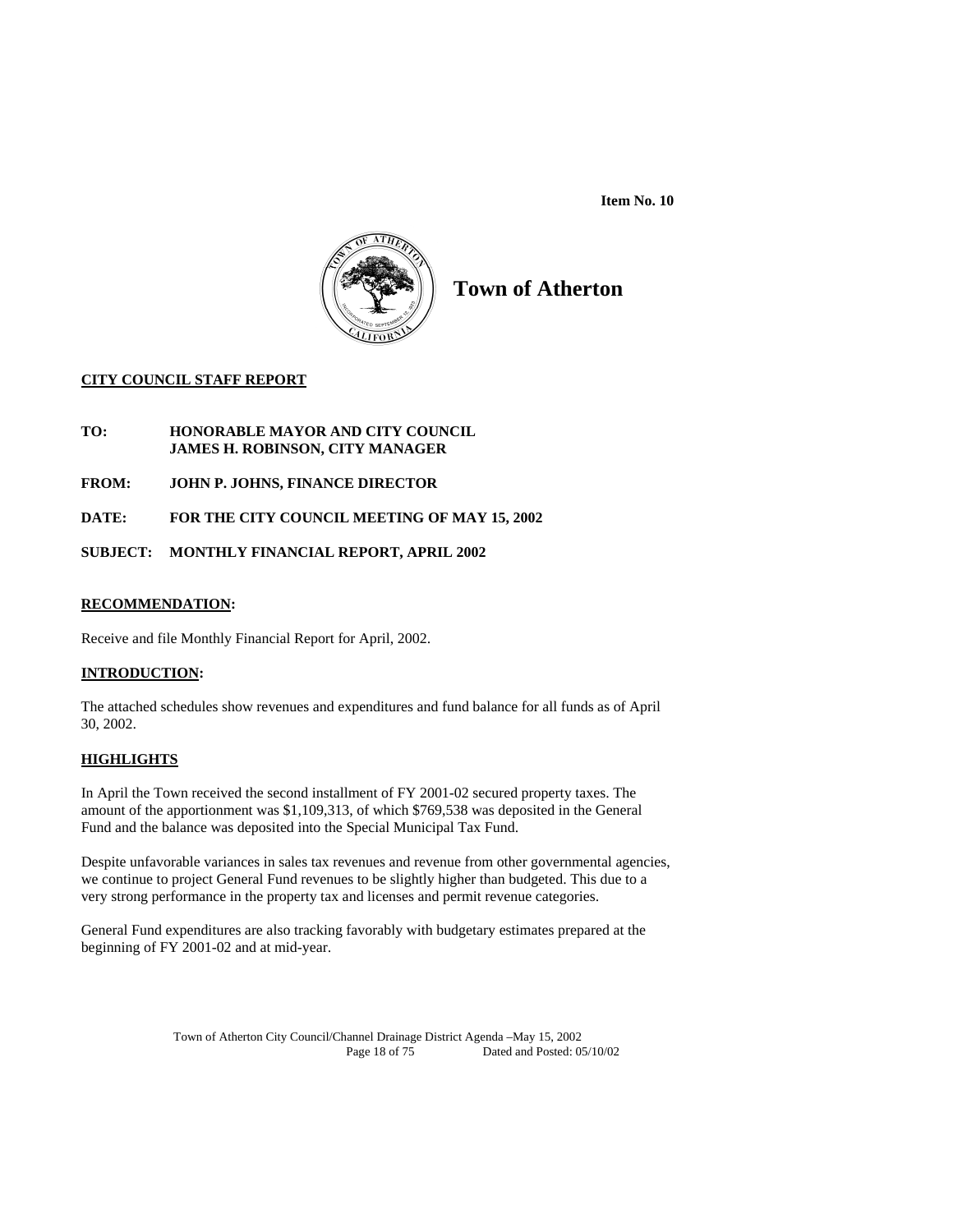**Item No. 10**

# Town of Atherton

**CITY COUNCIL STAFF REPORT**

**TO:** HONORABLE MAYOR AND CITY COUNCIL
JAMES H. ROBINSON, CITY MANAGER

**FROM:** JOHN P. JOHNS, FINANCE DIRECTOR

**DATE:** FOR THE CITY COUNCIL MEETING OF MAY 15, 2002

**SUBJECT:** MONTHLY FINANCIAL REPORT, APRIL 2002

## RECOMMENDATION:

Receive and file Monthly Financial Report for April, 2002.

## INTRODUCTION:

The attached schedules show revenues and expenditures and fund balance for all funds as of April 30, 2002.

## HIGHLIGHTS

In April the Town received the second installment of FY 2001-02 secured property taxes. The amount of the apportionment was $1,109,313, of which $769,538 was deposited in the General Fund and the balance was deposited into the Special Municipal Tax Fund.

Despite unfavorable variances in sales tax revenues and revenue from other governmental agencies, we continue to project General Fund revenues to be slightly higher than budgeted. This due to a very strong performance in the property tax and licenses and permit revenue categories.

General Fund expenditures are also tracking favorably with budgetary estimates prepared at the beginning of FY 2001-02 and at mid-year.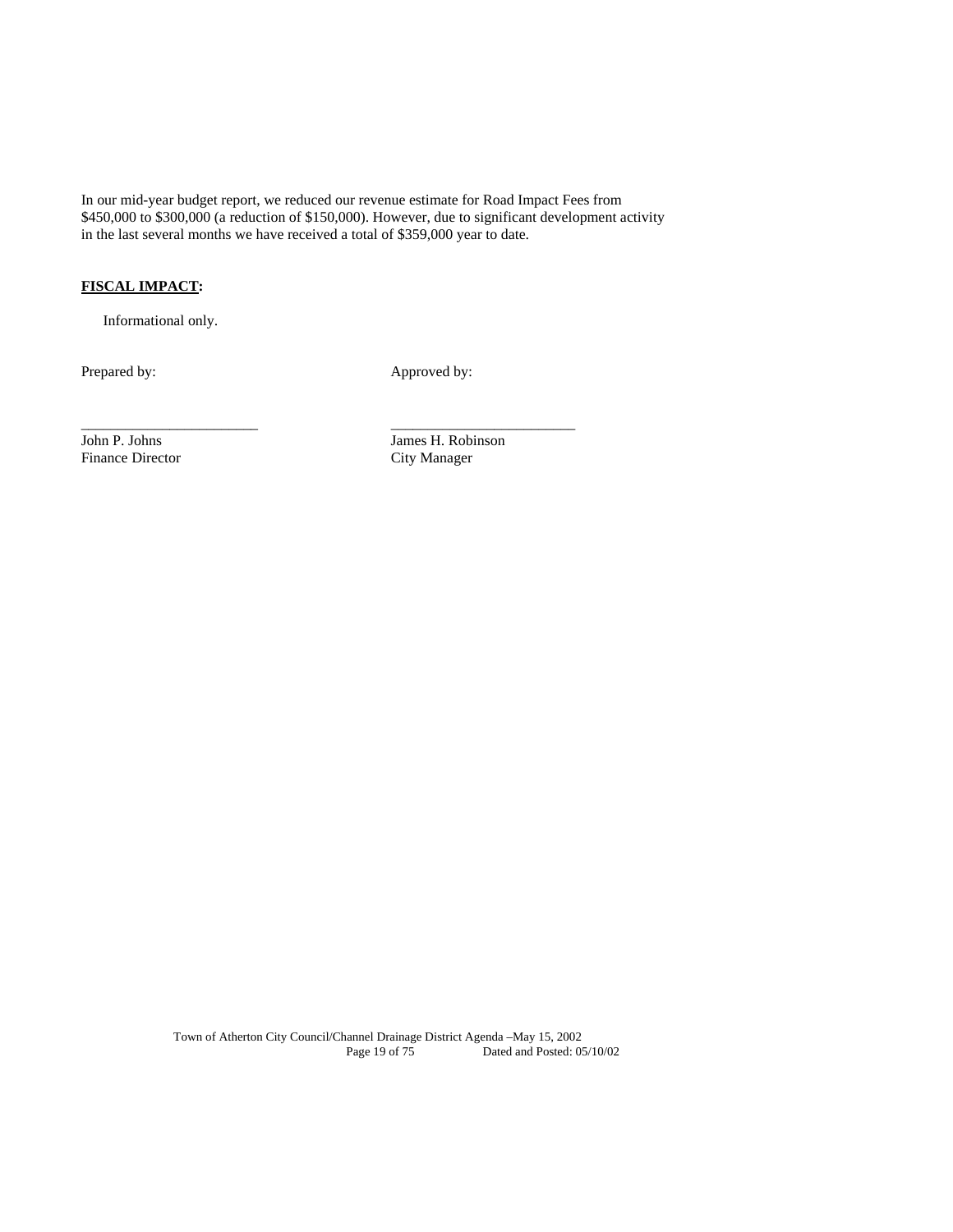In our mid-year budget report, we reduced our revenue estimate for Road Impact Fees from $450,000 to $300,000 (a reduction of $150,000). However, due to significant development activity in the last several months we have received a total of $359,000 year to date.

**FISCAL IMPACT:**

Informational only.

| Prepared by: | Approved by: |
|---|---|
| \_\_\_\_\_\_\_\_\_\_\_\_\_\_\_\_\_\_\_\_\_\_\_\_ | \_\_\_\_\_\_\_\_\_\_\_\_\_\_\_\_\_\_\_\_\_\_\_\_ |
| John P. Johns | James H. Robinson |
| Finance Director | City Manager |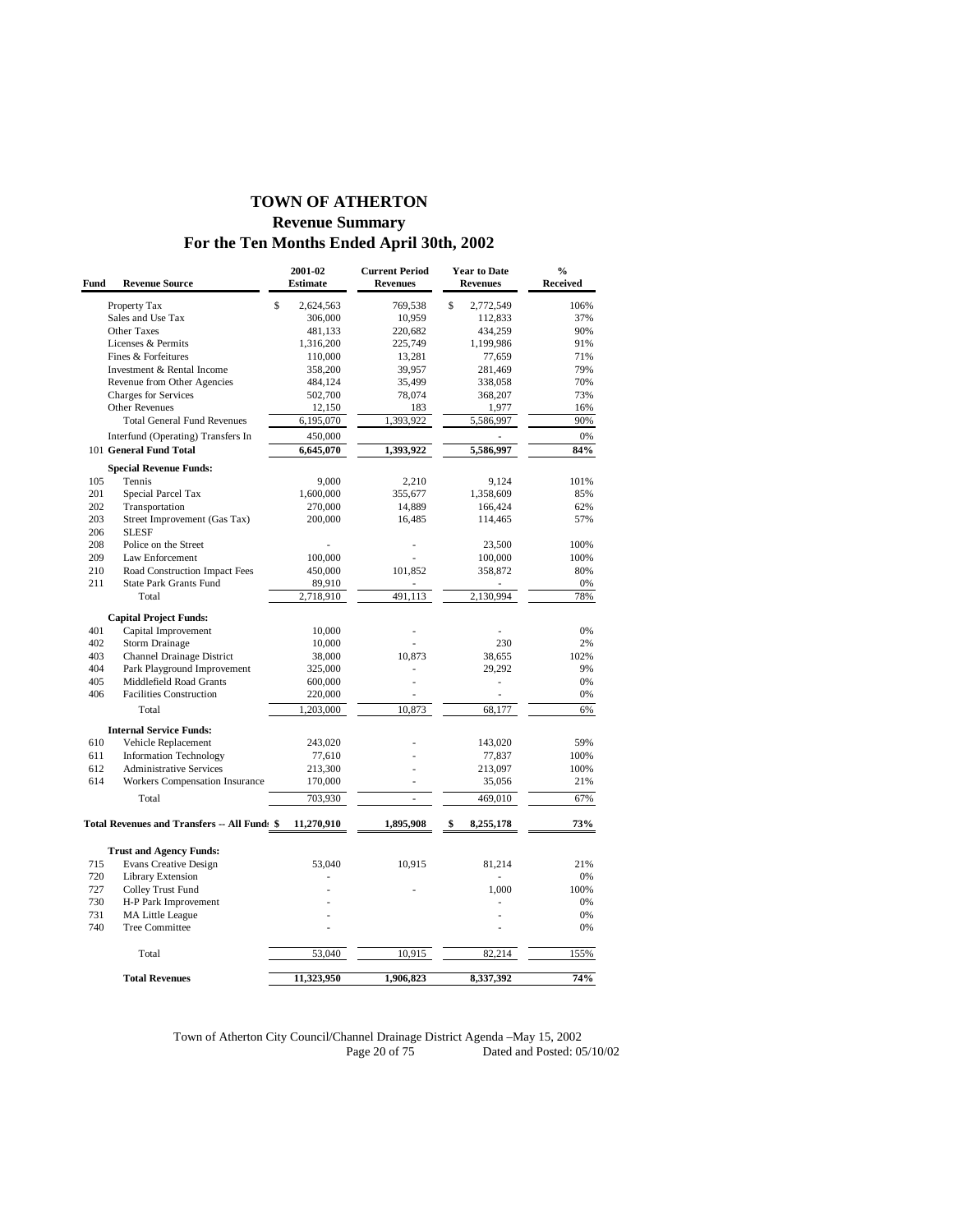# TOWN OF ATHERTON

## Revenue Summary

## For the Ten Months Ended April 30th, 2002

| Fund | Revenue Source | 2001-02 Estimate | Current Period Revenues | Year to Date Revenues | % Received |
|---|---|---|---|---|---|
| | Property Tax | $ 2,624,563 | 769,538 | $ 2,772,549 | 106% |
| | Sales and Use Tax | 306,000 | 10,959 | 112,833 | 37% |
| | Other Taxes | 481,133 | 220,682 | 434,259 | 90% |
| | Licenses & Permits | 1,316,200 | 225,749 | 1,199,986 | 91% |
| | Fines & Forfeitures | 110,000 | 13,281 | 77,659 | 71% |
| | Investment & Rental Income | 358,200 | 39,957 | 281,469 | 79% |
| | Revenue from Other Agencies | 484,124 | 35,499 | 338,058 | 70% |
| | Charges for Services | 502,700 | 78,074 | 368,207 | 73% |
| | Other Revenues | 12,150 | 183 | 1,977 | 16% |
| | Total General Fund Revenues | 6,195,070 | 1,393,922 | 5,586,997 | 90% |
| | Interfund (Operating) Transfers In | 450,000 | | - | 0% |
| 101 | **General Fund Total** | **6,645,070** | **1,393,922** | **5,586,997** | **84%** |
| | **Special Revenue Funds:** | | | | |
| 105 | Tennis | 9,000 | 2,210 | 9,124 | 101% |
| 201 | Special Parcel Tax | 1,600,000 | 355,677 | 1,358,609 | 85% |
| 202 | Transportation | 270,000 | 14,889 | 166,424 | 62% |
| 203 | Street Improvement (Gas Tax) | 200,000 | 16,485 | 114,465 | 57% |
| 206 | SLESF | | | | |
| 208 | Police on the Street | - | - | 23,500 | 100% |
| 209 | Law Enforcement | 100,000 | - | 100,000 | 100% |
| 210 | Road Construction Impact Fees | 450,000 | 101,852 | 358,872 | 80% |
| 211 | State Park Grants Fund | 89,910 | - | - | 0% |
| | Total | 2,718,910 | 491,113 | 2,130,994 | 78% |
| | **Capital Project Funds:** | | | | |
| 401 | Capital Improvement | 10,000 | - | - | 0% |
| 402 | Storm Drainage | 10,000 | - | 230 | 2% |
| 403 | Channel Drainage District | 38,000 | 10,873 | 38,655 | 102% |
| 404 | Park Playground Improvement | 325,000 | - | 29,292 | 9% |
| 405 | Middlefield Road Grants | 600,000 | - | - | 0% |
| 406 | Facilities Construction | 220,000 | - | - | 0% |
| | Total | 1,203,000 | 10,873 | 68,177 | 6% |
| | **Internal Service Funds:** | | | | |
| 610 | Vehicle Replacement | 243,020 | - | 143,020 | 59% |
| 611 | Information Technology | 77,610 | - | 77,837 | 100% |
| 612 | Administrative Services | 213,300 | - | 213,097 | 100% |
| 614 | Workers Compensation Insurance | 170,000 | - | 35,056 | 21% |
| | Total | 703,930 | - | 469,010 | 67% |
| | **Total Revenues and Transfers -- All Funds** | **$ 11,270,910** | **1,895,908** | **$ 8,255,178** | **73%** |
| | **Trust and Agency Funds:** | | | | |
| 715 | Evans Creative Design | 53,040 | 10,915 | 81,214 | 21% |
| 720 | Library Extension | - | | - | 0% |
| 727 | Colley Trust Fund | - | - | 1,000 | 100% |
| 730 | H-P Park Improvement | - | | - | 0% |
| 731 | MA Little League | - | | - | 0% |
| 740 | Tree Committee | - | | - | 0% |
| | Total | 53,040 | 10,915 | 82,214 | 155% |
| | **Total Revenues** | **11,323,950** | **1,906,823** | **8,337,392** | **74%** |

Town of Atherton City Council/Channel Drainage District Agenda –May 15, 2002
Dated and Posted: 05/10/02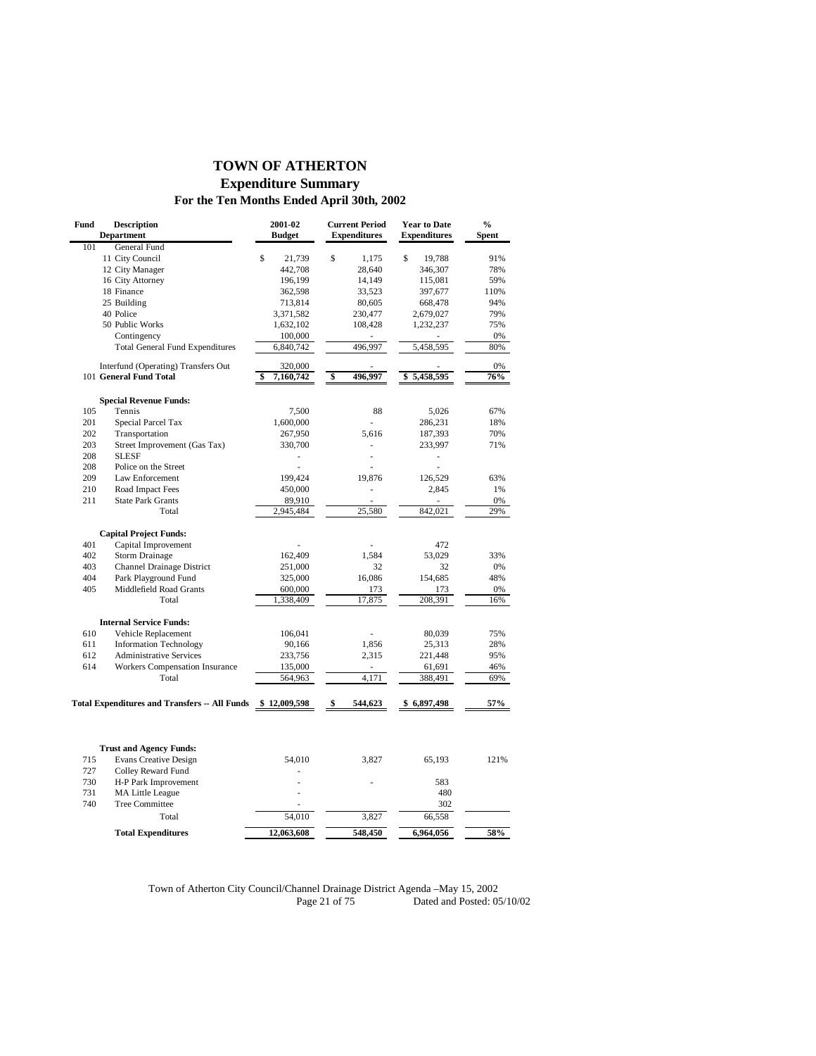# TOWN OF ATHERTON

## Expenditure Summary

### For the Ten Months Ended April 30th, 2002

| Fund | Description Department | 2001-02 Budget | Current Period Expenditures | Year to Date Expenditures | % Spent |
|---|---|---|---|---|---|
| 101 | General Fund | | | | |
| | 11 City Council | $ 21,739 | $ 1,175 | $ 19,788 | 91% |
| | 12 City Manager | 442,708 | 28,640 | 346,307 | 78% |
| | 16 City Attorney | 196,199 | 14,149 | 115,081 | 59% |
| | 18 Finance | 362,598 | 33,523 | 397,677 | 110% |
| | 25 Building | 713,814 | 80,605 | 668,478 | 94% |
| | 40 Police | 3,371,582 | 230,477 | 2,679,027 | 79% |
| | 50 Public Works | 1,632,102 | 108,428 | 1,232,237 | 75% |
| | Contingency | 100,000 | - | - | 0% |
| | Total General Fund Expenditures | 6,840,742 | 496,997 | 5,458,595 | 80% |
| | Interfund (Operating) Transfers Out | 320,000 | - | - | 0% |
| | 101 **General Fund Total** | **$ 7,160,742** | **$ 496,997** | **$ 5,458,595** | **76%** |
| | **Special Revenue Funds:** | | | | |
| 105 | Tennis | 7,500 | 88 | 5,026 | 67% |
| 201 | Special Parcel Tax | 1,600,000 | - | 286,231 | 18% |
| 202 | Transportation | 267,950 | 5,616 | 187,393 | 70% |
| 203 | Street Improvement (Gas Tax) | 330,700 | - | 233,997 | 71% |
| 208 | SLESF | - | - | - | |
| 208 | Police on the Street | - | - | - | |
| 209 | Law Enforcement | 199,424 | 19,876 | 126,529 | 63% |
| 210 | Road Impact Fees | 450,000 | - | 2,845 | 1% |
| 211 | State Park Grants | 89,910 | - | - | 0% |
| | Total | 2,945,484 | 25,580 | 842,021 | 29% |
| | **Capital Project Funds:** | | | | |
| 401 | Capital Improvement | - | - | 472 | |
| 402 | Storm Drainage | 162,409 | 1,584 | 53,029 | 33% |
| 403 | Channel Drainage District | 251,000 | 32 | 32 | 0% |
| 404 | Park Playground Fund | 325,000 | 16,086 | 154,685 | 48% |
| 405 | Middlefield Road Grants | 600,000 | 173 | 173 | 0% |
| | Total | 1,338,409 | 17,875 | 208,391 | 16% |
| | **Internal Service Funds:** | | | | |
| 610 | Vehicle Replacement | 106,041 | - | 80,039 | 75% |
| 611 | Information Technology | 90,166 | 1,856 | 25,313 | 28% |
| 612 | Administrative Services | 233,756 | 2,315 | 221,448 | 95% |
| 614 | Workers Compensation Insurance | 135,000 | - | 61,691 | 46% |
| | Total | 564,963 | 4,171 | 388,491 | 69% |
| | **Total Expenditures and Transfers -- All Funds** | **$ 12,009,598** | **$ 544,623** | **$ 6,897,498** | **57%** |
| | **Trust and Agency Funds:** | | | | |
| 715 | Evans Creative Design | 54,010 | 3,827 | 65,193 | 121% |
| 727 | Colley Reward Fund | - | | | |
| 730 | H-P Park Improvement | - | - | 583 | |
| 731 | MA Little League | - | | 480 | |
| 740 | Tree Committee | - | | 302 | |
| | Total | 54,010 | 3,827 | 66,558 | |
| | **Total Expenditures** | **12,063,608** | **548,450** | **6,964,056** | **58%** |

Town of Atherton City Council/Channel Drainage District Agenda –May 15, 2002
Dated and Posted: 05/10/02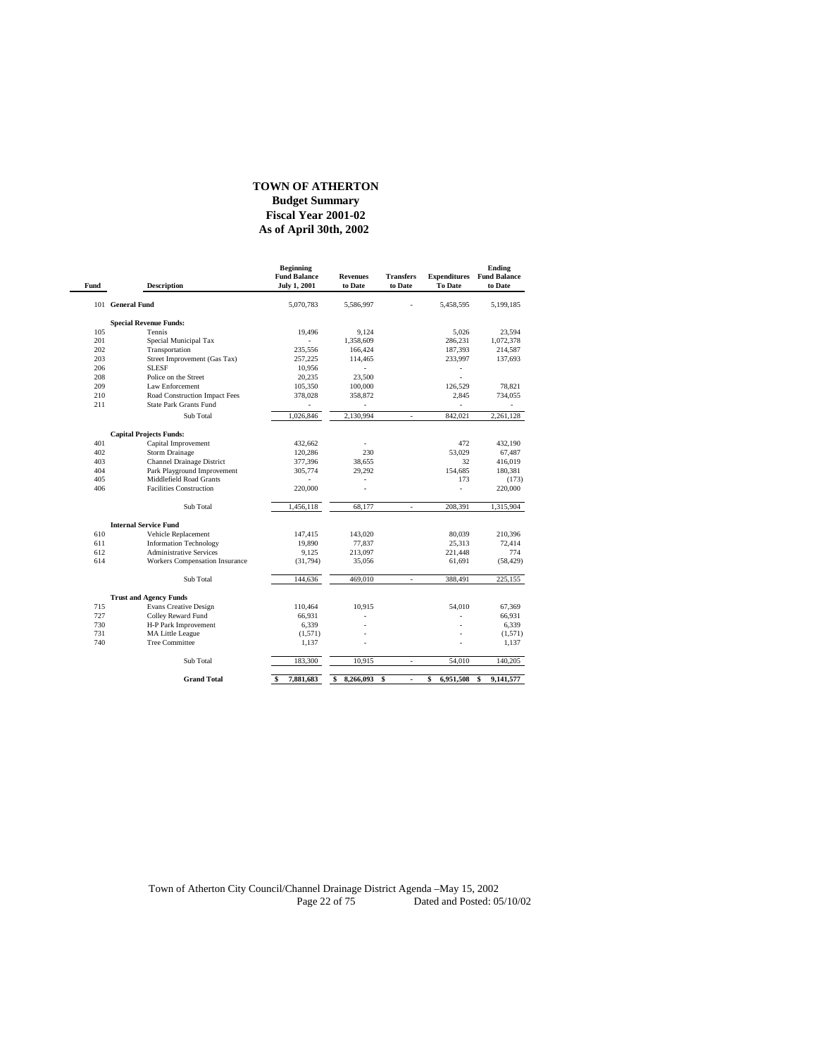# TOWN OF ATHERTON

## Budget Summary

## Fiscal Year 2001-02

## As of April 30th, 2002

| Fund | Description | Beginning Fund Balance July 1, 2001 | Revenues to Date | Transfers to Date | Expenditures To Date | Ending Fund Balance to Date |
|---|---|---|---|---|---|---|
| 101 | **General Fund** | 5,070,783 | 5,586,997 | - | 5,458,595 | 5,199,185 |
| | **Special Revenue Funds:** | | | | | |
| 105 | Tennis | 19,496 | 9,124 | | 5,026 | 23,594 |
| 201 | Special Municipal Tax | - | 1,358,609 | | 286,231 | 1,072,378 |
| 202 | Transportation | 235,556 | 166,424 | | 187,393 | 214,587 |
| 203 | Street Improvement (Gas Tax) | 257,225 | 114,465 | | 233,997 | 137,693 |
| 206 | SLESF | 10,956 | - | | - | |
| 208 | Police on the Street | 20,235 | 23,500 | | - | |
| 209 | Law Enforcement | 105,350 | 100,000 | | 126,529 | 78,821 |
| 210 | Road Construction Impact Fees | 378,028 | 358,872 | | 2,845 | 734,055 |
| 211 | State Park Grants Fund | - | - | | - | - |
| | Sub Total | 1,026,846 | 2,130,994 | - | 842,021 | 2,261,128 |
| | **Capital Projects Funds:** | | | | | |
| 401 | Capital Improvement | 432,662 | - | | 472 | 432,190 |
| 402 | Storm Drainage | 120,286 | 230 | | 53,029 | 67,487 |
| 403 | Channel Drainage District | 377,396 | 38,655 | | 32 | 416,019 |
| 404 | Park Playground Improvement | 305,774 | 29,292 | | 154,685 | 180,381 |
| 405 | Middlefield Road Grants | - | - | | 173 | (173) |
| 406 | Facilities Construction | 220,000 | - | | - | 220,000 |
| | Sub Total | 1,456,118 | 68,177 | - | 208,391 | 1,315,904 |
| | **Internal Service Fund** | | | | | |
| 610 | Vehicle Replacement | 147,415 | 143,020 | | 80,039 | 210,396 |
| 611 | Information Technology | 19,890 | 77,837 | | 25,313 | 72,414 |
| 612 | Administrative Services | 9,125 | 213,097 | | 221,448 | 774 |
| 614 | Workers Compensation Insurance | (31,794) | 35,056 | | 61,691 | (58,429) |
| | Sub Total | 144,636 | 469,010 | - | 388,491 | 225,155 |
| | **Trust and Agency Funds** | | | | | |
| 715 | Evans Creative Design | 110,464 | 10,915 | | 54,010 | 67,369 |
| 727 | Colley Reward Fund | 66,931 | - | | - | 66,931 |
| 730 | H-P Park Improvement | 6,339 | - | | - | 6,339 |
| 731 | MA Little League | (1,571) | - | | - | (1,571) |
| 740 | Tree Committee | 1,137 | - | | - | 1,137 |
| | Sub Total | 183,300 | 10,915 | - | 54,010 | 140,205 |
| | **Grand Total** | **$ 7,881,683** | **$ 8,266,093** | **$ -** | **$ 6,951,508** | **$ 9,141,577** |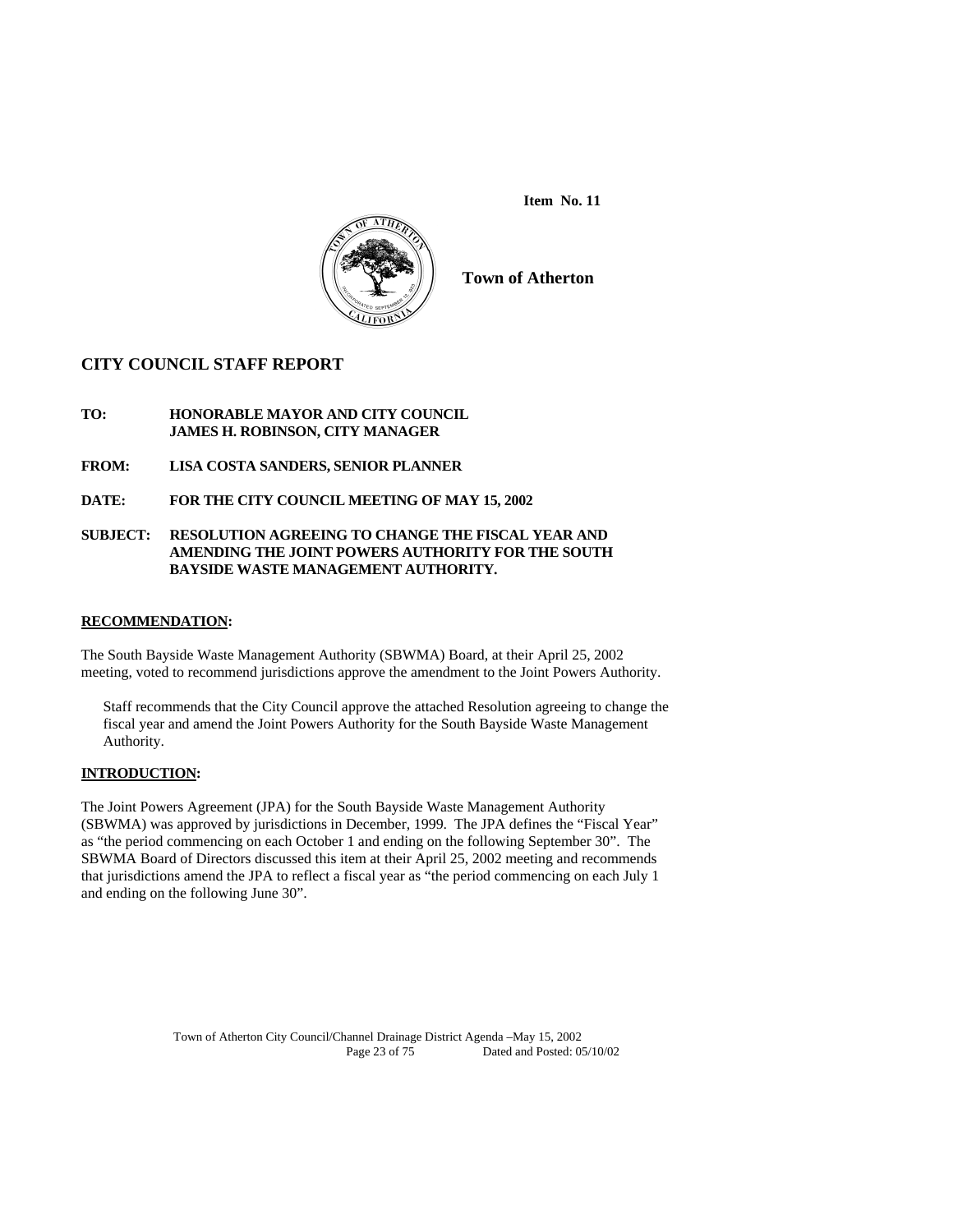**Item No. 11**

**Town of Atherton**

## CITY COUNCIL STAFF REPORT

**TO:** **HONORABLE MAYOR AND CITY COUNCIL**
**JAMES H. ROBINSON, CITY MANAGER**

**FROM:** **LISA COSTA SANDERS, SENIOR PLANNER**

**DATE:** **FOR THE CITY COUNCIL MEETING OF MAY 15, 2002**

**SUBJECT:** **RESOLUTION AGREEING TO CHANGE THE FISCAL YEAR AND AMENDING THE JOINT POWERS AUTHORITY FOR THE SOUTH BAYSIDE WASTE MANAGEMENT AUTHORITY.**

### RECOMMENDATION:

The South Bayside Waste Management Authority (SBWMA) Board, at their April 25, 2002 meeting, voted to recommend jurisdictions approve the amendment to the Joint Powers Authority.

Staff recommends that the City Council approve the attached Resolution agreeing to change the fiscal year and amend the Joint Powers Authority for the South Bayside Waste Management Authority.

### INTRODUCTION:

The Joint Powers Agreement (JPA) for the South Bayside Waste Management Authority (SBWMA) was approved by jurisdictions in December, 1999. The JPA defines the "Fiscal Year" as "the period commencing on each October 1 and ending on the following September 30". The SBWMA Board of Directors discussed this item at their April 25, 2002 meeting and recommends that jurisdictions amend the JPA to reflect a fiscal year as "the period commencing on each July 1 and ending on the following June 30".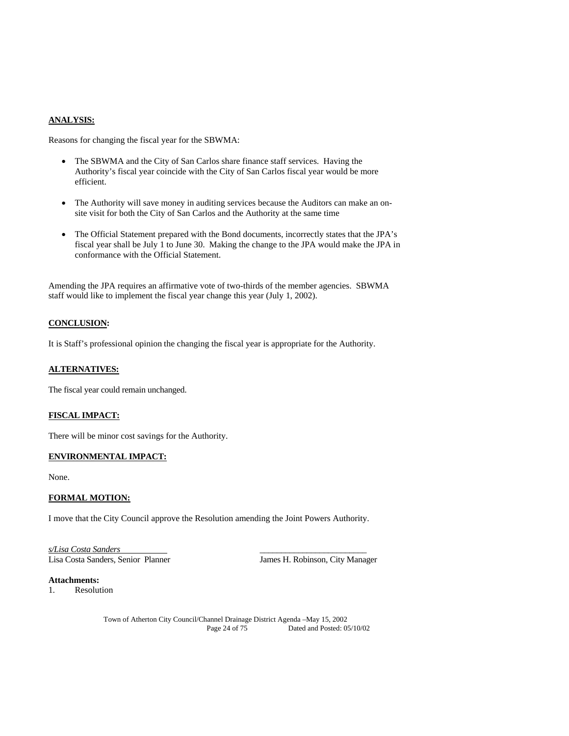**ANALYSIS:**

Reasons for changing the fiscal year for the SBWMA:

- The SBWMA and the City of San Carlos share finance staff services. Having the Authority's fiscal year coincide with the City of San Carlos fiscal year would be more efficient.

- The Authority will save money in auditing services because the Auditors can make an on-site visit for both the City of San Carlos and the Authority at the same time

- The Official Statement prepared with the Bond documents, incorrectly states that the JPA's fiscal year shall be July 1 to June 30. Making the change to the JPA would make the JPA in conformance with the Official Statement.

Amending the JPA requires an affirmative vote of two-thirds of the member agencies. SBWMA staff would like to implement the fiscal year change this year (July 1, 2002).

**CONCLUSION:**

It is Staff's professional opinion the changing the fiscal year is appropriate for the Authority.

**ALTERNATIVES:**

The fiscal year could remain unchanged.

**FISCAL IMPACT:**

There will be minor cost savings for the Authority.

**ENVIRONMENTAL IMPACT:**

None.

**FORMAL MOTION:**

I move that the City Council approve the Resolution amending the Joint Powers Authority.

*s/Lisa Costa Sanders*
Lisa Costa Sanders, Senior Planner

\_\_\_\_\_\_\_\_\_\_\_\_\_\_\_\_\_\_\_\_\_\_\_\_\_
James H. Robinson, City Manager

**Attachments:**
1. Resolution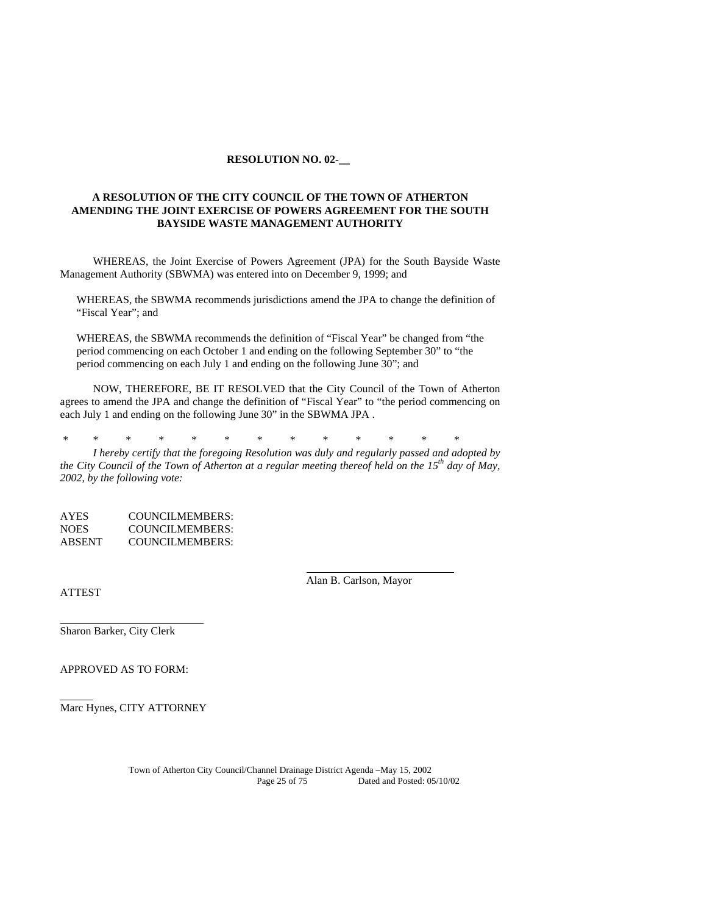**RESOLUTION NO. 02-\_\_**

**A RESOLUTION OF THE CITY COUNCIL OF THE TOWN OF ATHERTON AMENDING THE JOINT EXERCISE OF POWERS AGREEMENT FOR THE SOUTH BAYSIDE WASTE MANAGEMENT AUTHORITY**

WHEREAS, the Joint Exercise of Powers Agreement (JPA) for the South Bayside Waste Management Authority (SBWMA) was entered into on December 9, 1999; and

WHEREAS, the SBWMA recommends jurisdictions amend the JPA to change the definition of "Fiscal Year"; and

WHEREAS, the SBWMA recommends the definition of "Fiscal Year" be changed from "the period commencing on each October 1 and ending on the following September 30" to "the period commencing on each July 1 and ending on the following June 30"; and

NOW, THEREFORE, BE IT RESOLVED that the City Council of the Town of Atherton agrees to amend the JPA and change the definition of "Fiscal Year" to "the period commencing on each July 1 and ending on the following June 30" in the SBWMA JPA .

\* \* \* \* \* \* \* \* \* \* \* \* \*

*I hereby certify that the foregoing Resolution was duly and regularly passed and adopted by the City Council of the Town of Atherton at a regular meeting thereof held on the 15th day of May, 2002, by the following vote:*

AYES COUNCILMEMBERS:
NOES COUNCILMEMBERS:
ABSENT COUNCILMEMBERS:

\_\_\_\_\_\_\_\_\_\_\_\_\_\_\_\_\_\_\_\_\_\_\_\_\_\_
Alan B. Carlson, Mayor

ATTEST

\_\_\_\_\_\_\_\_\_\_\_\_\_\_\_\_\_\_\_\_\_\_\_\_\_\_
Sharon Barker, City Clerk

APPROVED AS TO FORM:

\_\_\_\_\_\_
Marc Hynes, CITY ATTORNEY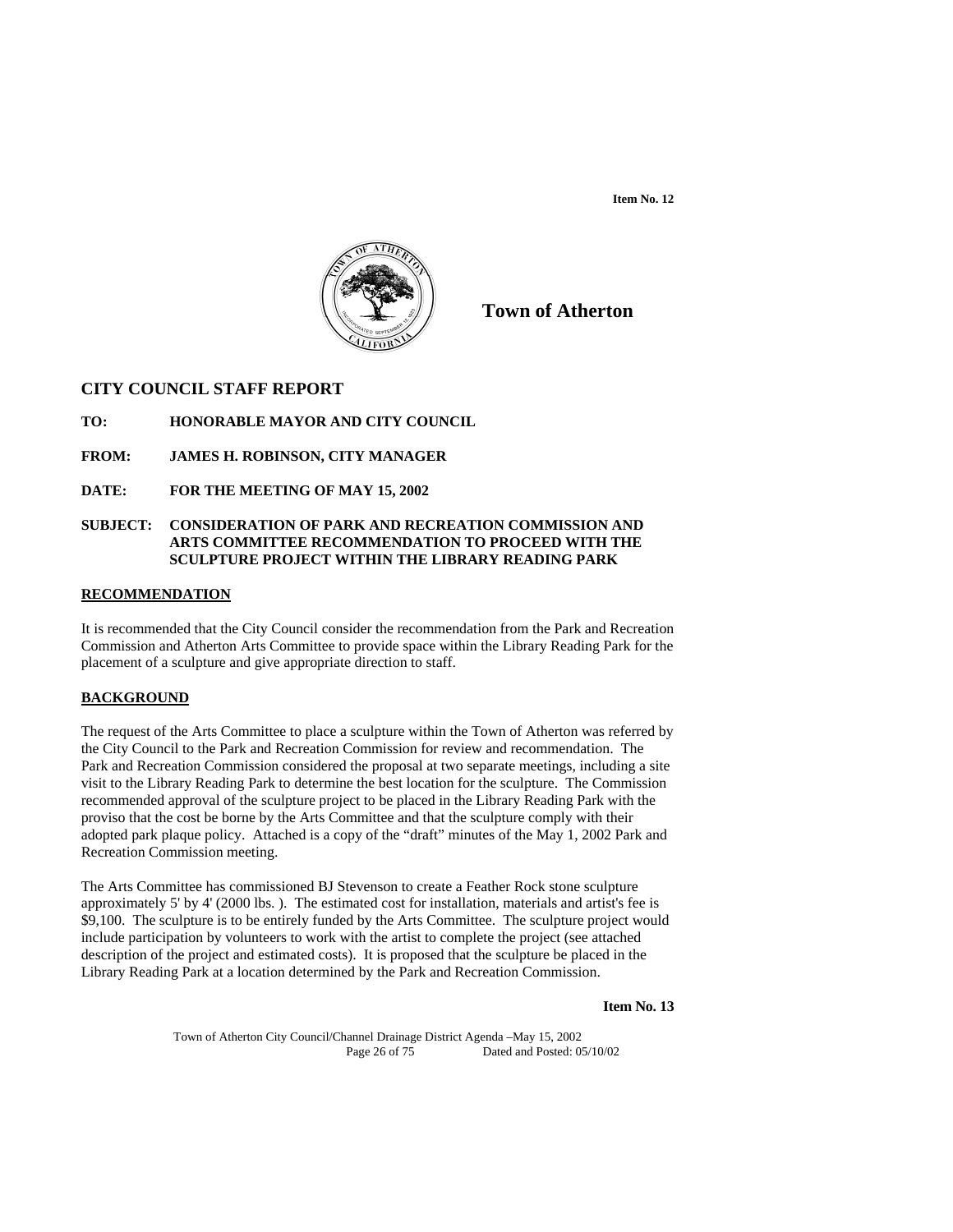Item No. 12

**Town of Atherton**

## CITY COUNCIL STAFF REPORT

**TO:** **HONORABLE MAYOR AND CITY COUNCIL**

**FROM:** **JAMES H. ROBINSON, CITY MANAGER**

**DATE:** **FOR THE MEETING OF MAY 15, 2002**

**SUBJECT:** **CONSIDERATION OF PARK AND RECREATION COMMISSION AND ARTS COMMITTEE RECOMMENDATION TO PROCEED WITH THE SCULPTURE PROJECT WITHIN THE LIBRARY READING PARK**

### RECOMMENDATION

It is recommended that the City Council consider the recommendation from the Park and Recreation Commission and Atherton Arts Committee to provide space within the Library Reading Park for the placement of a sculpture and give appropriate direction to staff.

### BACKGROUND

The request of the Arts Committee to place a sculpture within the Town of Atherton was referred by the City Council to the Park and Recreation Commission for review and recommendation. The Park and Recreation Commission considered the proposal at two separate meetings, including a site visit to the Library Reading Park to determine the best location for the sculpture. The Commission recommended approval of the sculpture project to be placed in the Library Reading Park with the proviso that the cost be borne by the Arts Committee and that the sculpture comply with their adopted park plaque policy. Attached is a copy of the "draft" minutes of the May 1, 2002 Park and Recreation Commission meeting.

The Arts Committee has commissioned BJ Stevenson to create a Feather Rock stone sculpture approximately 5' by 4' (2000 lbs. ). The estimated cost for installation, materials and artist's fee is $9,100. The sculpture is to be entirely funded by the Arts Committee. The sculpture project would include participation by volunteers to work with the artist to complete the project (see attached description of the project and estimated costs). It is proposed that the sculpture be placed in the Library Reading Park at a location determined by the Park and Recreation Commission.

**Item No. 13**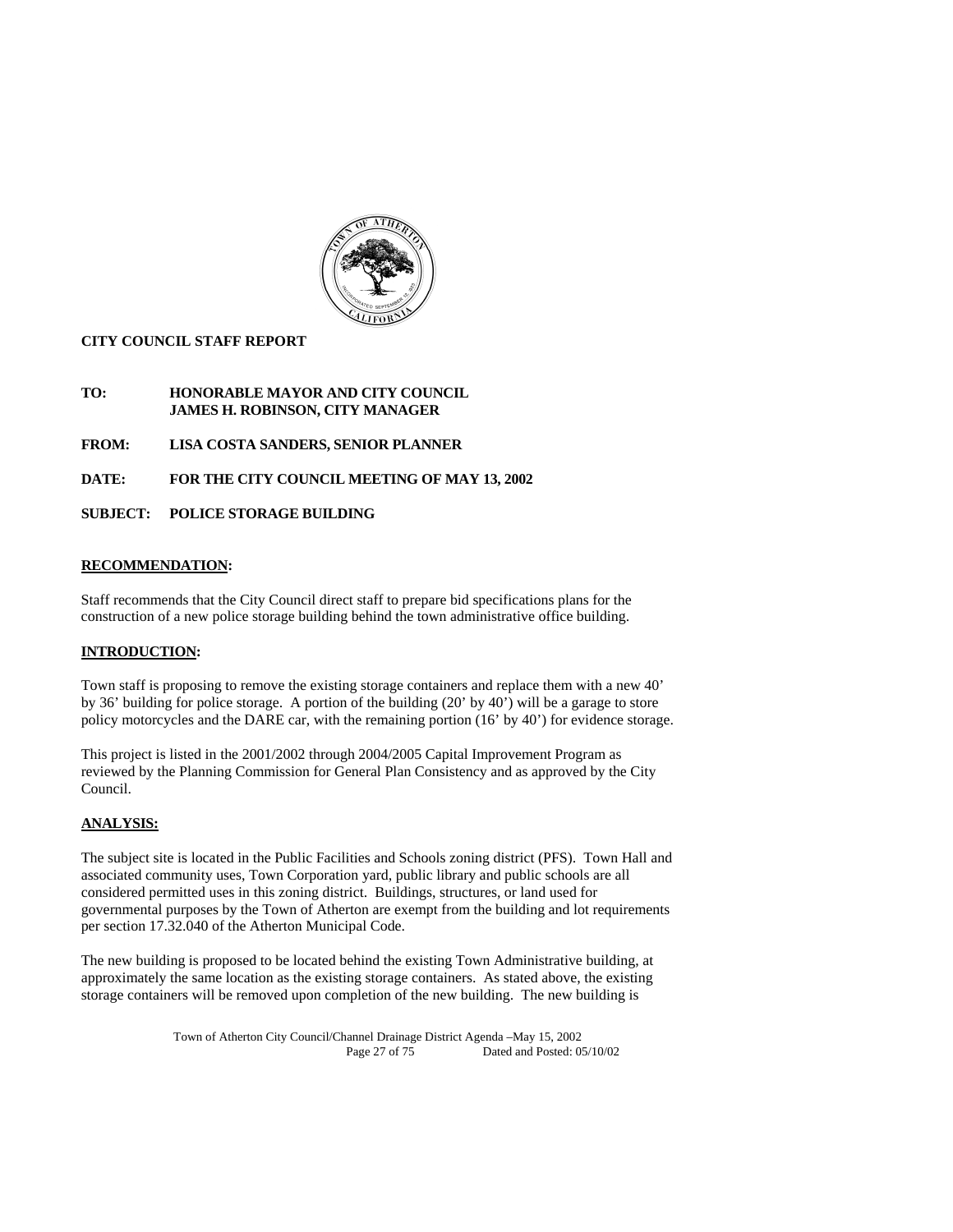**CITY COUNCIL STAFF REPORT**

**TO: HONORABLE MAYOR AND CITY COUNCIL**
**JAMES H. ROBINSON, CITY MANAGER**

**FROM: LISA COSTA SANDERS, SENIOR PLANNER**

**DATE: FOR THE CITY COUNCIL MEETING OF MAY 13, 2002**

**SUBJECT: POLICE STORAGE BUILDING**

## RECOMMENDATION:

Staff recommends that the City Council direct staff to prepare bid specifications plans for the construction of a new police storage building behind the town administrative office building.

## INTRODUCTION:

Town staff is proposing to remove the existing storage containers and replace them with a new 40' by 36' building for police storage. A portion of the building (20' by 40') will be a garage to store policy motorcycles and the DARE car, with the remaining portion (16' by 40') for evidence storage.

This project is listed in the 2001/2002 through 2004/2005 Capital Improvement Program as reviewed by the Planning Commission for General Plan Consistency and as approved by the City Council.

## ANALYSIS:

The subject site is located in the Public Facilities and Schools zoning district (PFS). Town Hall and associated community uses, Town Corporation yard, public library and public schools are all considered permitted uses in this zoning district. Buildings, structures, or land used for governmental purposes by the Town of Atherton are exempt from the building and lot requirements per section 17.32.040 of the Atherton Municipal Code.

The new building is proposed to be located behind the existing Town Administrative building, at approximately the same location as the existing storage containers. As stated above, the existing storage containers will be removed upon completion of the new building. The new building is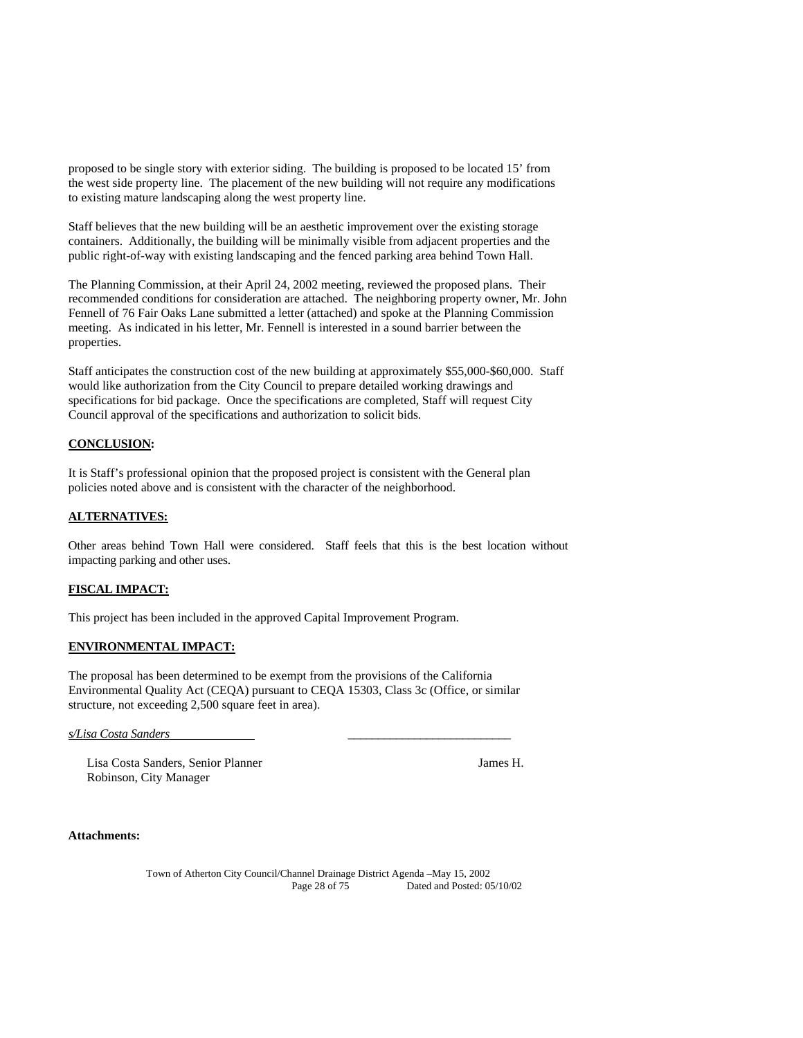proposed to be single story with exterior siding. The building is proposed to be located 15' from the west side property line. The placement of the new building will not require any modifications to existing mature landscaping along the west property line.

Staff believes that the new building will be an aesthetic improvement over the existing storage containers. Additionally, the building will be minimally visible from adjacent properties and the public right-of-way with existing landscaping and the fenced parking area behind Town Hall.

The Planning Commission, at their April 24, 2002 meeting, reviewed the proposed plans. Their recommended conditions for consideration are attached. The neighboring property owner, Mr. John Fennell of 76 Fair Oaks Lane submitted a letter (attached) and spoke at the Planning Commission meeting. As indicated in his letter, Mr. Fennell is interested in a sound barrier between the properties.

Staff anticipates the construction cost of the new building at approximately $55,000-$60,000. Staff would like authorization from the City Council to prepare detailed working drawings and specifications for bid package. Once the specifications are completed, Staff will request City Council approval of the specifications and authorization to solicit bids.

**CONCLUSION:**

It is Staff's professional opinion that the proposed project is consistent with the General plan policies noted above and is consistent with the character of the neighborhood.

**ALTERNATIVES:**

Other areas behind Town Hall were considered. Staff feels that this is the best location without impacting parking and other uses.

**FISCAL IMPACT:**

This project has been included in the approved Capital Improvement Program.

**ENVIRONMENTAL IMPACT:**

The proposal has been determined to be exempt from the provisions of the California Environmental Quality Act (CEQA) pursuant to CEQA 15303, Class 3c (Office, or similar structure, not exceeding 2,500 square feet in area).

*s/Lisa Costa Sanders* \_\_\_\_\_\_\_\_\_\_\_\_\_\_\_\_\_\_\_\_\_\_\_\_\_\_\_

Lisa Costa Sanders, Senior Planner James H. Robinson, City Manager

**Attachments:**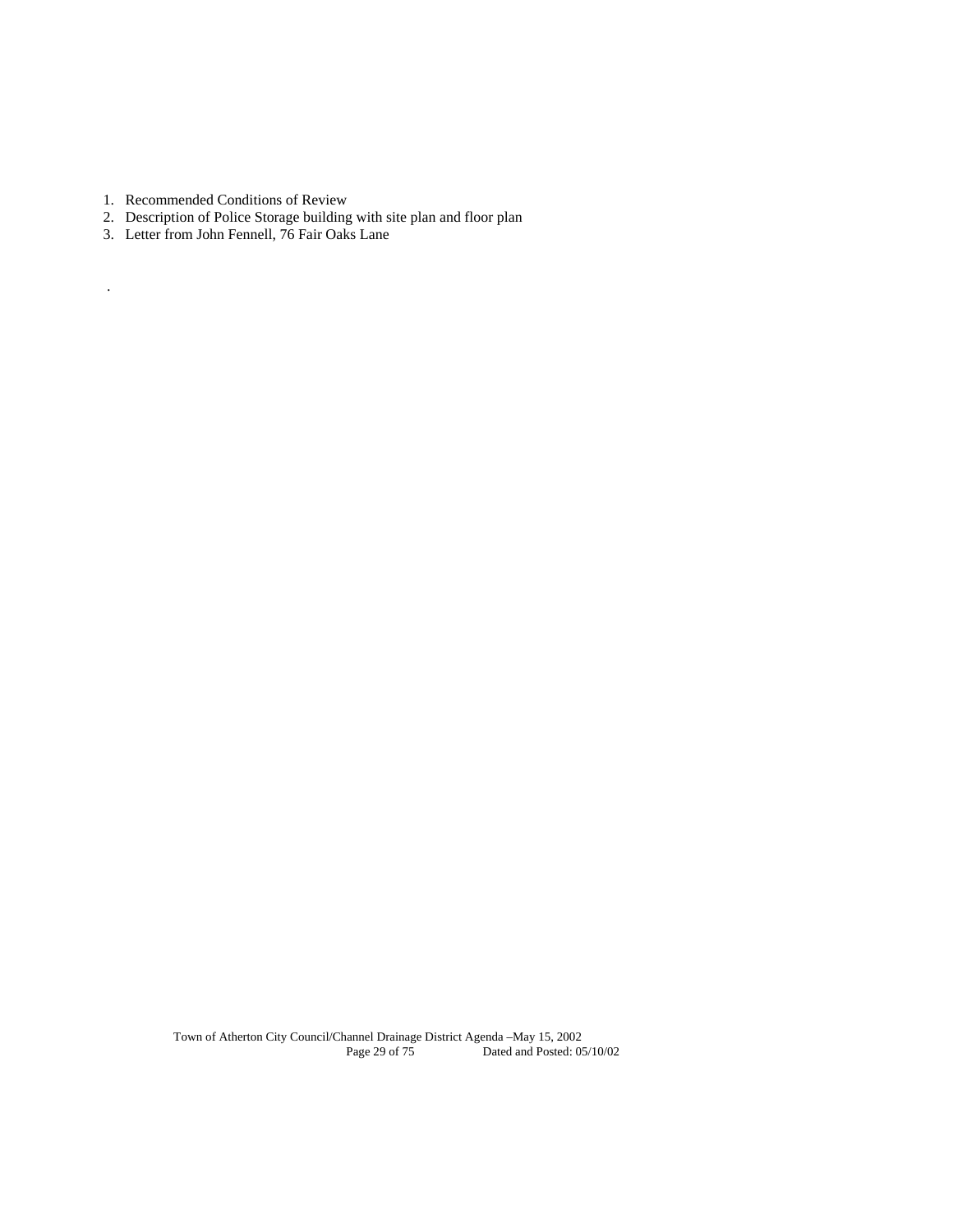1. Recommended Conditions of Review
2. Description of Police Storage building with site plan and floor plan
3. Letter from John Fennell, 76 Fair Oaks Lane

.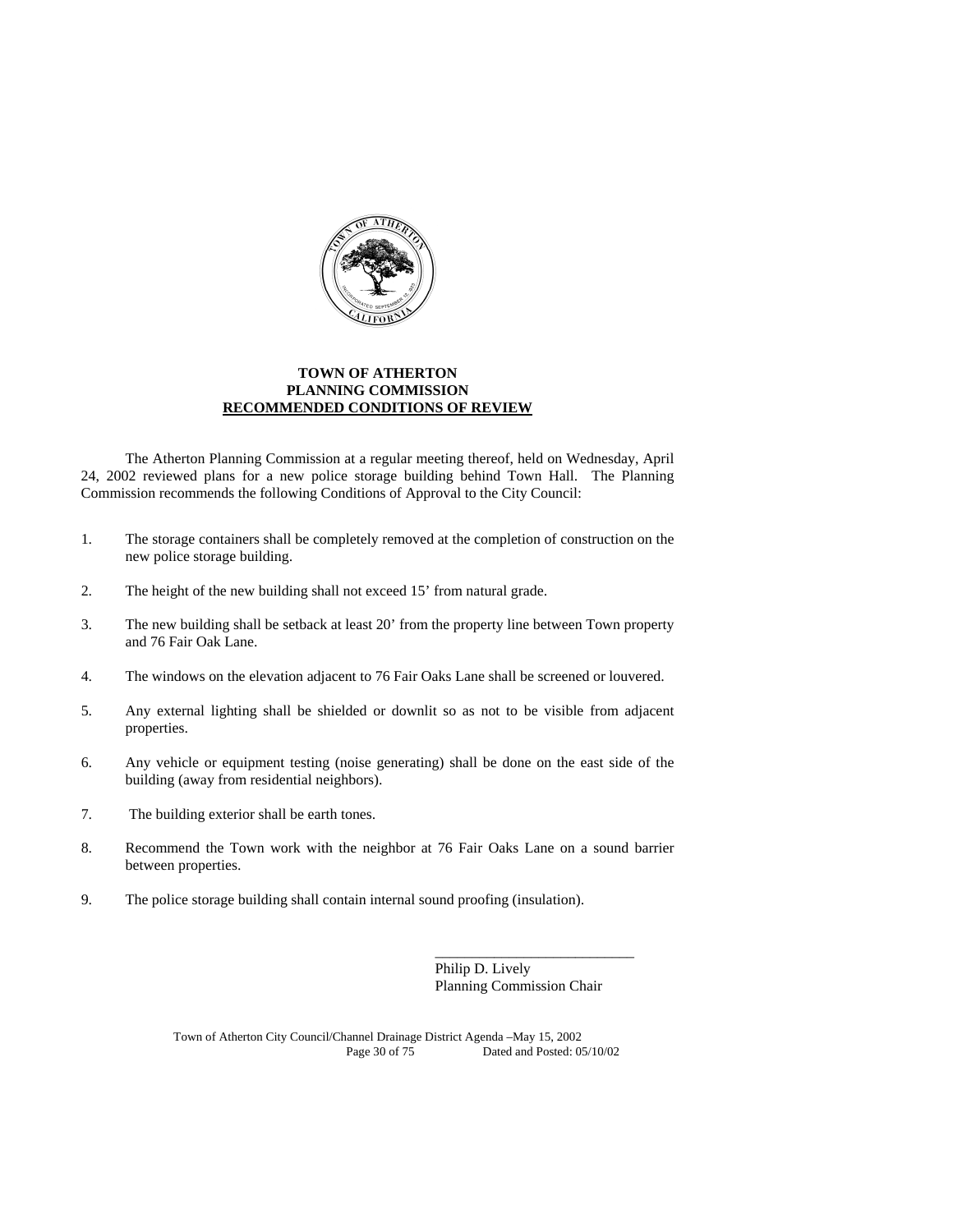**TOWN OF ATHERTON**
**PLANNING COMMISSION**
**RECOMMENDED CONDITIONS OF REVIEW**

The Atherton Planning Commission at a regular meeting thereof, held on Wednesday, April 24, 2002 reviewed plans for a new police storage building behind Town Hall. The Planning Commission recommends the following Conditions of Approval to the City Council:

1. The storage containers shall be completely removed at the completion of construction on the new police storage building.

2. The height of the new building shall not exceed 15' from natural grade.

3. The new building shall be setback at least 20' from the property line between Town property and 76 Fair Oak Lane.

4. The windows on the elevation adjacent to 76 Fair Oaks Lane shall be screened or louvered.

5. Any external lighting shall be shielded or downlit so as not to be visible from adjacent properties.

6. Any vehicle or equipment testing (noise generating) shall be done on the east side of the building (away from residential neighbors).

7. The building exterior shall be earth tones.

8. Recommend the Town work with the neighbor at 76 Fair Oaks Lane on a sound barrier between properties.

9. The police storage building shall contain internal sound proofing (insulation).

\_\_\_\_\_\_\_\_\_\_\_\_\_\_\_\_\_\_\_\_\_\_\_\_\_\_\_\_

Philip D. Lively
Planning Commission Chair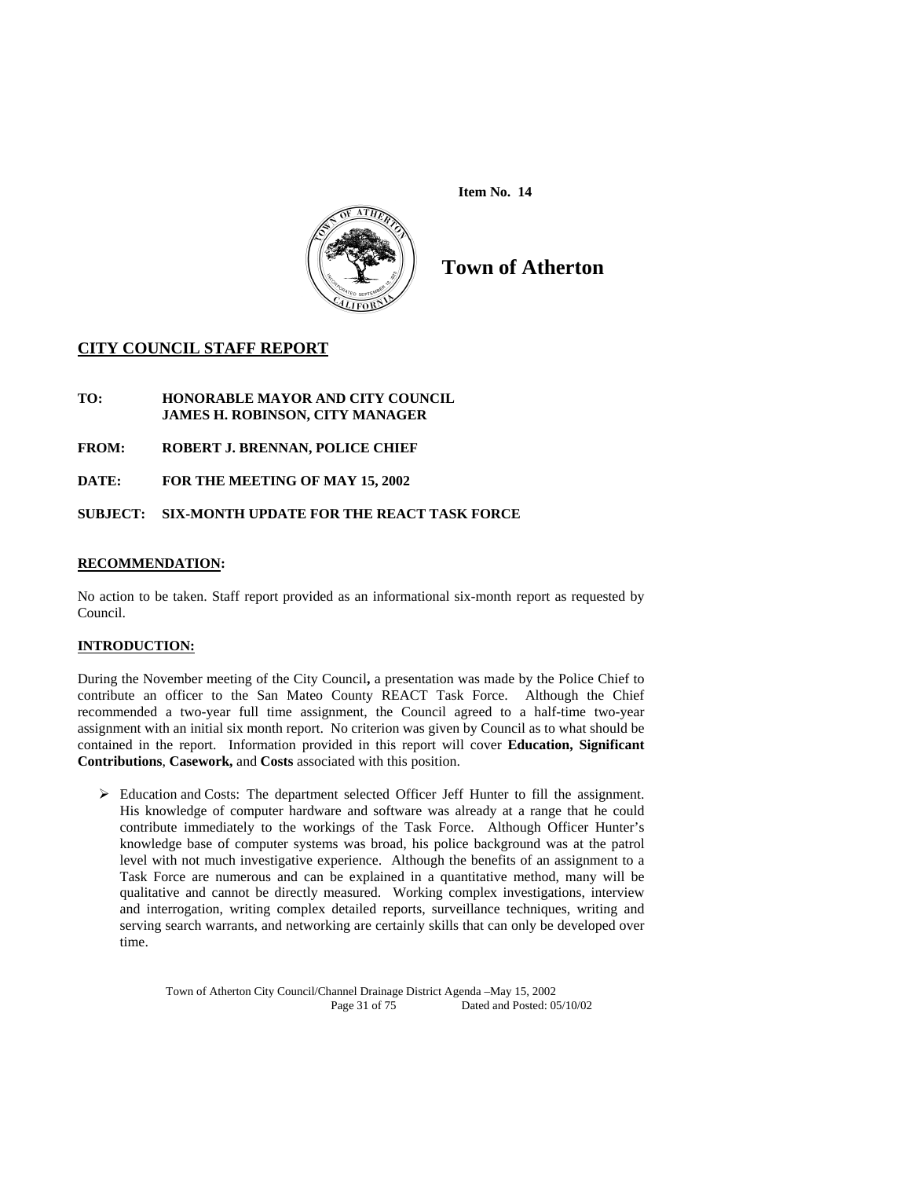**Item No. 14**

# Town of Atherton

## CITY COUNCIL STAFF REPORT

**TO:** **HONORABLE MAYOR AND CITY COUNCIL**
**JAMES H. ROBINSON, CITY MANAGER**

**FROM:** **ROBERT J. BRENNAN, POLICE CHIEF**

**DATE:** **FOR THE MEETING OF MAY 15, 2002**

**SUBJECT:** **SIX-MONTH UPDATE FOR THE REACT TASK FORCE**

### RECOMMENDATION:

No action to be taken. Staff report provided as an informational six-month report as requested by Council.

### INTRODUCTION:

During the November meeting of the City Council**,** a presentation was made by the Police Chief to contribute an officer to the San Mateo County REACT Task Force. Although the Chief recommended a two-year full time assignment, the Council agreed to a half-time two-year assignment with an initial six month report. No criterion was given by Council as to what should be contained in the report. Information provided in this report will cover **Education, Significant Contributions**, **Casework,** and **Costs** associated with this position.

- Education and Costs: The department selected Officer Jeff Hunter to fill the assignment. His knowledge of computer hardware and software was already at a range that he could contribute immediately to the workings of the Task Force. Although Officer Hunter's knowledge base of computer systems was broad, his police background was at the patrol level with not much investigative experience. Although the benefits of an assignment to a Task Force are numerous and can be explained in a quantitative method, many will be qualitative and cannot be directly measured. Working complex investigations, interview and interrogation, writing complex detailed reports, surveillance techniques, writing and serving search warrants, and networking are certainly skills that can only be developed over time.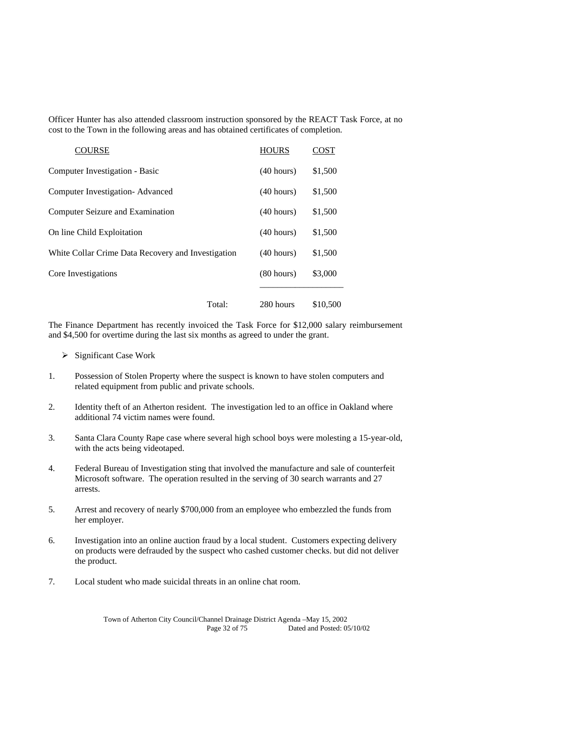Officer Hunter has also attended classroom instruction sponsored by the REACT Task Force, at no cost to the Town in the following areas and has obtained certificates of completion.

| COURSE | HOURS | COST |
|---|---|---|
| Computer Investigation - Basic | (40 hours) | $1,500 |
| Computer Investigation- Advanced | (40 hours) | $1,500 |
| Computer Seizure and Examination | (40 hours) | $1,500 |
| On line Child Exploitation | (40 hours) | $1,500 |
| White Collar Crime Data Recovery and Investigation | (40 hours) | $1,500 |
| Core Investigations | (80 hours) | $3,000 |
| Total: | 280 hours | $10,500 |

The Finance Department has recently invoiced the Task Force for $12,000 salary reimbursement and $4,500 for overtime during the last six months as agreed to under the grant.

- Significant Case Work

1. Possession of Stolen Property where the suspect is known to have stolen computers and related equipment from public and private schools.
2. Identity theft of an Atherton resident. The investigation led to an office in Oakland where additional 74 victim names were found.
3. Santa Clara County Rape case where several high school boys were molesting a 15-year-old, with the acts being videotaped.
4. Federal Bureau of Investigation sting that involved the manufacture and sale of counterfeit Microsoft software. The operation resulted in the serving of 30 search warrants and 27 arrests.
5. Arrest and recovery of nearly $700,000 from an employee who embezzled the funds from her employer.
6. Investigation into an online auction fraud by a local student. Customers expecting delivery on products were defrauded by the suspect who cashed customer checks. but did not deliver the product.
7. Local student who made suicidal threats in an online chat room.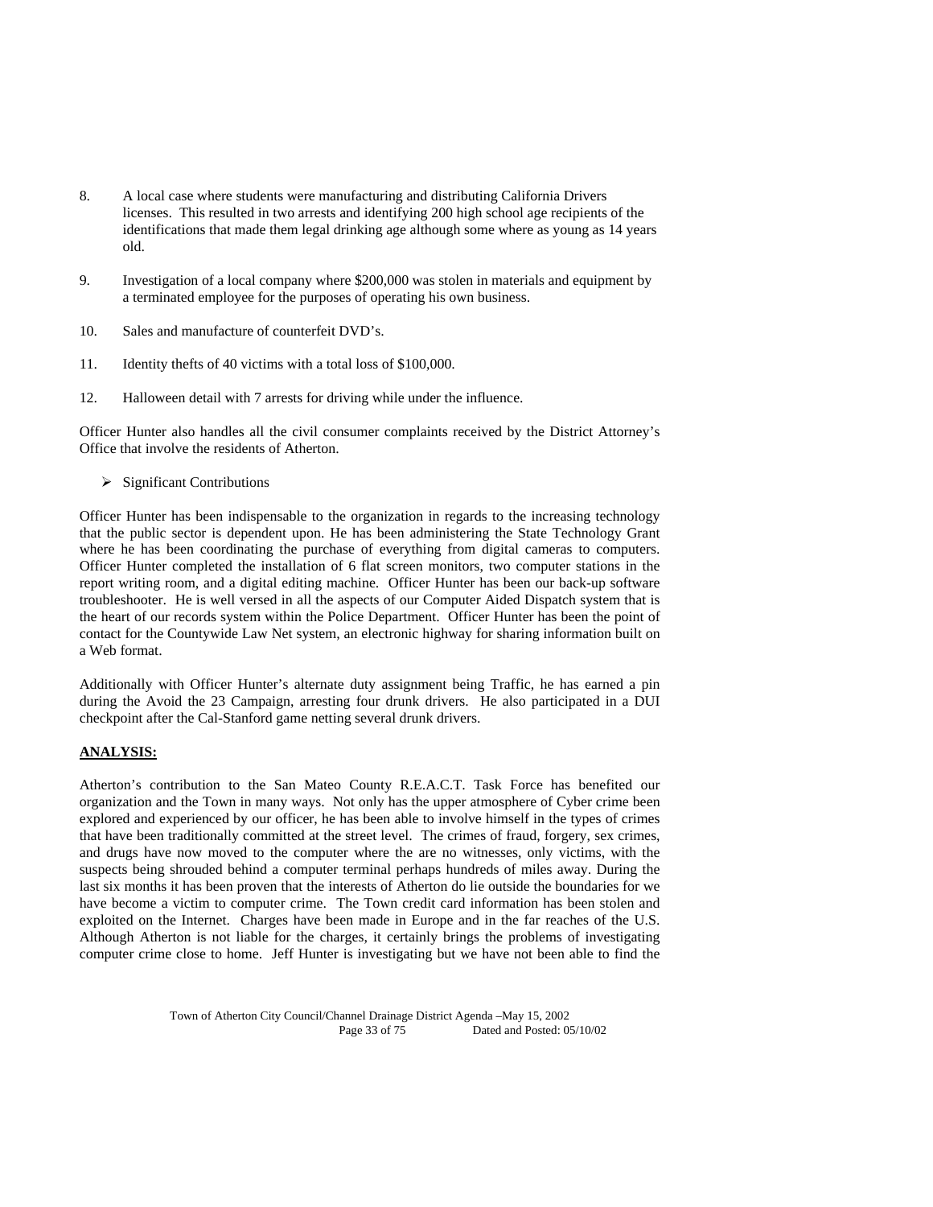8. A local case where students were manufacturing and distributing California Drivers licenses. This resulted in two arrests and identifying 200 high school age recipients of the identifications that made them legal drinking age although some where as young as 14 years old.

9. Investigation of a local company where $200,000 was stolen in materials and equipment by a terminated employee for the purposes of operating his own business.

10. Sales and manufacture of counterfeit DVD's.

11. Identity thefts of 40 victims with a total loss of $100,000.

12. Halloween detail with 7 arrests for driving while under the influence.

Officer Hunter also handles all the civil consumer complaints received by the District Attorney's Office that involve the residents of Atherton.

- Significant Contributions

Officer Hunter has been indispensable to the organization in regards to the increasing technology that the public sector is dependent upon. He has been administering the State Technology Grant where he has been coordinating the purchase of everything from digital cameras to computers. Officer Hunter completed the installation of 6 flat screen monitors, two computer stations in the report writing room, and a digital editing machine. Officer Hunter has been our back-up software troubleshooter. He is well versed in all the aspects of our Computer Aided Dispatch system that is the heart of our records system within the Police Department. Officer Hunter has been the point of contact for the Countywide Law Net system, an electronic highway for sharing information built on a Web format.

Additionally with Officer Hunter's alternate duty assignment being Traffic, he has earned a pin during the Avoid the 23 Campaign, arresting four drunk drivers. He also participated in a DUI checkpoint after the Cal-Stanford game netting several drunk drivers.

**ANALYSIS:**

Atherton's contribution to the San Mateo County R.E.A.C.T. Task Force has benefited our organization and the Town in many ways. Not only has the upper atmosphere of Cyber crime been explored and experienced by our officer, he has been able to involve himself in the types of crimes that have been traditionally committed at the street level. The crimes of fraud, forgery, sex crimes, and drugs have now moved to the computer where the are no witnesses, only victims, with the suspects being shrouded behind a computer terminal perhaps hundreds of miles away. During the last six months it has been proven that the interests of Atherton do lie outside the boundaries for we have become a victim to computer crime. The Town credit card information has been stolen and exploited on the Internet. Charges have been made in Europe and in the far reaches of the U.S. Although Atherton is not liable for the charges, it certainly brings the problems of investigating computer crime close to home. Jeff Hunter is investigating but we have not been able to find the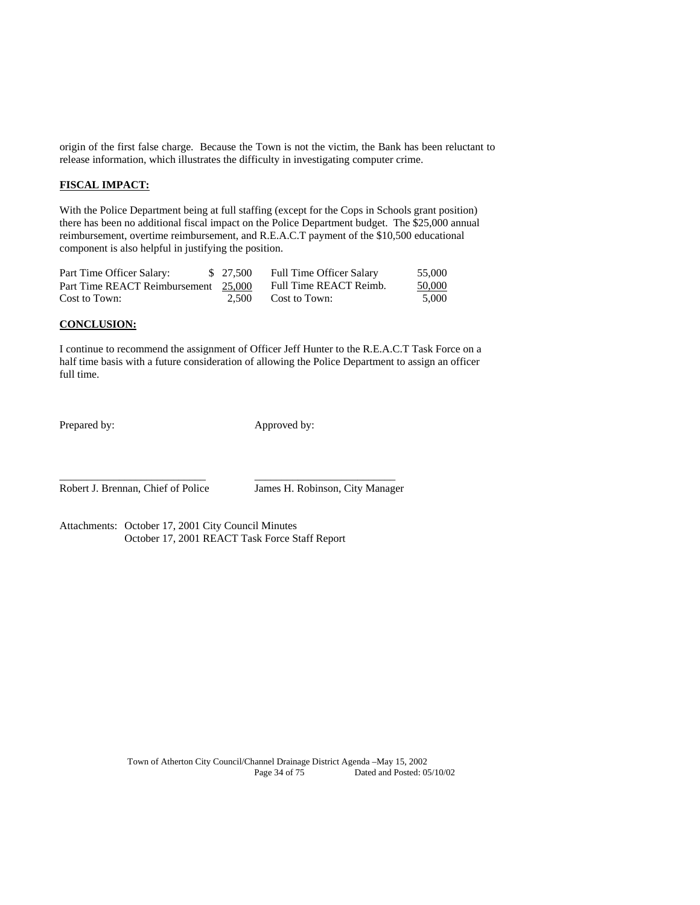origin of the first false charge. Because the Town is not the victim, the Bank has been reluctant to release information, which illustrates the difficulty in investigating computer crime.

**FISCAL IMPACT:**

With the Police Department being at full staffing (except for the Cops in Schools grant position) there has been no additional fiscal impact on the Police Department budget. The $25,000 annual reimbursement, overtime reimbursement, and R.E.A.C.T payment of the $10,500 educational component is also helpful in justifying the position.

| | | | |
|---|---|---|---|
| Part Time Officer Salary: | $ 27,500 | Full Time Officer Salary | 55,000 |
| Part Time REACT Reimbursement | 25,000 | Full Time REACT Reimb. | 50,000 |
| Cost to Town: | 2,500 | Cost to Town: | 5,000 |

**CONCLUSION:**

I continue to recommend the assignment of Officer Jeff Hunter to the R.E.A.C.T Task Force on a half time basis with a future consideration of allowing the Police Department to assign an officer full time.

Prepared by: Approved by:

\_\_\_\_\_\_\_\_\_\_\_\_\_\_\_\_\_\_\_\_\_\_\_\_\_\_ \_\_\_\_\_\_\_\_\_\_\_\_\_\_\_\_\_\_\_\_\_\_\_\_\_\_

Robert J. Brennan, Chief of Police James H. Robinson, City Manager

Attachments: October 17, 2001 City Council Minutes
October 17, 2001 REACT Task Force Staff Report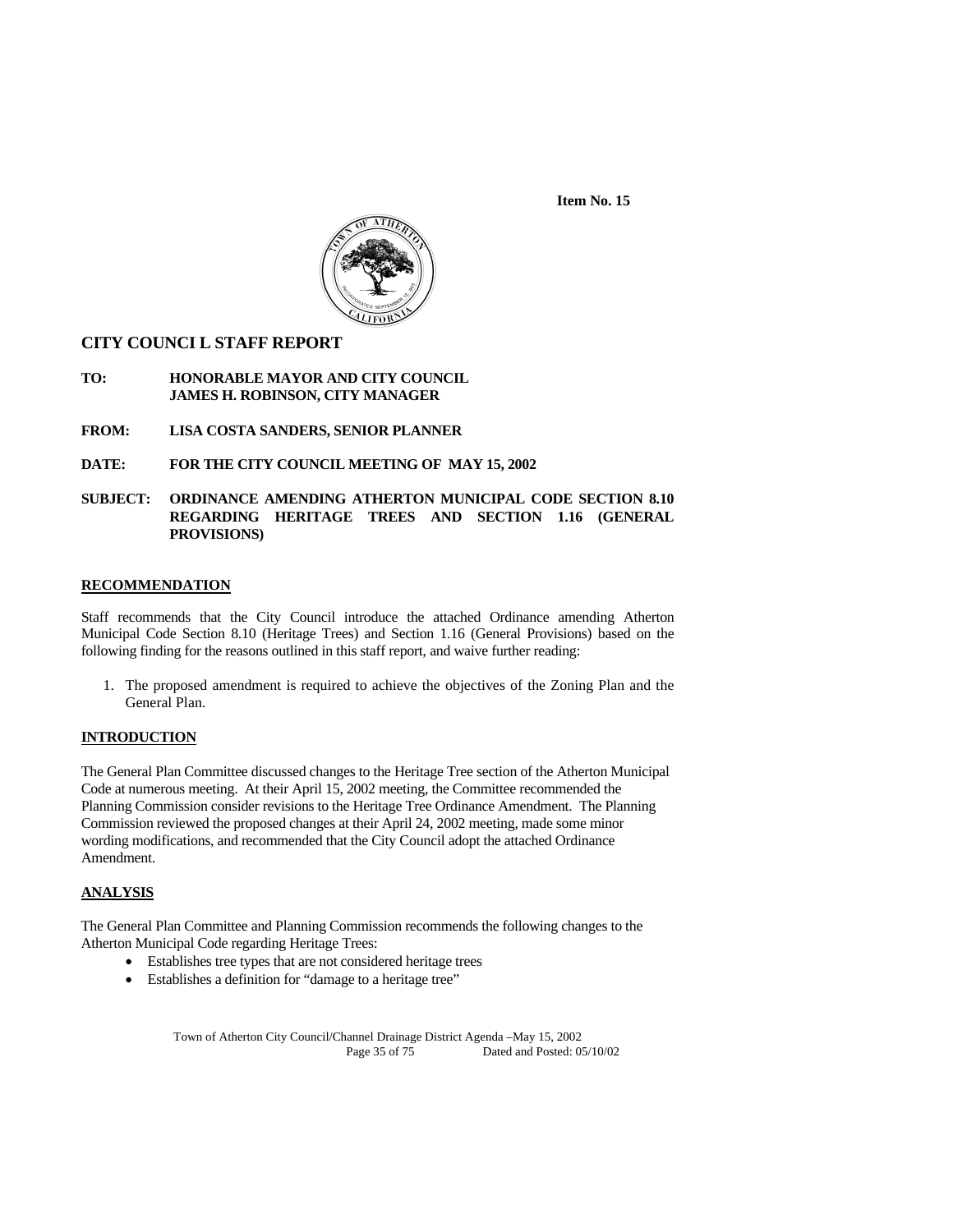**Item No. 15**

## CITY COUNCI L STAFF REPORT

**TO:** **HONORABLE MAYOR AND CITY COUNCIL**
**JAMES H. ROBINSON, CITY MANAGER**

**FROM:** **LISA COSTA SANDERS, SENIOR PLANNER**

**DATE:** **FOR THE CITY COUNCIL MEETING OF MAY 15, 2002**

**SUBJECT:** **ORDINANCE AMENDING ATHERTON MUNICIPAL CODE SECTION 8.10 REGARDING HERITAGE TREES AND SECTION 1.16 (GENERAL PROVISIONS)**

### RECOMMENDATION

Staff recommends that the City Council introduce the attached Ordinance amending Atherton Municipal Code Section 8.10 (Heritage Trees) and Section 1.16 (General Provisions) based on the following finding for the reasons outlined in this staff report, and waive further reading:

1. The proposed amendment is required to achieve the objectives of the Zoning Plan and the General Plan.

### INTRODUCTION

The General Plan Committee discussed changes to the Heritage Tree section of the Atherton Municipal Code at numerous meeting. At their April 15, 2002 meeting, the Committee recommended the Planning Commission consider revisions to the Heritage Tree Ordinance Amendment. The Planning Commission reviewed the proposed changes at their April 24, 2002 meeting, made some minor wording modifications, and recommended that the City Council adopt the attached Ordinance Amendment.

### ANALYSIS

The General Plan Committee and Planning Commission recommends the following changes to the Atherton Municipal Code regarding Heritage Trees:

- Establishes tree types that are not considered heritage trees
- Establishes a definition for "damage to a heritage tree"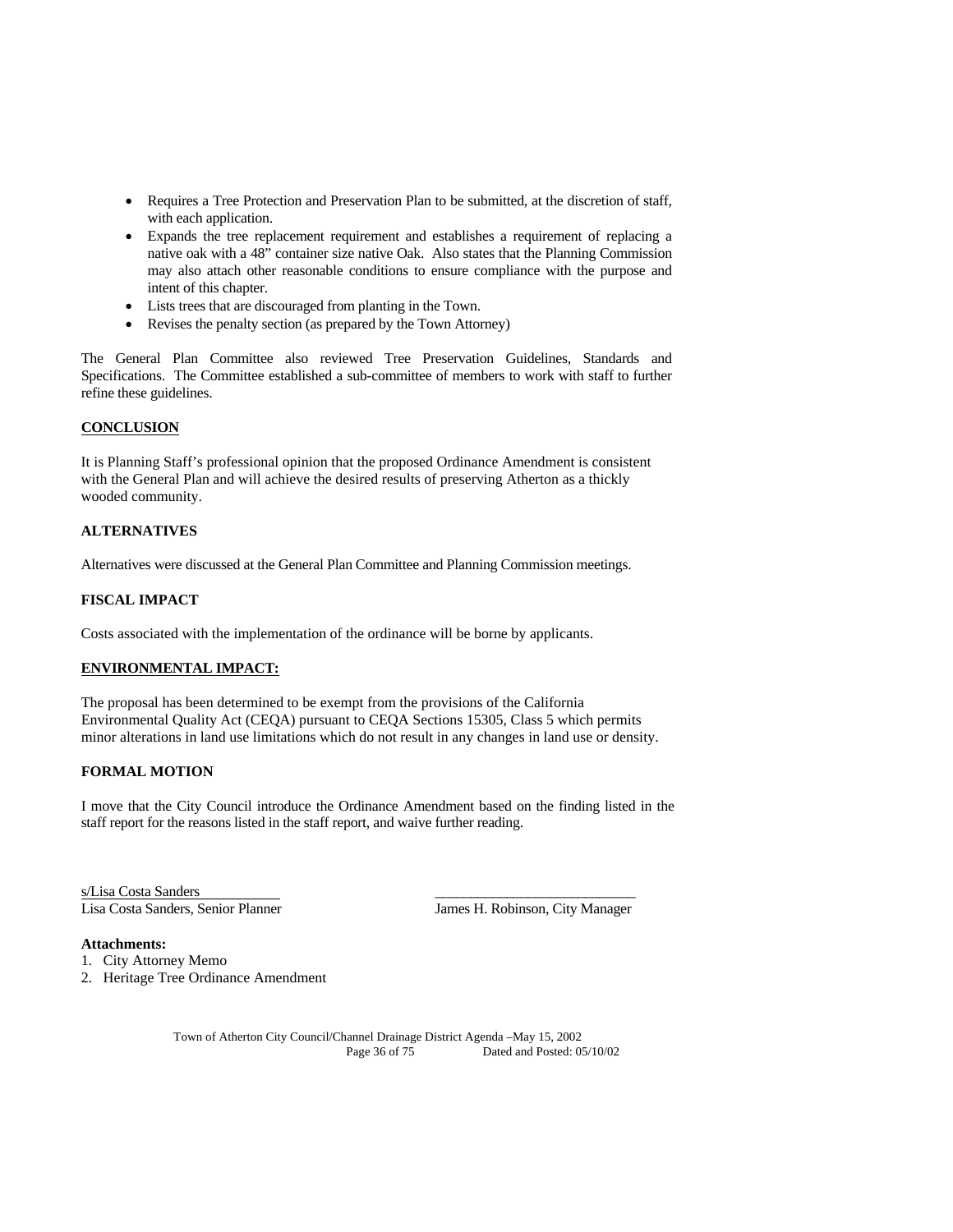- Requires a Tree Protection and Preservation Plan to be submitted, at the discretion of staff, with each application.
- Expands the tree replacement requirement and establishes a requirement of replacing a native oak with a 48" container size native Oak. Also states that the Planning Commission may also attach other reasonable conditions to ensure compliance with the purpose and intent of this chapter.
- Lists trees that are discouraged from planting in the Town.
- Revises the penalty section (as prepared by the Town Attorney)

The General Plan Committee also reviewed Tree Preservation Guidelines, Standards and Specifications. The Committee established a sub-committee of members to work with staff to further refine these guidelines.

## CONCLUSION

It is Planning Staff's professional opinion that the proposed Ordinance Amendment is consistent with the General Plan and will achieve the desired results of preserving Atherton as a thickly wooded community.

## ALTERNATIVES

Alternatives were discussed at the General Plan Committee and Planning Commission meetings.

## FISCAL IMPACT

Costs associated with the implementation of the ordinance will be borne by applicants.

## ENVIRONMENTAL IMPACT:

The proposal has been determined to be exempt from the provisions of the California Environmental Quality Act (CEQA) pursuant to CEQA Sections 15305, Class 5 which permits minor alterations in land use limitations which do not result in any changes in land use or density.

## FORMAL MOTION

I move that the City Council introduce the Ordinance Amendment based on the finding listed in the staff report for the reasons listed in the staff report, and waive further reading.

s/Lisa Costa Sanders
Lisa Costa Sanders, Senior Planner

\_\_\_\_\_\_\_\_\_\_\_\_\_\_\_\_\_\_\_\_\_\_\_\_\_\_\_\_
James H. Robinson, City Manager

**Attachments:**

1. City Attorney Memo
2. Heritage Tree Ordinance Amendment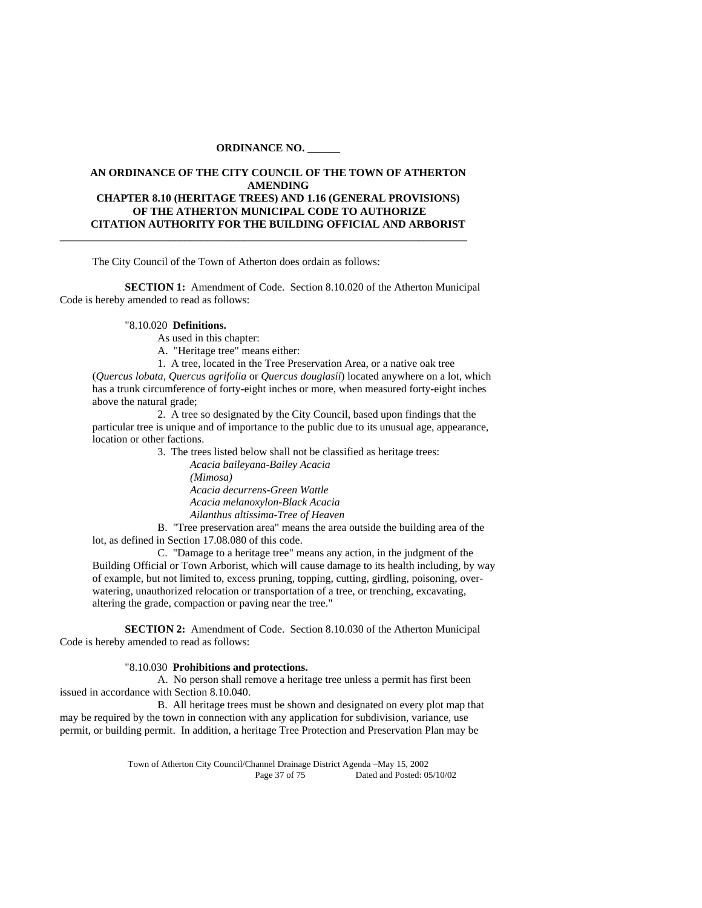**ORDINANCE NO. \_\_\_\_\_\_**

**AN ORDINANCE OF THE CITY COUNCIL OF THE TOWN OF ATHERTON AMENDING CHAPTER 8.10 (HERITAGE TREES) AND 1.16 (GENERAL PROVISIONS) OF THE ATHERTON MUNICIPAL CODE TO AUTHORIZE CITATION AUTHORITY FOR THE BUILDING OFFICIAL AND ARBORIST**

---

The City Council of the Town of Atherton does ordain as follows:

**SECTION 1:** Amendment of Code. Section 8.10.020 of the Atherton Municipal Code is hereby amended to read as follows:

"8.10.020 **Definitions.**

As used in this chapter:

A. "Heritage tree" means either:

1. A tree, located in the Tree Preservation Area, or a native oak tree (*Quercus lobata, Quercus agrifolia* or *Quercus douglasii*) located anywhere on a lot, which has a trunk circumference of forty-eight inches or more, when measured forty-eight inches above the natural grade;

2. A tree so designated by the City Council, based upon findings that the particular tree is unique and of importance to the public due to its unusual age, appearance, location or other factions.

3. The trees listed below shall not be classified as heritage trees:

*Acacia baileyana-Bailey Acacia*
*(Mimosa)*
*Acacia decurrens-Green Wattle*
*Acacia melanoxylon-Black Acacia*
*Ailanthus altissima-Tree of Heaven*

B. "Tree preservation area" means the area outside the building area of the lot, as defined in Section 17.08.080 of this code.

C. "Damage to a heritage tree" means any action, in the judgment of the Building Official or Town Arborist, which will cause damage to its health including, by way of example, but not limited to, excess pruning, topping, cutting, girdling, poisoning, over-watering, unauthorized relocation or transportation of a tree, or trenching, excavating, altering the grade, compaction or paving near the tree."

**SECTION 2:** Amendment of Code. Section 8.10.030 of the Atherton Municipal Code is hereby amended to read as follows:

"8.10.030 **Prohibitions and protections.**

A. No person shall remove a heritage tree unless a permit has first been issued in accordance with Section 8.10.040.

B. All heritage trees must be shown and designated on every plot map that may be required by the town in connection with any application for subdivision, variance, use permit, or building permit. In addition, a heritage Tree Protection and Preservation Plan may be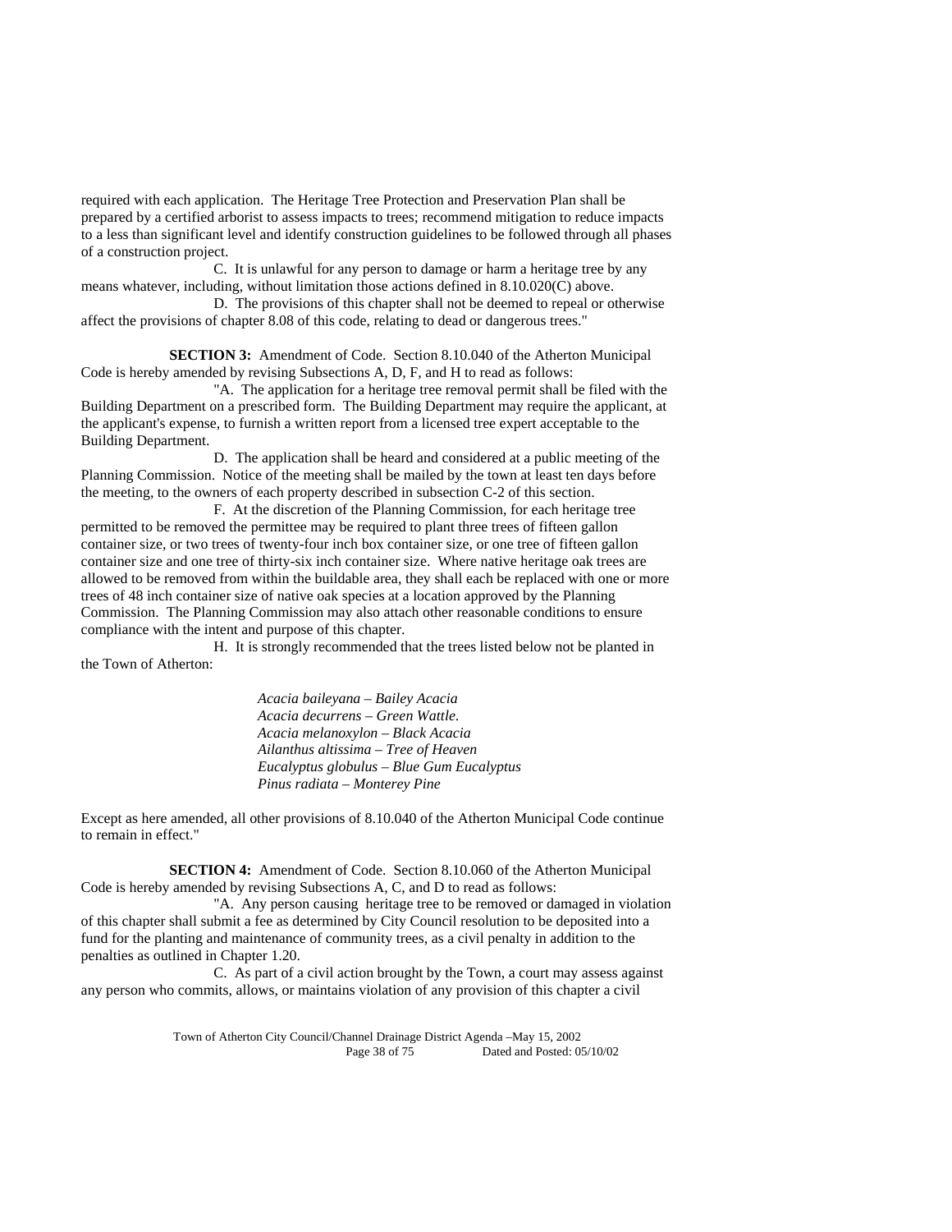required with each application. The Heritage Tree Protection and Preservation Plan shall be prepared by a certified arborist to assess impacts to trees; recommend mitigation to reduce impacts to a less than significant level and identify construction guidelines to be followed through all phases of a construction project.

C. It is unlawful for any person to damage or harm a heritage tree by any means whatever, including, without limitation those actions defined in 8.10.020(C) above.

D. The provisions of this chapter shall not be deemed to repeal or otherwise affect the provisions of chapter 8.08 of this code, relating to dead or dangerous trees."

**SECTION 3:** Amendment of Code. Section 8.10.040 of the Atherton Municipal Code is hereby amended by revising Subsections A, D, F, and H to read as follows:

"A. The application for a heritage tree removal permit shall be filed with the Building Department on a prescribed form. The Building Department may require the applicant, at the applicant's expense, to furnish a written report from a licensed tree expert acceptable to the Building Department.

D. The application shall be heard and considered at a public meeting of the Planning Commission. Notice of the meeting shall be mailed by the town at least ten days before the meeting, to the owners of each property described in subsection C-2 of this section.

F. At the discretion of the Planning Commission, for each heritage tree permitted to be removed the permittee may be required to plant three trees of fifteen gallon container size, or two trees of twenty-four inch box container size, or one tree of fifteen gallon container size and one tree of thirty-six inch container size. Where native heritage oak trees are allowed to be removed from within the buildable area, they shall each be replaced with one or more trees of 48 inch container size of native oak species at a location approved by the Planning Commission. The Planning Commission may also attach other reasonable conditions to ensure compliance with the intent and purpose of this chapter.

H. It is strongly recommended that the trees listed below not be planted in the Town of Atherton:

*Acacia baileyana – Bailey Acacia*
*Acacia decurrens – Green Wattle.*
*Acacia melanoxylon – Black Acacia*
*Ailanthus altissima – Tree of Heaven*
*Eucalyptus globulus – Blue Gum Eucalyptus*
*Pinus radiata – Monterey Pine*

Except as here amended, all other provisions of 8.10.040 of the Atherton Municipal Code continue to remain in effect."

**SECTION 4:** Amendment of Code. Section 8.10.060 of the Atherton Municipal Code is hereby amended by revising Subsections A, C, and D to read as follows:

"A. Any person causing heritage tree to be removed or damaged in violation of this chapter shall submit a fee as determined by City Council resolution to be deposited into a fund for the planting and maintenance of community trees, as a civil penalty in addition to the penalties as outlined in Chapter 1.20.

C. As part of a civil action brought by the Town, a court may assess against any person who commits, allows, or maintains violation of any provision of this chapter a civil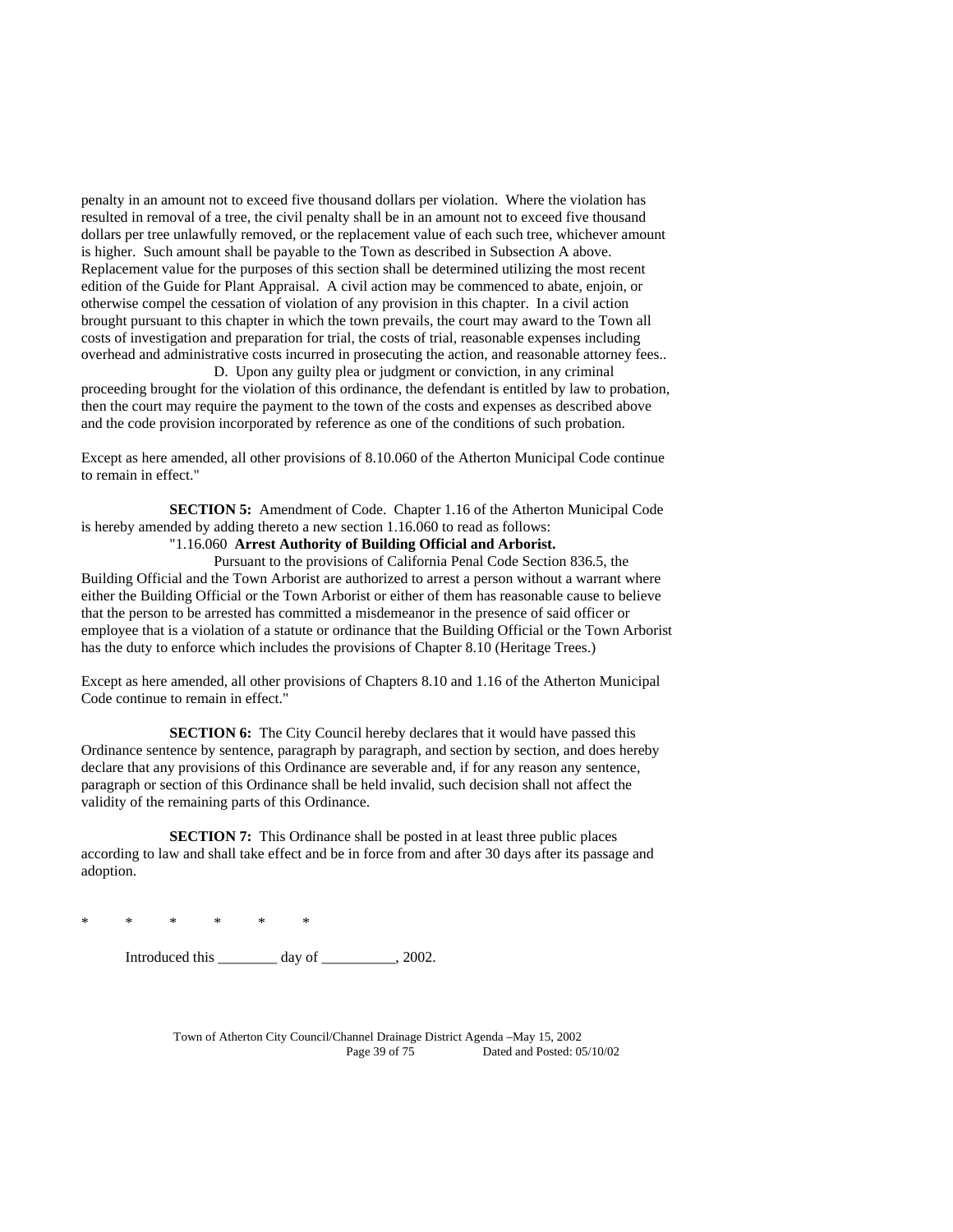penalty in an amount not to exceed five thousand dollars per violation. Where the violation has resulted in removal of a tree, the civil penalty shall be in an amount not to exceed five thousand dollars per tree unlawfully removed, or the replacement value of each such tree, whichever amount is higher. Such amount shall be payable to the Town as described in Subsection A above. Replacement value for the purposes of this section shall be determined utilizing the most recent edition of the Guide for Plant Appraisal. A civil action may be commenced to abate, enjoin, or otherwise compel the cessation of violation of any provision in this chapter. In a civil action brought pursuant to this chapter in which the town prevails, the court may award to the Town all costs of investigation and preparation for trial, the costs of trial, reasonable expenses including overhead and administrative costs incurred in prosecuting the action, and reasonable attorney fees..

D. Upon any guilty plea or judgment or conviction, in any criminal proceeding brought for the violation of this ordinance, the defendant is entitled by law to probation, then the court may require the payment to the town of the costs and expenses as described above and the code provision incorporated by reference as one of the conditions of such probation.

Except as here amended, all other provisions of 8.10.060 of the Atherton Municipal Code continue to remain in effect."

**SECTION 5:** Amendment of Code. Chapter 1.16 of the Atherton Municipal Code is hereby amended by adding thereto a new section 1.16.060 to read as follows:

"1.16.060 **Arrest Authority of Building Official and Arborist.**

Pursuant to the provisions of California Penal Code Section 836.5, the Building Official and the Town Arborist are authorized to arrest a person without a warrant where either the Building Official or the Town Arborist or either of them has reasonable cause to believe that the person to be arrested has committed a misdemeanor in the presence of said officer or employee that is a violation of a statute or ordinance that the Building Official or the Town Arborist has the duty to enforce which includes the provisions of Chapter 8.10 (Heritage Trees.)

Except as here amended, all other provisions of Chapters 8.10 and 1.16 of the Atherton Municipal Code continue to remain in effect."

**SECTION 6:** The City Council hereby declares that it would have passed this Ordinance sentence by sentence, paragraph by paragraph, and section by section, and does hereby declare that any provisions of this Ordinance are severable and, if for any reason any sentence, paragraph or section of this Ordinance shall be held invalid, such decision shall not affect the validity of the remaining parts of this Ordinance.

**SECTION 7:** This Ordinance shall be posted in at least three public places according to law and shall take effect and be in force from and after 30 days after its passage and adoption.

\* \* \* \* \* \*

Introduced this ________ day of __________, 2002.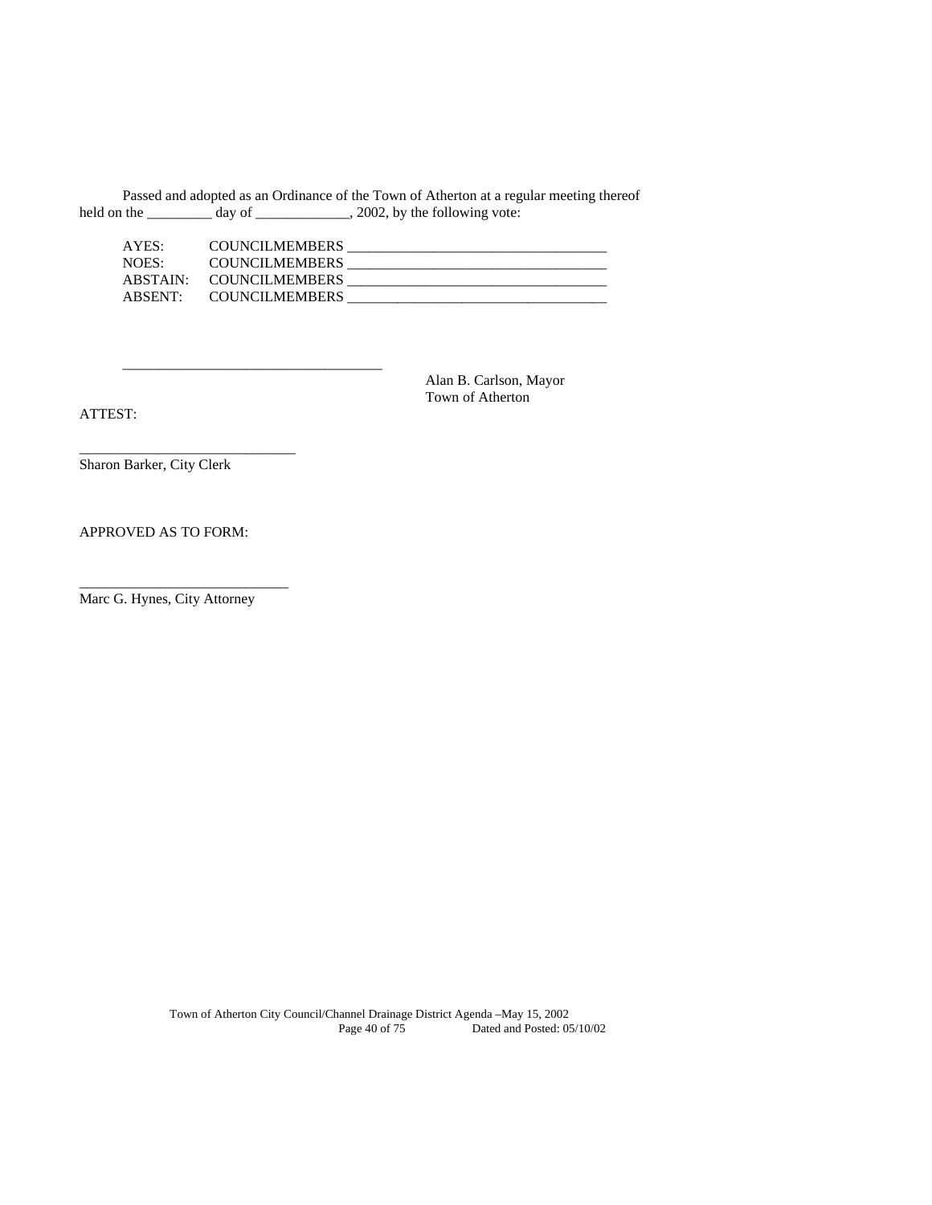Passed and adopted as an Ordinance of the Town of Atherton at a regular meeting thereof held on the _________ day of _____________, 2002, by the following vote:

AYES: COUNCILMEMBERS ____________________________________
NOES: COUNCILMEMBERS ____________________________________
ABSTAIN: COUNCILMEMBERS ____________________________________
ABSENT: COUNCILMEMBERS ____________________________________

____________________________________
Alan B. Carlson, Mayor
Town of Atherton

ATTEST:

______________________________
Sharon Barker, City Clerk

APPROVED AS TO FORM:

_____________________________
Marc G. Hynes, City Attorney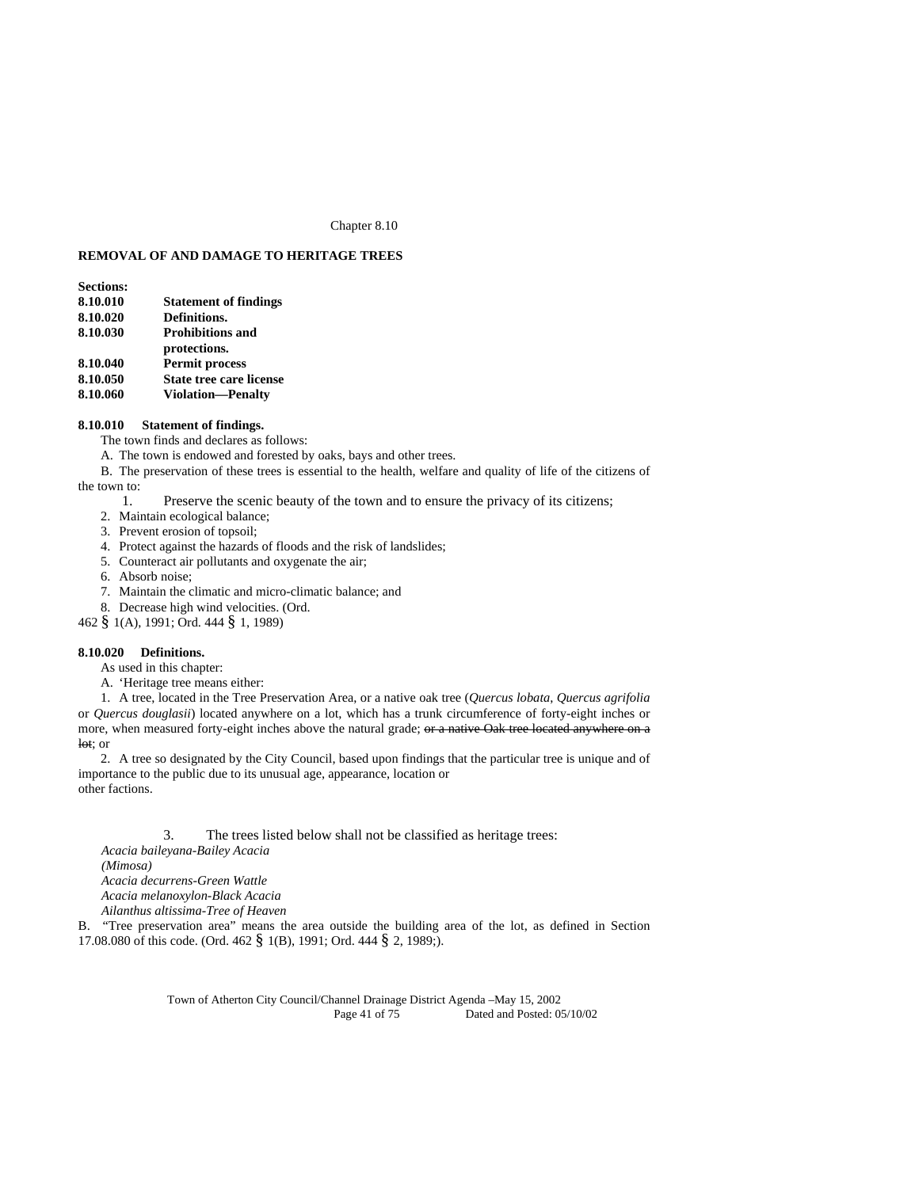Chapter 8.10

**REMOVAL OF AND DAMAGE TO HERITAGE TREES**

**Sections:**

| | |
|---|---|
| **8.10.010** | **Statement of findings** |
| **8.10.020** | **Definitions.** |
| **8.10.030** | **Prohibitions and protections.** |
| **8.10.040** | **Permit process** |
| **8.10.050** | **State tree care license** |
| **8.10.060** | **Violation—Penalty** |

**8.10.010 Statement of findings.**

The town finds and declares as follows:

A. The town is endowed and forested by oaks, bays and other trees.

B. The preservation of these trees is essential to the health, welfare and quality of life of the citizens of the town to:

1. Preserve the scenic beauty of the town and to ensure the privacy of its citizens;
2. Maintain ecological balance;
3. Prevent erosion of topsoil;
4. Protect against the hazards of floods and the risk of landslides;
5. Counteract air pollutants and oxygenate the air;
6. Absorb noise;
7. Maintain the climatic and micro-climatic balance; and
8. Decrease high wind velocities. (Ord. 462 § 1(A), 1991; Ord. 444 § 1, 1989)

**8.10.020 Definitions.**

As used in this chapter:

A. 'Heritage tree means either:

1. A tree, located in the Tree Preservation Area, or a native oak tree (*Quercus lobata*, *Quercus agrifolia* or *Quercus douglasii*) located anywhere on a lot, which has a trunk circumference of forty-eight inches or more, when measured forty-eight inches above the natural grade; ~~or a native Oak tree located anywhere on a lot~~; or

2. A tree so designated by the City Council, based upon findings that the particular tree is unique and of importance to the public due to its unusual age, appearance, location or other factions.

3. The trees listed below shall not be classified as heritage trees:

*Acacia baileyana-Bailey Acacia*
*(Mimosa)*
*Acacia decurrens-Green Wattle*
*Acacia melanoxylon-Black Acacia*
*Ailanthus altissima-Tree of Heaven*

B. "Tree preservation area" means the area outside the building area of the lot, as defined in Section 17.08.080 of this code. (Ord. 462 § 1(B), 1991; Ord. 444 § 2, 1989;).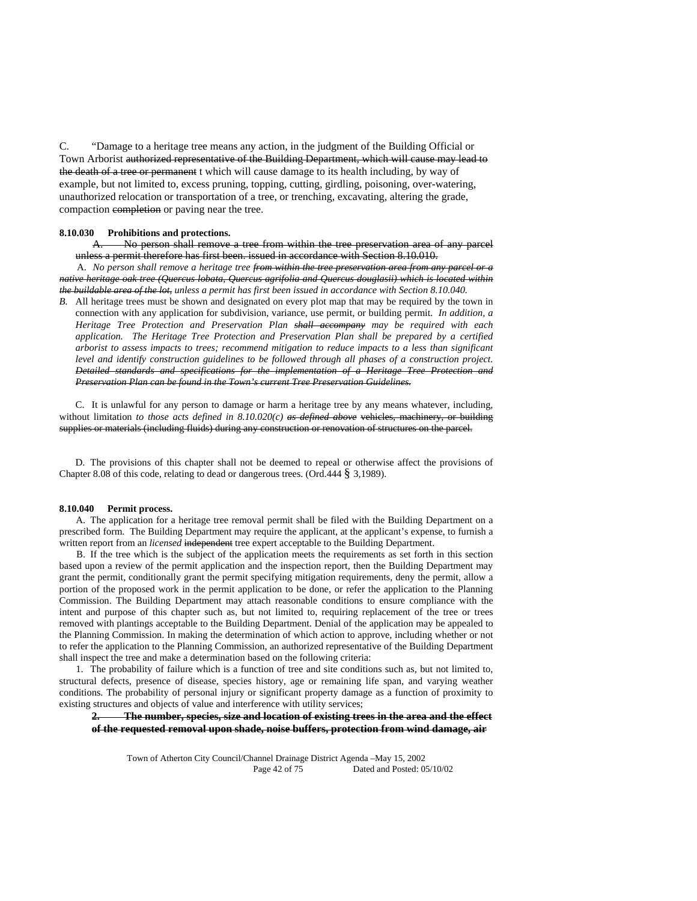C. "Damage to a heritage tree means any action, in the judgment of the Building Official or Town Arborist ~~authorized representative of the Building Department, which will cause may lead to the death of a tree or permanent~~ t which will cause damage to its health including, by way of example, but not limited to, excess pruning, topping, cutting, girdling, poisoning, over-watering, unauthorized relocation or transportation of a tree, or trenching, excavating, altering the grade, compaction ~~completion~~ or paving near the tree.

**8.10.030 Prohibitions and protections.**

~~A. No person shall remove a tree from within the tree preservation area of any parcel unless a permit therefore has first been. issued in accordance with Section 8.10.010.~~

A. *No person shall remove a heritage tree ~~from within the tree preservation area from any parcel or a native heritage oak tree (Quercus lobata, Quercus agrifolia and Quercus douglasii) which is located within the buildable area of the lot,~~ unless a permit has first been issued in accordance with Section 8.10.040.*

*B.* All heritage trees must be shown and designated on every plot map that may be required by the town in connection with any application for subdivision, variance, use permit, or building permit. *In addition, a Heritage Tree Protection and Preservation Plan ~~shall accompany~~ may be required with each application. The Heritage Tree Protection and Preservation Plan shall be prepared by a certified arborist to assess impacts to trees; recommend mitigation to reduce impacts to a less than significant level and identify construction guidelines to be followed through all phases of a construction project. ~~Detailed standards and specifications for the implementation of a Heritage Tree Protection and Preservation Plan can be found in the Town's current Tree Preservation Guidelines.~~*

C. It is unlawful for any person to damage or harm a heritage tree by any means whatever, including, without limitation *to those acts defined in 8.10.020(c) ~~as defined above~~* ~~vehicles, machinery, or building supplies or materials (including fluids) during any construction or renovation of structures on the parcel.~~

D. The provisions of this chapter shall not be deemed to repeal or otherwise affect the provisions of Chapter 8.08 of this code, relating to dead or dangerous trees. (Ord.444 § 3,1989).

**8.10.040 Permit process.**

A. The application for a heritage tree removal permit shall be filed with the Building Department on a prescribed form. The Building Department may require the applicant, at the applicant's expense, to furnish a written report from an *licensed* ~~independent~~ tree expert acceptable to the Building Department.

B. If the tree which is the subject of the application meets the requirements as set forth in this section based upon a review of the permit application and the inspection report, then the Building Department may grant the permit, conditionally grant the permit specifying mitigation requirements, deny the permit, allow a portion of the proposed work in the permit application to be done, or refer the application to the Planning Commission. The Building Department may attach reasonable conditions to ensure compliance with the intent and purpose of this chapter such as, but not limited to, requiring replacement of the tree or trees removed with plantings acceptable to the Building Department. Denial of the application may be appealed to the Planning Commission. In making the determination of which action to approve, including whether or not to refer the application to the Planning Commission, an authorized representative of the Building Department shall inspect the tree and make a determination based on the following criteria:

1. The probability of failure which is a function of tree and site conditions such as, but not limited to, structural defects, presence of disease, species history, age or remaining life span, and varying weather conditions. The probability of personal injury or significant property damage as a function of proximity to existing structures and objects of value and interference with utility services;

~~**2. The number, species, size and location of existing trees in the area and the effect of the requested removal upon shade, noise buffers, protection from wind damage, air**~~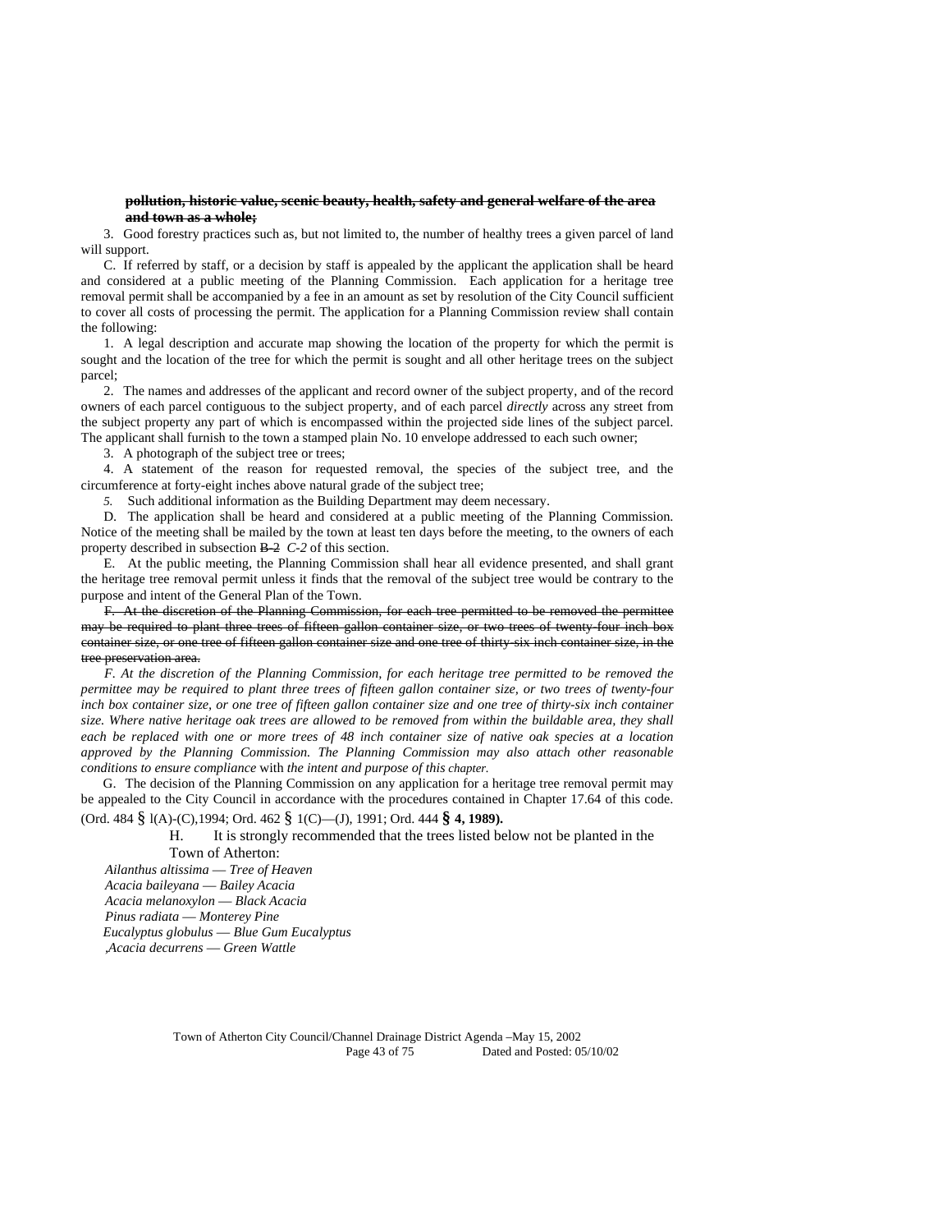~~**pollution, historic value, scenic beauty, health, safety and general welfare of the area and town as a whole;**~~

3. Good forestry practices such as, but not limited to, the number of healthy trees a given parcel of land will support.

C. If referred by staff, or a decision by staff is appealed by the applicant the application shall be heard and considered at a public meeting of the Planning Commission. Each application for a heritage tree removal permit shall be accompanied by a fee in an amount as set by resolution of the City Council sufficient to cover all costs of processing the permit. The application for a Planning Commission review shall contain the following:

1. A legal description and accurate map showing the location of the property for which the permit is sought and the location of the tree for which the permit is sought and all other heritage trees on the subject parcel;

2. The names and addresses of the applicant and record owner of the subject property, and of the record owners of each parcel contiguous to the subject property, and of each parcel *directly* across any street from the subject property any part of which is encompassed within the projected side lines of the subject parcel. The applicant shall furnish to the town a stamped plain No. 10 envelope addressed to each such owner;

3. A photograph of the subject tree or trees;

4. A statement of the reason for requested removal, the species of the subject tree, and the circumference at forty-eight inches above natural grade of the subject tree;

*5.* Such additional information as the Building Department may deem necessary.

D. The application shall be heard and considered at a public meeting of the Planning Commission. Notice of the meeting shall be mailed by the town at least ten days before the meeting, to the owners of each property described in subsection ~~B-2~~ *C-2* of this section.

E. At the public meeting, the Planning Commission shall hear all evidence presented, and shall grant the heritage tree removal permit unless it finds that the removal of the subject tree would be contrary to the purpose and intent of the General Plan of the Town.

~~F. At the discretion of the Planning Commission, for each tree permitted to be removed the permittee may be required to plant three trees of fifteen gallon container size, or two trees of twenty-four inch box container size, or one tree of fifteen gallon container size and one tree of thirty-six inch container size, in the tree preservation area.~~

*F. At the discretion of the Planning Commission, for each heritage tree permitted to be removed the permittee may be required to plant three trees of fifteen gallon container size, or two trees of twenty-four inch box container size, or one tree of fifteen gallon container size and one tree of thirty-six inch container size. Where native heritage oak trees are allowed to be removed from within the buildable area, they shall each be replaced with one or more trees of 48 inch container size of native oak species at a location approved by the Planning Commission. The Planning Commission may also attach other reasonable conditions to ensure compliance* with *the intent and purpose of this chapter.*

G. The decision of the Planning Commission on any application for a heritage tree removal permit may be appealed to the City Council in accordance with the procedures contained in Chapter 17.64 of this code. (Ord. 484 § l(A)-(C),1994; Ord. 462 § 1(C)—(J), 1991; Ord. 444 **§ 4, 1989).**

H. It is strongly recommended that the trees listed below not be planted in the Town of Atherton:

*Ailanthus altissima — Tree of Heaven*
*Acacia baileyana — Bailey Acacia*
*Acacia melanoxylon — Black Acacia*
*Pinus radiata — Monterey Pine*
*Eucalyptus globulus — Blue Gum Eucalyptus*
*,Acacia decurrens — Green Wattle*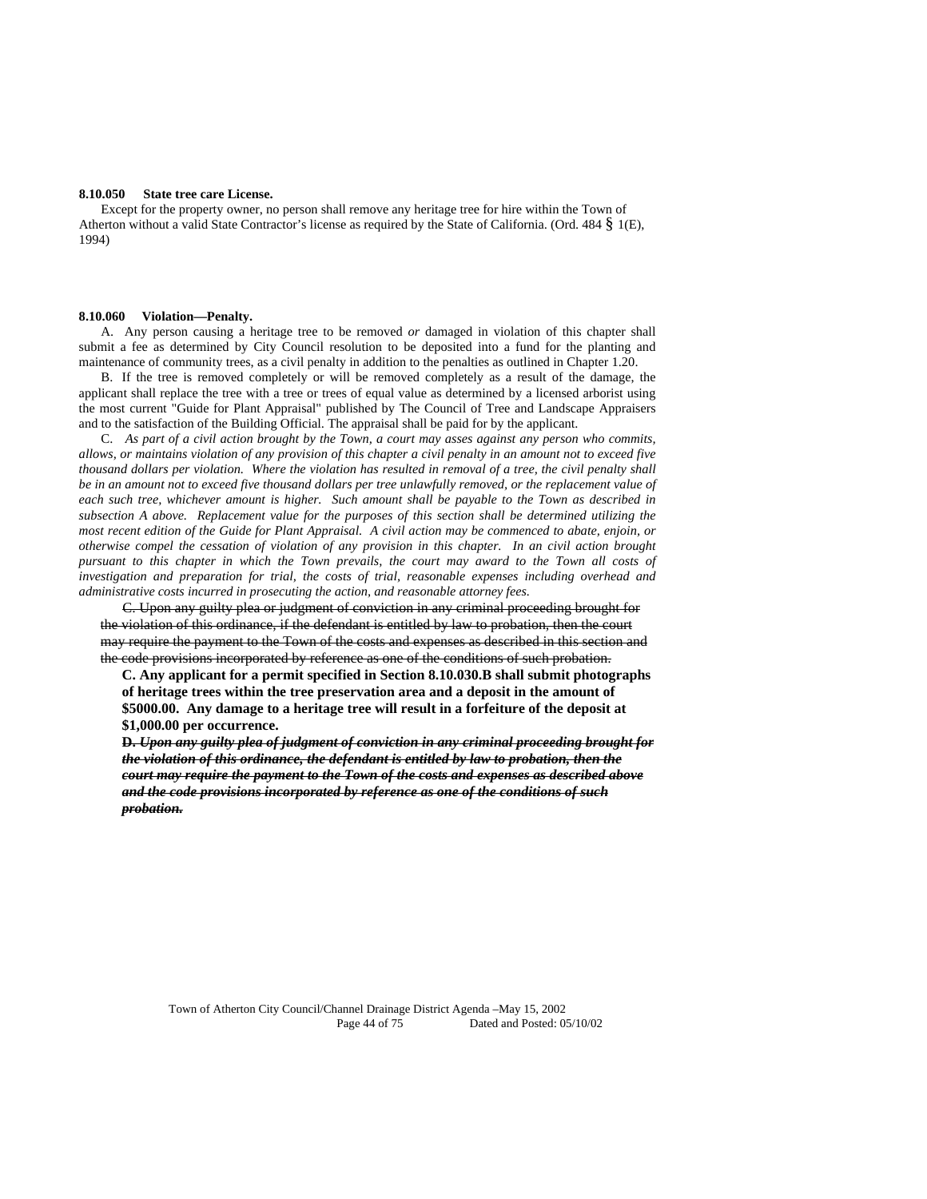**8.10.050 State tree care License.**

Except for the property owner, no person shall remove any heritage tree for hire within the Town of Atherton without a valid State Contractor's license as required by the State of California. (Ord. 484 § 1(E), 1994)

**8.10.060 Violation—Penalty.**

A. Any person causing a heritage tree to be removed *or* damaged in violation of this chapter shall submit a fee as determined by City Council resolution to be deposited into a fund for the planting and maintenance of community trees, as a civil penalty in addition to the penalties as outlined in Chapter 1.20.

B. If the tree is removed completely or will be removed completely as a result of the damage, the applicant shall replace the tree with a tree or trees of equal value as determined by a licensed arborist using the most current "Guide for Plant Appraisal" published by The Council of Tree and Landscape Appraisers and to the satisfaction of the Building Official. The appraisal shall be paid for by the applicant.

C. *As part of a civil action brought by the Town, a court may asses against any person who commits, allows, or maintains violation of any provision of this chapter a civil penalty in an amount not to exceed five thousand dollars per violation. Where the violation has resulted in removal of a tree, the civil penalty shall be in an amount not to exceed five thousand dollars per tree unlawfully removed, or the replacement value of each such tree, whichever amount is higher. Such amount shall be payable to the Town as described in subsection A above. Replacement value for the purposes of this section shall be determined utilizing the most recent edition of the Guide for Plant Appraisal. A civil action may be commenced to abate, enjoin, or otherwise compel the cessation of violation of any provision in this chapter. In an civil action brought pursuant to this chapter in which the Town prevails, the court may award to the Town all costs of investigation and preparation for trial, the costs of trial, reasonable expenses including overhead and administrative costs incurred in prosecuting the action, and reasonable attorney fees.*

~~C. Upon any guilty plea or judgment of conviction in any criminal proceeding brought for the violation of this ordinance, if the defendant is entitled by law to probation, then the court may require the payment to the Town of the costs and expenses as described in this section and the code provisions incorporated by reference as one of the conditions of such probation.~~

**C. Any applicant for a permit specified in Section 8.10.030.B shall submit photographs of heritage trees within the tree preservation area and a deposit in the amount of $5000.00. Any damage to a heritage tree will result in a forfeiture of the deposit at $1,000.00 per occurrence.**

~~***D. Upon any guilty plea of judgment of conviction in any criminal proceeding brought for the violation of this ordinance, the defendant is entitled by law to probation, then the court may require the payment to the Town of the costs and expenses as described above and the code provisions incorporated by reference as one of the conditions of such probation.***~~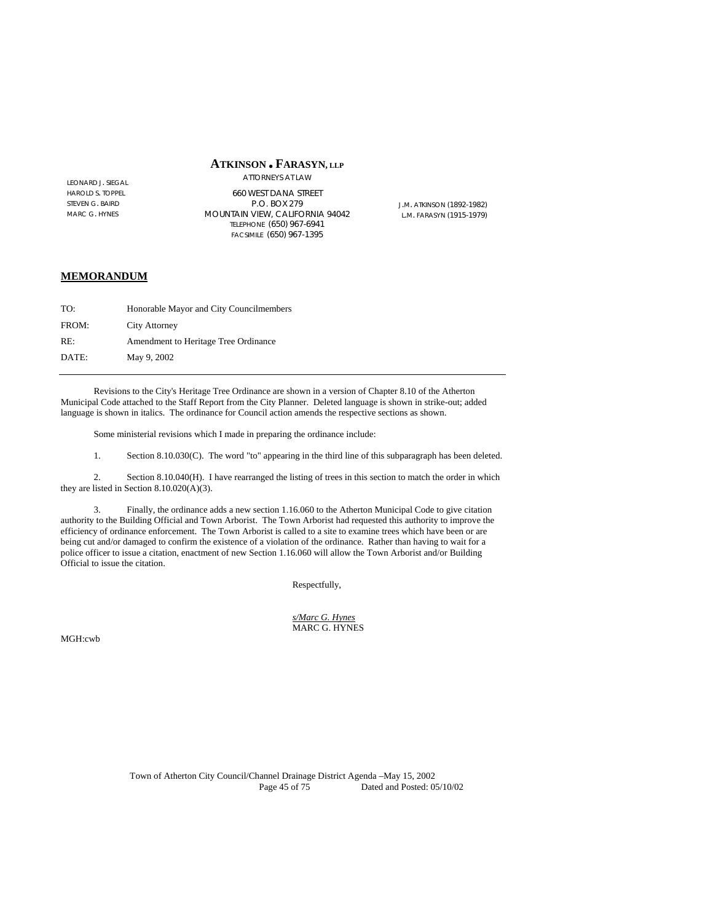**ATKINSON • FARASYN, LLP**
ATTORNEYS AT LAW

LEONARD J. SIEGAL
HAROLD S. TOPPEL
STEVEN G. BAIRD
MARC G. HYNES

660 WEST DANA STREET
P.O. BOX 279
MOUNTAIN VIEW, CALIFORNIA 94042
TELEPHONE (650) 967-6941
FACSIMILE (650) 967-1395

J.M. ATKINSON (1892-1982)
L.M. FARASYN (1915-1979)

## MEMORANDUM

| | |
|---|---|
| TO: | Honorable Mayor and City Councilmembers |
| FROM: | City Attorney |
| RE: | Amendment to Heritage Tree Ordinance |
| DATE: | May 9, 2002 |

---

Revisions to the City's Heritage Tree Ordinance are shown in a version of Chapter 8.10 of the Atherton Municipal Code attached to the Staff Report from the City Planner. Deleted language is shown in strike-out; added language is shown in italics. The ordinance for Council action amends the respective sections as shown.

Some ministerial revisions which I made in preparing the ordinance include:

1. Section 8.10.030(C). The word "to" appearing in the third line of this subparagraph has been deleted.

2. Section 8.10.040(H). I have rearranged the listing of trees in this section to match the order in which they are listed in Section 8.10.020(A)(3).

3. Finally, the ordinance adds a new section 1.16.060 to the Atherton Municipal Code to give citation authority to the Building Official and Town Arborist. The Town Arborist had requested this authority to improve the efficiency of ordinance enforcement. The Town Arborist is called to a site to examine trees which have been or are being cut and/or damaged to confirm the existence of a violation of the ordinance. Rather than having to wait for a police officer to issue a citation, enactment of new Section 1.16.060 will allow the Town Arborist and/or Building Official to issue the citation.

Respectfully,

*s/Marc G. Hynes*
MARC G. HYNES

MGH:cwb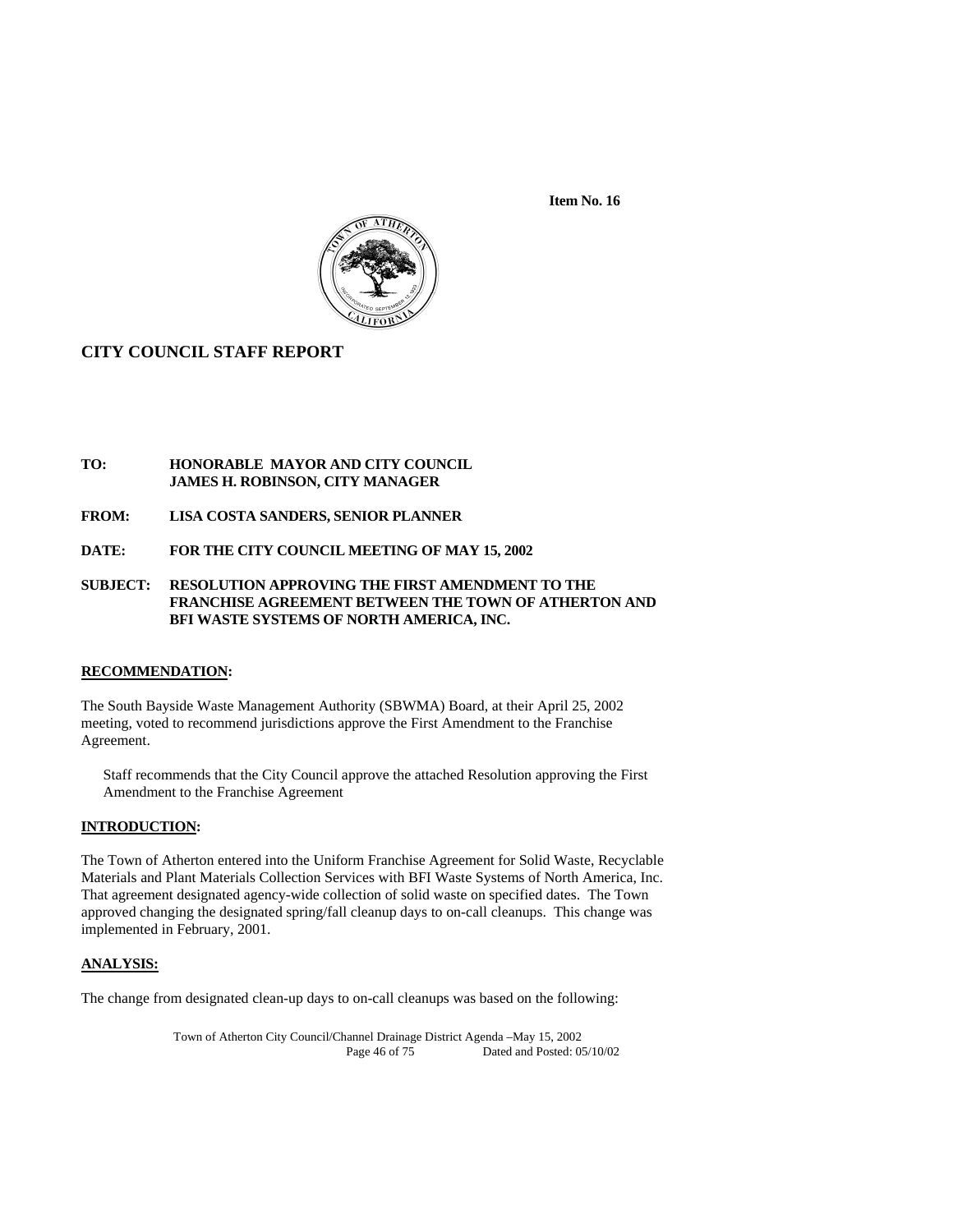**Item No. 16**

## CITY COUNCIL STAFF REPORT

**TO:** HONORABLE MAYOR AND CITY COUNCIL
JAMES H. ROBINSON, CITY MANAGER

**FROM:** LISA COSTA SANDERS, SENIOR PLANNER

**DATE:** FOR THE CITY COUNCIL MEETING OF MAY 15, 2002

**SUBJECT:** RESOLUTION APPROVING THE FIRST AMENDMENT TO THE FRANCHISE AGREEMENT BETWEEN THE TOWN OF ATHERTON AND BFI WASTE SYSTEMS OF NORTH AMERICA, INC.

### RECOMMENDATION:

The South Bayside Waste Management Authority (SBWMA) Board, at their April 25, 2002 meeting, voted to recommend jurisdictions approve the First Amendment to the Franchise Agreement.

Staff recommends that the City Council approve the attached Resolution approving the First Amendment to the Franchise Agreement

### INTRODUCTION:

The Town of Atherton entered into the Uniform Franchise Agreement for Solid Waste, Recyclable Materials and Plant Materials Collection Services with BFI Waste Systems of North America, Inc. That agreement designated agency-wide collection of solid waste on specified dates. The Town approved changing the designated spring/fall cleanup days to on-call cleanups. This change was implemented in February, 2001.

### ANALYSIS:

The change from designated clean-up days to on-call cleanups was based on the following: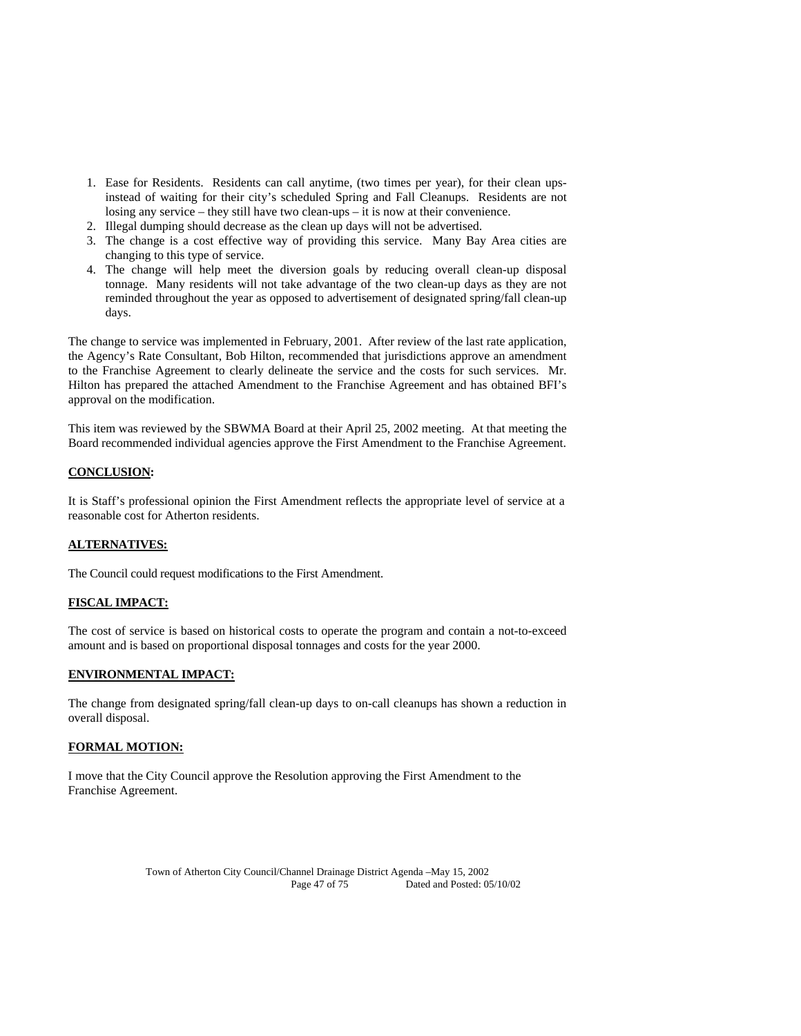1. Ease for Residents. Residents can call anytime, (two times per year), for their clean ups- instead of waiting for their city's scheduled Spring and Fall Cleanups. Residents are not losing any service – they still have two clean-ups – it is now at their convenience.
2. Illegal dumping should decrease as the clean up days will not be advertised.
3. The change is a cost effective way of providing this service. Many Bay Area cities are changing to this type of service.
4. The change will help meet the diversion goals by reducing overall clean-up disposal tonnage. Many residents will not take advantage of the two clean-up days as they are not reminded throughout the year as opposed to advertisement of designated spring/fall clean-up days.

The change to service was implemented in February, 2001. After review of the last rate application, the Agency's Rate Consultant, Bob Hilton, recommended that jurisdictions approve an amendment to the Franchise Agreement to clearly delineate the service and the costs for such services. Mr. Hilton has prepared the attached Amendment to the Franchise Agreement and has obtained BFI's approval on the modification.

This item was reviewed by the SBWMA Board at their April 25, 2002 meeting. At that meeting the Board recommended individual agencies approve the First Amendment to the Franchise Agreement.

**CONCLUSION:**

It is Staff's professional opinion the First Amendment reflects the appropriate level of service at a reasonable cost for Atherton residents.

**ALTERNATIVES:**

The Council could request modifications to the First Amendment.

**FISCAL IMPACT:**

The cost of service is based on historical costs to operate the program and contain a not-to-exceed amount and is based on proportional disposal tonnages and costs for the year 2000.

**ENVIRONMENTAL IMPACT:**

The change from designated spring/fall clean-up days to on-call cleanups has shown a reduction in overall disposal.

**FORMAL MOTION:**

I move that the City Council approve the Resolution approving the First Amendment to the Franchise Agreement.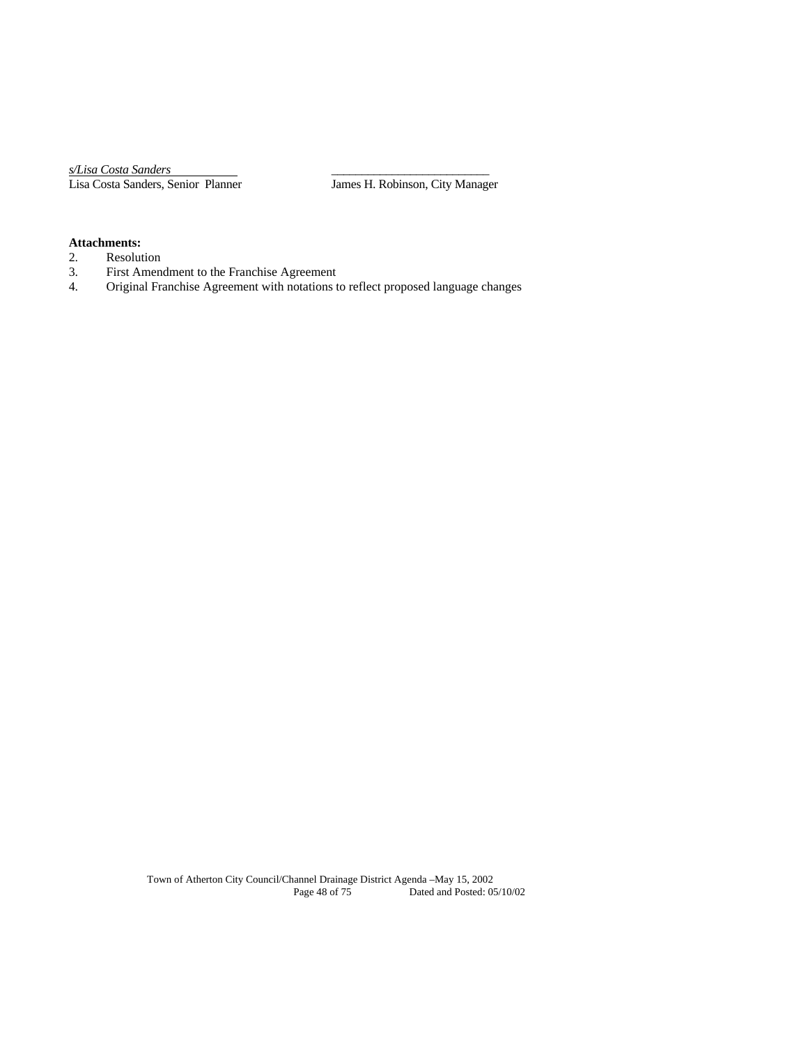*s/Lisa Costa Sanders*
Lisa Costa Sanders, Senior Planner

\_\_\_\_\_\_\_\_\_\_\_\_\_\_\_\_\_\_\_\_\_\_\_\_\_\_
James H. Robinson, City Manager

**Attachments:**

2. Resolution
3. First Amendment to the Franchise Agreement
4. Original Franchise Agreement with notations to reflect proposed language changes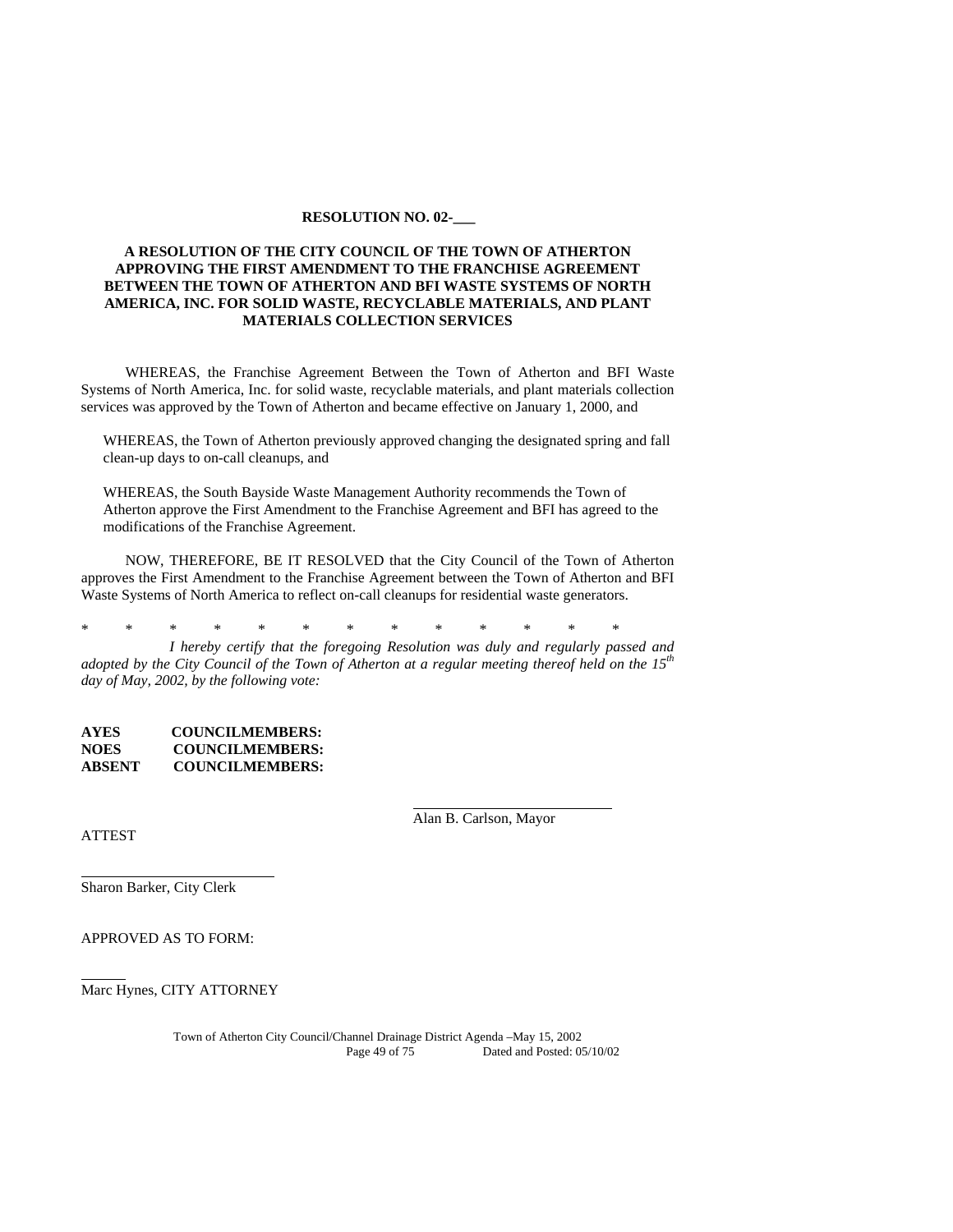**RESOLUTION NO. 02-\_\_\_**

**A RESOLUTION OF THE CITY COUNCIL OF THE TOWN OF ATHERTON APPROVING THE FIRST AMENDMENT TO THE FRANCHISE AGREEMENT BETWEEN THE TOWN OF ATHERTON AND BFI WASTE SYSTEMS OF NORTH AMERICA, INC. FOR SOLID WASTE, RECYCLABLE MATERIALS, AND PLANT MATERIALS COLLECTION SERVICES**

WHEREAS, the Franchise Agreement Between the Town of Atherton and BFI Waste Systems of North America, Inc. for solid waste, recyclable materials, and plant materials collection services was approved by the Town of Atherton and became effective on January 1, 2000, and

WHEREAS, the Town of Atherton previously approved changing the designated spring and fall clean-up days to on-call cleanups, and

WHEREAS, the South Bayside Waste Management Authority recommends the Town of Atherton approve the First Amendment to the Franchise Agreement and BFI has agreed to the modifications of the Franchise Agreement.

NOW, THEREFORE, BE IT RESOLVED that the City Council of the Town of Atherton approves the First Amendment to the Franchise Agreement between the Town of Atherton and BFI Waste Systems of North America to reflect on-call cleanups for residential waste generators.

\* \* \* \* \* \* \* \* \* \* \* \* \* \*

*I hereby certify that the foregoing Resolution was duly and regularly passed and adopted by the City Council of the Town of Atherton at a regular meeting thereof held on the 15th day of May, 2002, by the following vote:*

**AYES COUNCILMEMBERS:**
**NOES COUNCILMEMBERS:**
**ABSENT COUNCILMEMBERS:**

\_\_\_\_\_\_\_\_\_\_\_\_\_\_\_\_\_\_\_\_\_\_\_\_\_\_\_
Alan B. Carlson, Mayor

ATTEST

\_\_\_\_\_\_\_\_\_\_\_\_\_\_\_\_\_\_\_\_\_\_\_\_\_\_\_
Sharon Barker, City Clerk

APPROVED AS TO FORM:

\_\_\_\_\_\_
Marc Hynes, CITY ATTORNEY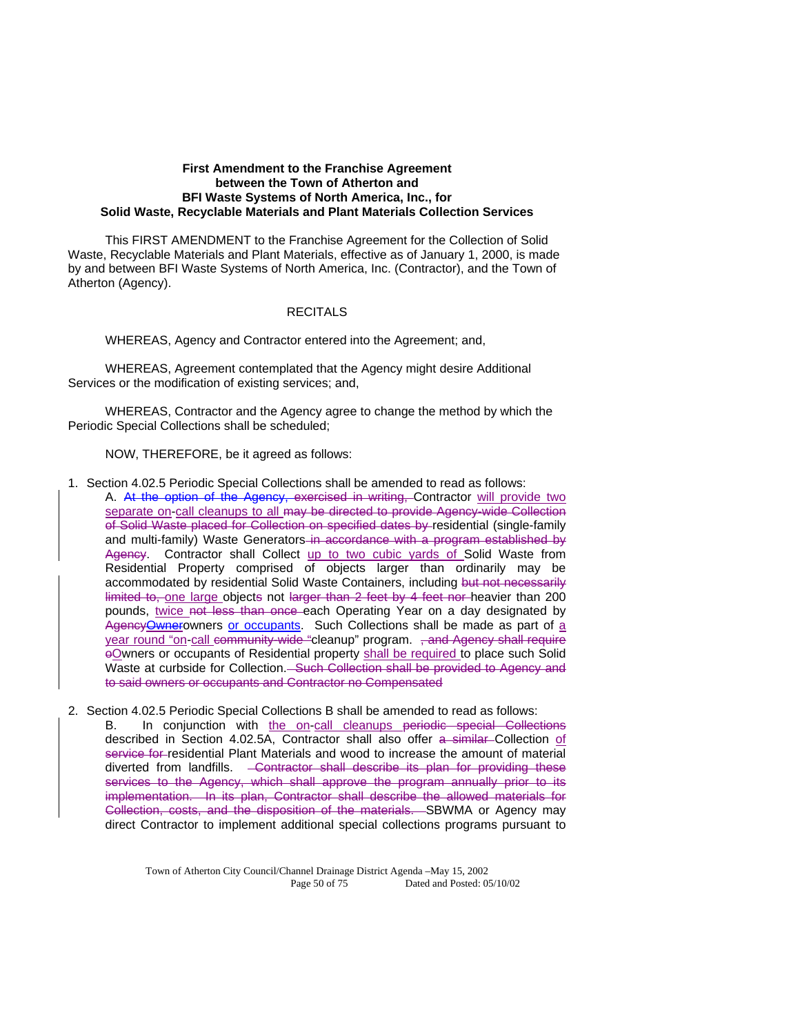**First Amendment to the Franchise Agreement
between the Town of Atherton and
BFI Waste Systems of North America, Inc., for
Solid Waste, Recyclable Materials and Plant Materials Collection Services**

This FIRST AMENDMENT to the Franchise Agreement for the Collection of Solid Waste, Recyclable Materials and Plant Materials, effective as of January 1, 2000, is made by and between BFI Waste Systems of North America, Inc. (Contractor), and the Town of Atherton (Agency).

RECITALS

WHEREAS, Agency and Contractor entered into the Agreement; and,

WHEREAS, Agreement contemplated that the Agency might desire Additional Services or the modification of existing services; and,

WHEREAS, Contractor and the Agency agree to change the method by which the Periodic Special Collections shall be scheduled;

NOW, THEREFORE, be it agreed as follows:

1. Section 4.02.5 Periodic Special Collections shall be amended to read as follows:

   A. ~~At the option of the Agency, exercised in writing,~~ Contractor will provide two separate on-call cleanups to all ~~may be directed to provide Agency-wide Collection of Solid Waste placed for Collection on specified dates by~~ residential (single-family and multi-family) Waste Generators ~~in accordance with a program established by Agency~~. Contractor shall Collect up to two cubic yards of Solid Waste from Residential Property comprised of objects larger than ordinarily may be accommodated by residential Solid Waste Containers, including ~~but not necessarily limited to,~~ one large objects not ~~larger than 2 feet by 4 feet nor~~ heavier than 200 pounds, twice ~~not less than once~~ each Operating Year on a day designated by ~~Agency~~~~Owner~~owners or occupants. Such Collections shall be made as part of a year round "on-call ~~community-wide~~ "cleanup" program. ~~, and Agency shall require o~~Owners or occupants of Residential property shall be required to place such Solid Waste at curbside for Collection. ~~Such Collection shall be provided to Agency and to said owners or occupants and Contractor no Compensated~~

2. Section 4.02.5 Periodic Special Collections B shall be amended to read as follows:

   B. In conjunction with the on-call cleanups ~~periodic special Collections~~ described in Section 4.02.5A, Contractor shall also offer ~~a similar~~ Collection of ~~service for~~ residential Plant Materials and wood to increase the amount of material diverted from landfills. ~~Contractor shall describe its plan for providing these services to the Agency, which shall approve the program annually prior to its implementation. In its plan, Contractor shall describe the allowed materials for Collection, costs, and the disposition of the materials.~~ SBWMA or Agency may direct Contractor to implement additional special collections programs pursuant to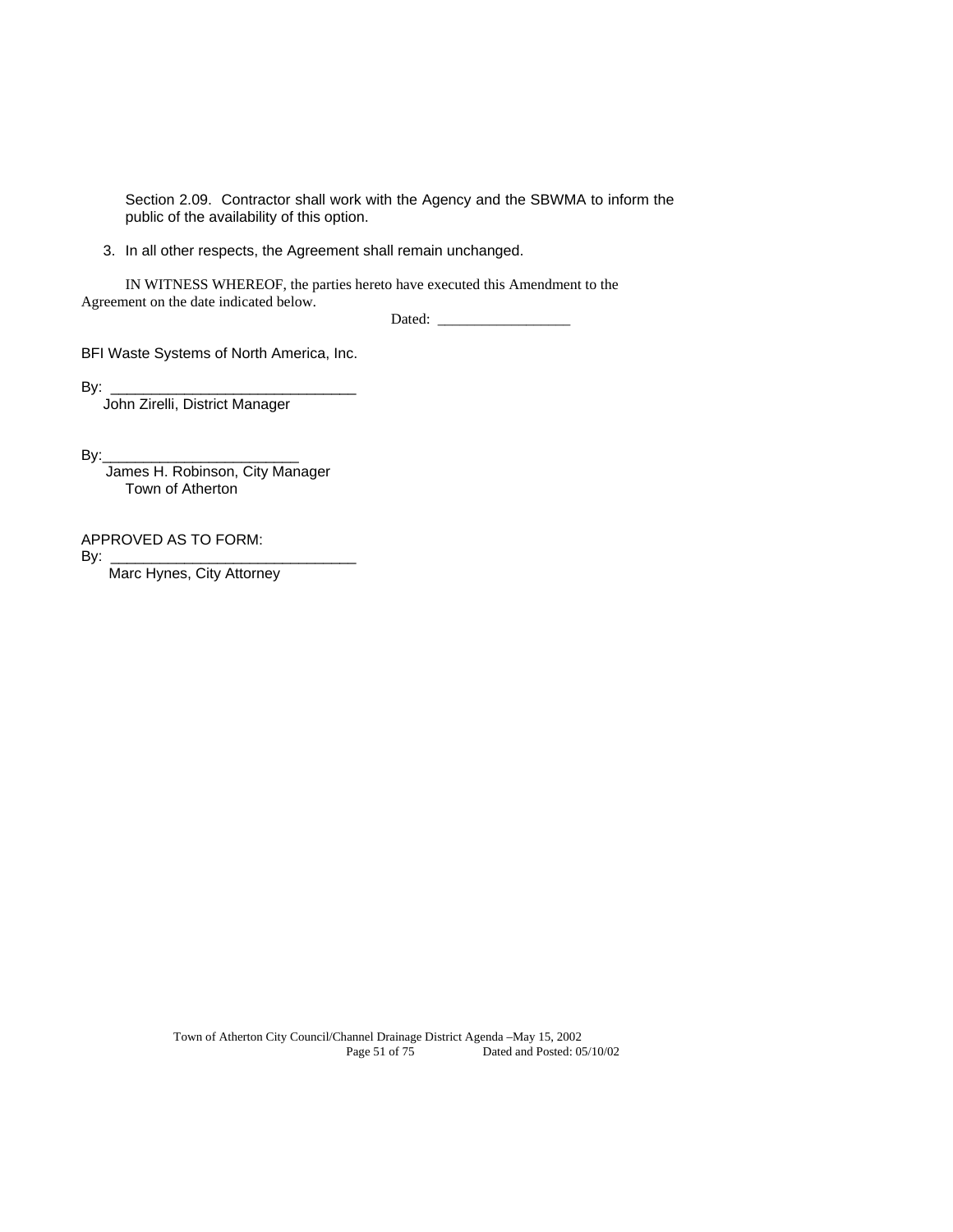Section 2.09. Contractor shall work with the Agency and the SBWMA to inform the public of the availability of this option.

3. In all other respects, the Agreement shall remain unchanged.

IN WITNESS WHEREOF, the parties hereto have executed this Amendment to the Agreement on the date indicated below.

Dated: __________________

BFI Waste Systems of North America, Inc.

By: ______________________________
John Zirelli, District Manager

By:________________________
James H. Robinson, City Manager
Town of Atherton

APPROVED AS TO FORM:
By: ______________________________
Marc Hynes, City Attorney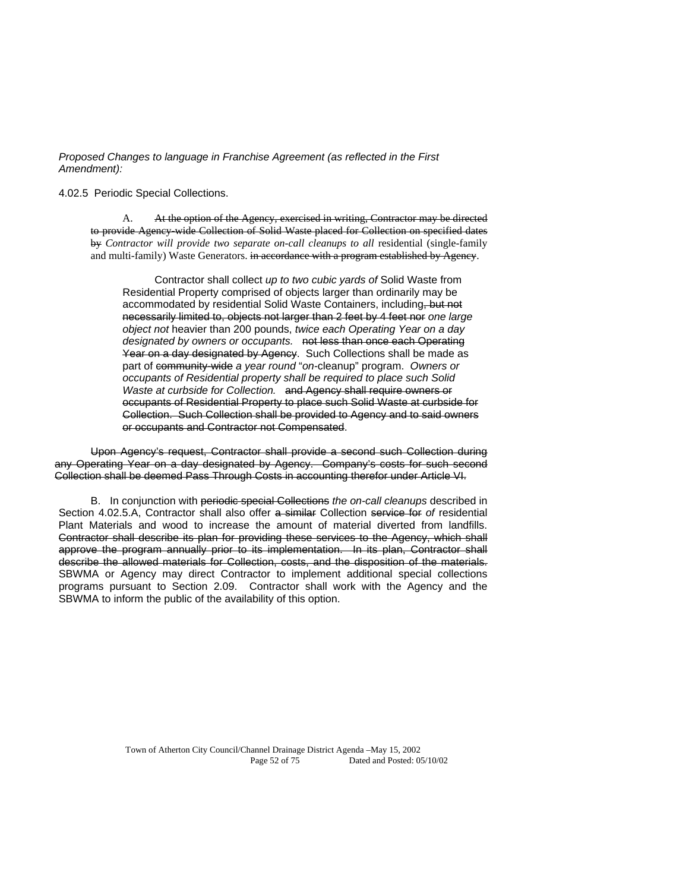*Proposed Changes to language in Franchise Agreement (as reflected in the First Amendment):*

4.02.5 Periodic Special Collections.

A. ~~At the option of the Agency, exercised in writing, Contractor may be directed to provide Agency-wide Collection of Solid Waste placed for Collection on specified dates by~~ *Contractor will provide two separate on-call cleanups to all* residential (single-family and multi-family) Waste Generators. ~~in accordance with a program established by Agency~~.

> Contractor shall collect *up to two cubic yards of* Solid Waste from Residential Property comprised of objects larger than ordinarily may be accommodated by residential Solid Waste Containers, including~~, but not necessarily limited to, objects not larger than 2 feet by 4 feet nor~~ *one large object not* heavier than 200 pounds, *twice each Operating Year on a day designated by owners or occupants.* ~~not less than once each Operating Year on a day designated by Agency~~. Such Collections shall be made as part of ~~community-wide~~ *a year round* "*on*-cleanup" program. *Owners or occupants of Residential property shall be required to place such Solid Waste at curbside for Collection.* ~~and Agency shall require owners or occupants of Residential Property to place such Solid Waste at curbside for Collection. Such Collection shall be provided to Agency and to said owners or occupants and Contractor not Compensated~~.

~~Upon Agency's request, Contractor shall provide a second such Collection during any Operating Year on a day designated by Agency. Company's costs for such second Collection shall be deemed Pass Through Costs in accounting therefor under Article VI.~~

B. In conjunction with ~~periodic special Collections~~ *the on-call cleanups* described in Section 4.02.5.A, Contractor shall also offer ~~a similar~~ Collection ~~service for~~ *of* residential Plant Materials and wood to increase the amount of material diverted from landfills. ~~Contractor shall describe its plan for providing these services to the Agency, which shall approve the program annually prior to its implementation. In its plan, Contractor shall describe the allowed materials for Collection, costs, and the disposition of the materials.~~ SBWMA or Agency may direct Contractor to implement additional special collections programs pursuant to Section 2.09. Contractor shall work with the Agency and the SBWMA to inform the public of the availability of this option.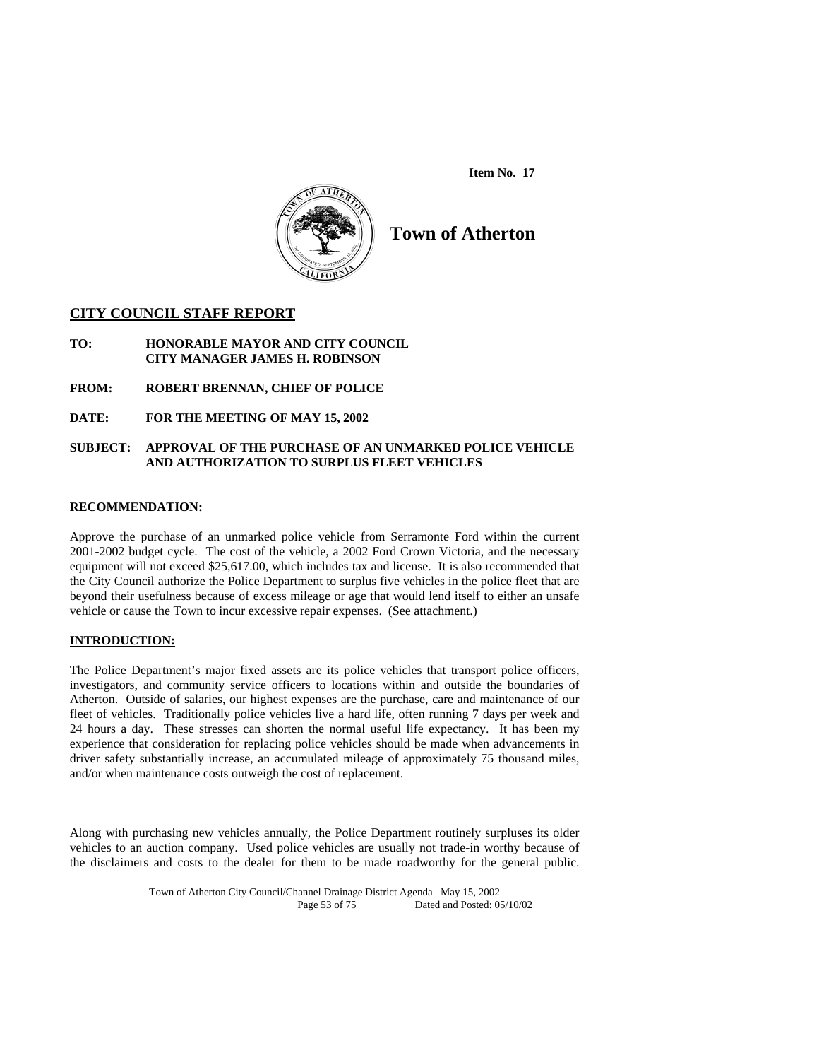**Item No. 17**

# Town of Atherton

## CITY COUNCIL STAFF REPORT

**TO:** HONORABLE MAYOR AND CITY COUNCIL
CITY MANAGER JAMES H. ROBINSON

**FROM:** ROBERT BRENNAN, CHIEF OF POLICE

**DATE:** FOR THE MEETING OF MAY 15, 2002

**SUBJECT:** APPROVAL OF THE PURCHASE OF AN UNMARKED POLICE VEHICLE AND AUTHORIZATION TO SURPLUS FLEET VEHICLES

### RECOMMENDATION:

Approve the purchase of an unmarked police vehicle from Serramonte Ford within the current 2001-2002 budget cycle. The cost of the vehicle, a 2002 Ford Crown Victoria, and the necessary equipment will not exceed $25,617.00, which includes tax and license. It is also recommended that the City Council authorize the Police Department to surplus five vehicles in the police fleet that are beyond their usefulness because of excess mileage or age that would lend itself to either an unsafe vehicle or cause the Town to incur excessive repair expenses. (See attachment.)

### INTRODUCTION:

The Police Department's major fixed assets are its police vehicles that transport police officers, investigators, and community service officers to locations within and outside the boundaries of Atherton. Outside of salaries, our highest expenses are the purchase, care and maintenance of our fleet of vehicles. Traditionally police vehicles live a hard life, often running 7 days per week and 24 hours a day. These stresses can shorten the normal useful life expectancy. It has been my experience that consideration for replacing police vehicles should be made when advancements in driver safety substantially increase, an accumulated mileage of approximately 75 thousand miles, and/or when maintenance costs outweigh the cost of replacement.

Along with purchasing new vehicles annually, the Police Department routinely surpluses its older vehicles to an auction company. Used police vehicles are usually not trade-in worthy because of the disclaimers and costs to the dealer for them to be made roadworthy for the general public.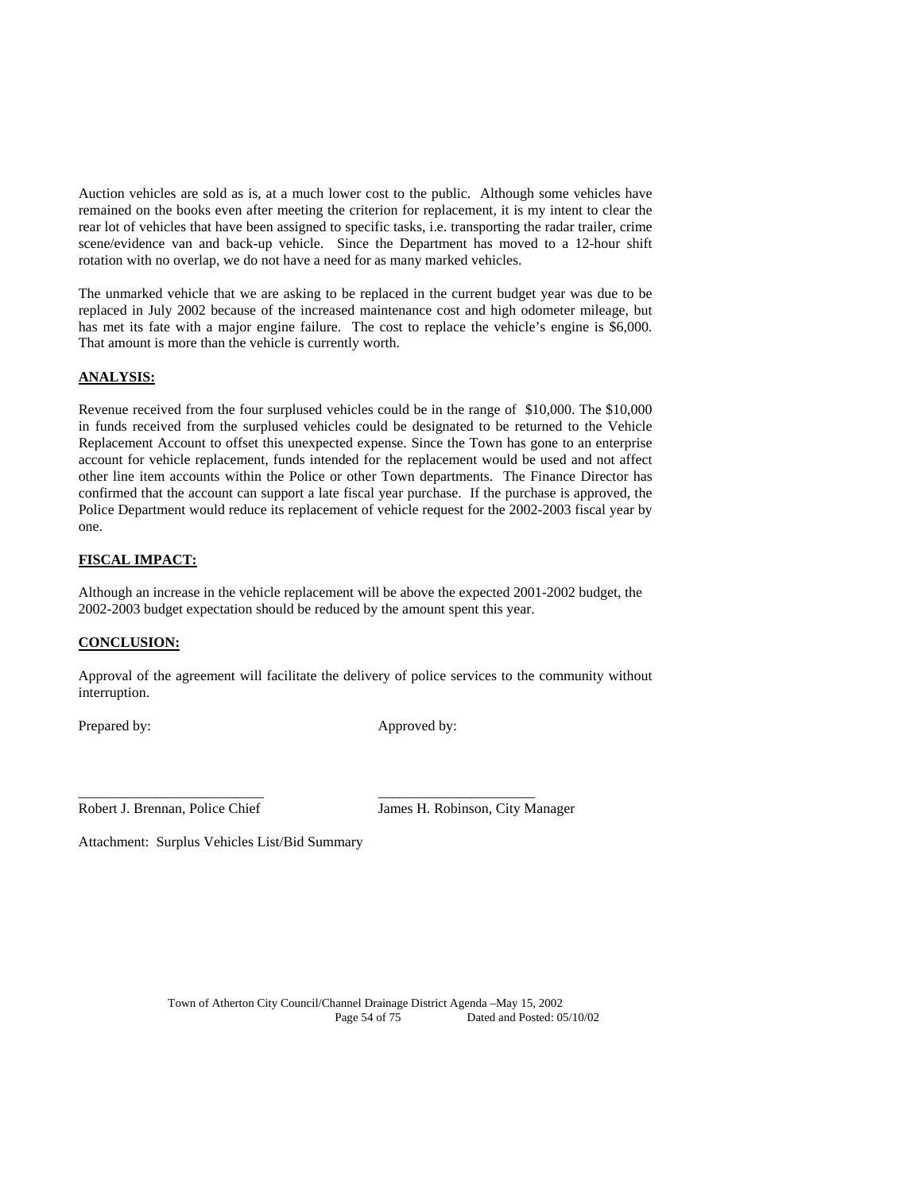Auction vehicles are sold as is, at a much lower cost to the public. Although some vehicles have remained on the books even after meeting the criterion for replacement, it is my intent to clear the rear lot of vehicles that have been assigned to specific tasks, i.e. transporting the radar trailer, crime scene/evidence van and back-up vehicle. Since the Department has moved to a 12-hour shift rotation with no overlap, we do not have a need for as many marked vehicles.

The unmarked vehicle that we are asking to be replaced in the current budget year was due to be replaced in July 2002 because of the increased maintenance cost and high odometer mileage, but has met its fate with a major engine failure. The cost to replace the vehicle's engine is $6,000. That amount is more than the vehicle is currently worth.

**ANALYSIS:**

Revenue received from the four surplused vehicles could be in the range of $10,000. The $10,000 in funds received from the surplused vehicles could be designated to be returned to the Vehicle Replacement Account to offset this unexpected expense. Since the Town has gone to an enterprise account for vehicle replacement, funds intended for the replacement would be used and not affect other line item accounts within the Police or other Town departments. The Finance Director has confirmed that the account can support a late fiscal year purchase. If the purchase is approved, the Police Department would reduce its replacement of vehicle request for the 2002-2003 fiscal year by one.

**FISCAL IMPACT:**

Although an increase in the vehicle replacement will be above the expected 2001-2002 budget, the 2002-2003 budget expectation should be reduced by the amount spent this year.

**CONCLUSION:**

Approval of the agreement will facilitate the delivery of police services to the community without interruption.

Prepared by: Approved by:

\_\_\_\_\_\_\_\_\_\_\_\_\_\_\_\_\_\_\_\_\_\_\_\_\_\_ \_\_\_\_\_\_\_\_\_\_\_\_\_\_\_\_\_\_\_\_\_\_

Robert J. Brennan, Police Chief James H. Robinson, City Manager

Attachment: Surplus Vehicles List/Bid Summary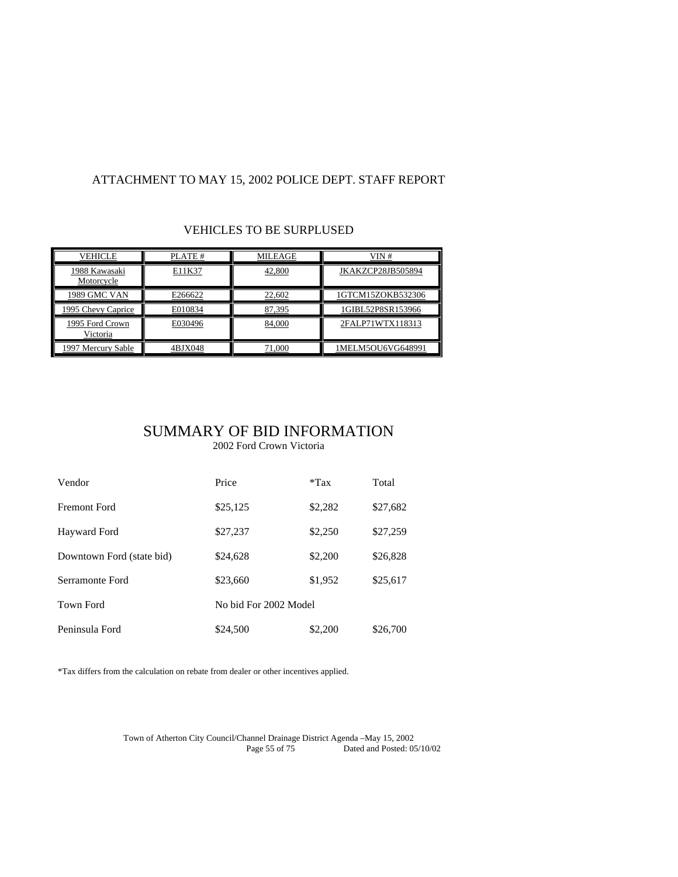ATTACHMENT TO MAY 15, 2002 POLICE DEPT. STAFF REPORT

VEHICLES TO BE SURPLUSED

| VEHICLE | PLATE # | MILEAGE | VIN # |
|---|---|---|---|
| 1988 Kawasaki Motorcycle | E11K37 | 42,800 | JKAKZCP28JB505894 |
| 1989 GMC VAN | E266622 | 22,602 | 1GTCM15ZOKB532306 |
| 1995 Chevy Caprice | E010834 | 87,395 | 1GIBL52P8SR153966 |
| 1995 Ford Crown Victoria | E030496 | 84,000 | 2FALP71WTX118313 |
| 1997 Mercury Sable | 4BJX048 | 71,000 | 1MELM5OU6VG648991 |

# SUMMARY OF BID INFORMATION

2002 Ford Crown Victoria

| Vendor | Price | *Tax | Total |
|---|---|---|---|
| Fremont Ford | $25,125 | $2,282 | $27,682 |
| Hayward Ford | $27,237 | $2,250 | $27,259 |
| Downtown Ford (state bid) | $24,628 | $2,200 | $26,828 |
| Serramonte Ford | $23,660 | $1,952 | $25,617 |
| Town Ford | No bid For 2002 Model | | |
| Peninsula Ford | $24,500 | $2,200 | $26,700 |

*Tax differs from the calculation on rebate from dealer or other incentives applied.

Town of Atherton City Council/Channel Drainage District Agenda –May 15, 2002
Dated and Posted: 05/10/02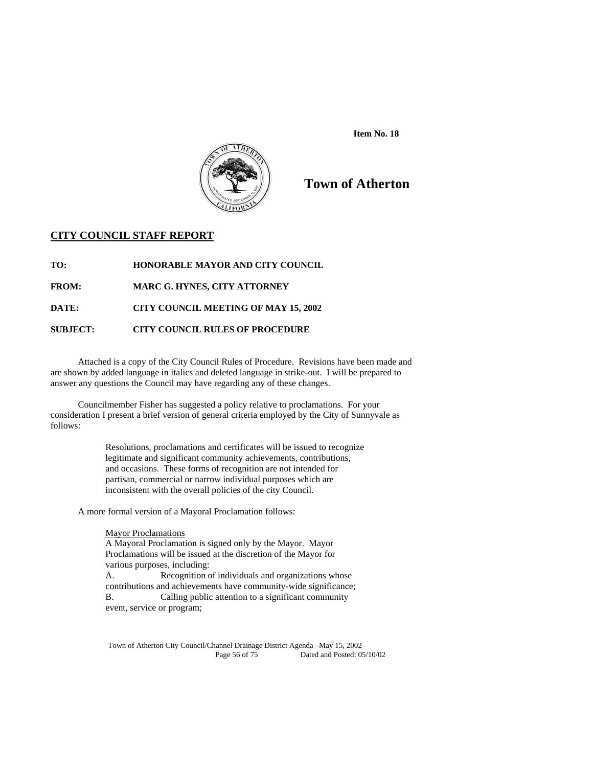**Item No. 18**

# Town of Atherton

## CITY COUNCIL STAFF REPORT

**TO:** HONORABLE MAYOR AND CITY COUNCIL

**FROM:** MARC G. HYNES, CITY ATTORNEY

**DATE:** CITY COUNCIL MEETING OF MAY 15, 2002

**SUBJECT:** CITY COUNCIL RULES OF PROCEDURE

Attached is a copy of the City Council Rules of Procedure. Revisions have been made and are shown by added language in italics and deleted language in strike-out. I will be prepared to answer any questions the Council may have regarding any of these changes.

Councilmember Fisher has suggested a policy relative to proclamations. For your consideration I present a brief version of general criteria employed by the City of Sunnyvale as follows:

> Resolutions, proclamations and certificates will be issued to recognize legitimate and significant community achievements, contributions, and occasions. These forms of recognition are not intended for partisan, commercial or narrow individual purposes which are inconsistent with the overall policies of the city Council.

A more formal version of a Mayoral Proclamation follows:

> Mayor Proclamations
>
> A Mayoral Proclamation is signed only by the Mayor. Mayor Proclamations will be issued at the discretion of the Mayor for various purposes, including:
>
> A. Recognition of individuals and organizations whose contributions and achievements have community-wide significance;
>
> B. Calling public attention to a significant community event, service or program;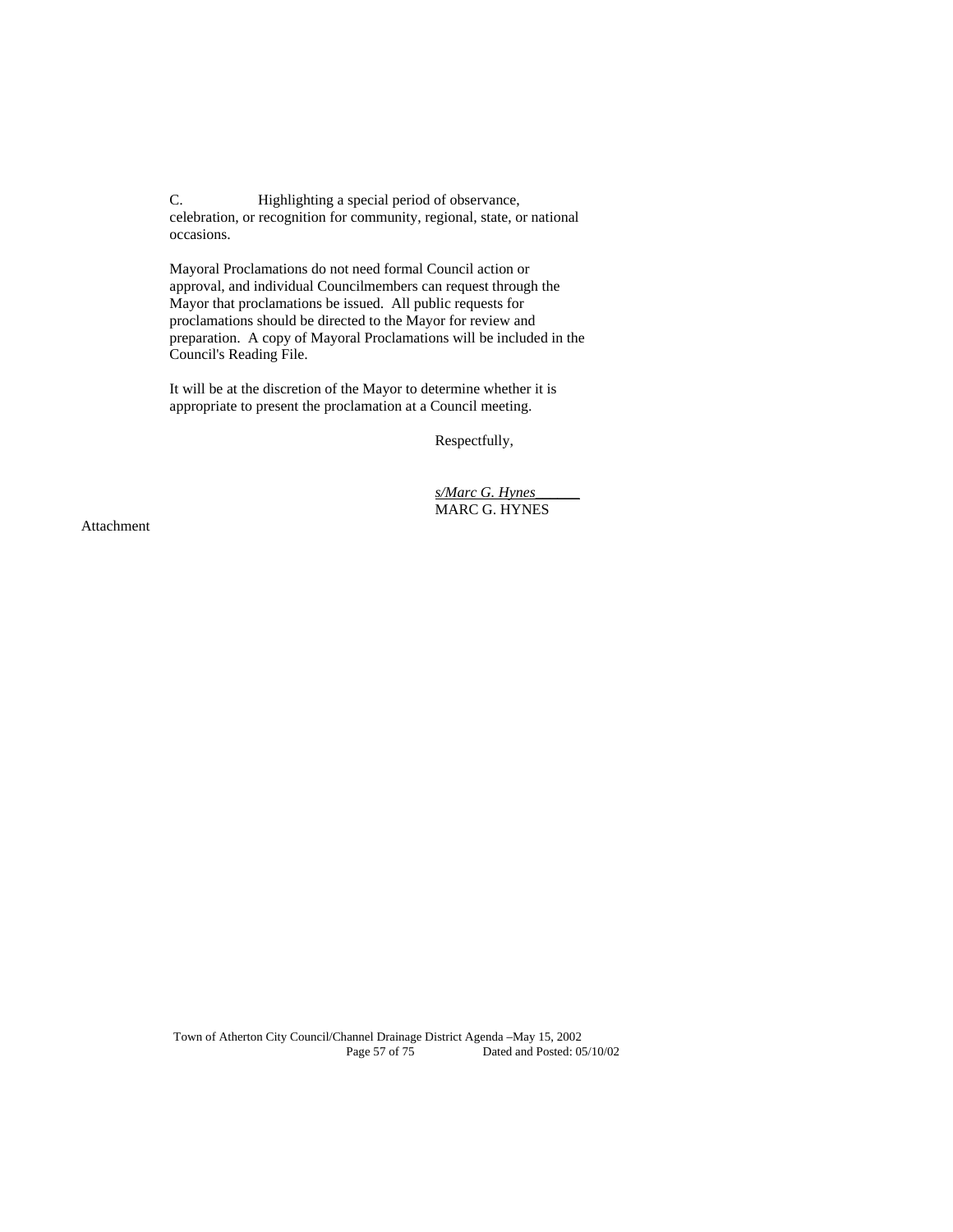C. Highlighting a special period of observance, celebration, or recognition for community, regional, state, or national occasions.

Mayoral Proclamations do not need formal Council action or approval, and individual Councilmembers can request through the Mayor that proclamations be issued. All public requests for proclamations should be directed to the Mayor for review and preparation. A copy of Mayoral Proclamations will be included in the Council's Reading File.

It will be at the discretion of the Mayor to determine whether it is appropriate to present the proclamation at a Council meeting.

Respectfully,

*s/Marc G. Hynes*
MARC G. HYNES

Attachment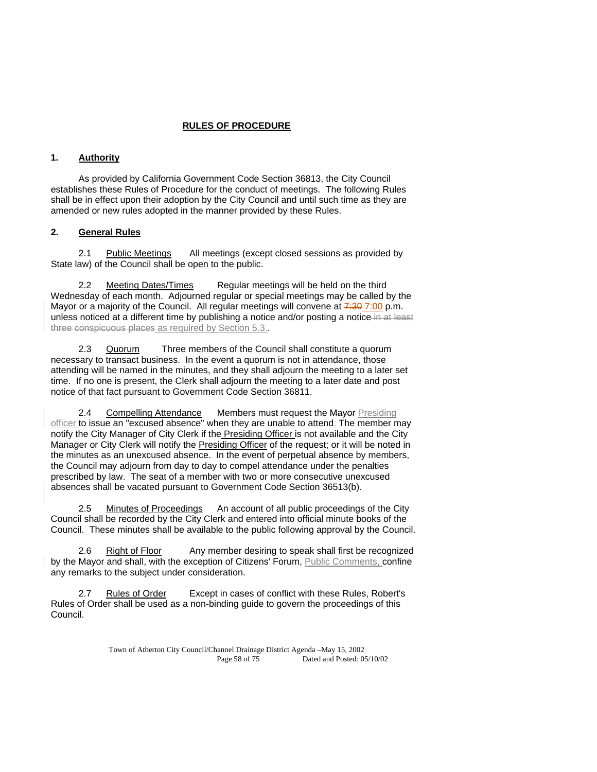# RULES OF PROCEDURE

## 1. Authority

As provided by California Government Code Section 36813, the City Council establishes these Rules of Procedure for the conduct of meetings. The following Rules shall be in effect upon their adoption by the City Council and until such time as they are amended or new rules adopted in the manner provided by these Rules.

## 2. General Rules

2.1 Public Meetings All meetings (except closed sessions as provided by State law) of the Council shall be open to the public.

2.2 Meeting Dates/Times Regular meetings will be held on the third Wednesday of each month. Adjourned regular or special meetings may be called by the Mayor or a majority of the Council. All regular meetings will convene at ~~7:30~~ 7:00 p.m. unless noticed at a different time by publishing a notice and/or posting a notice ~~in at least three conspicuous places~~ as required by Section 5.3..

2.3 Quorum Three members of the Council shall constitute a quorum necessary to transact business. In the event a quorum is not in attendance, those attending will be named in the minutes, and they shall adjourn the meeting to a later set time. If no one is present, the Clerk shall adjourn the meeting to a later date and post notice of that fact pursuant to Government Code Section 36811.

2.4 Compelling Attendance Members must request the ~~Mayor~~ Presiding officer to issue an "excused absence" when they are unable to attend. The member may notify the City Manager of City Clerk if the Presiding Officer is not available and the City Manager or City Clerk will notify the Presiding Officer of the request; or it will be noted in the minutes as an unexcused absence. In the event of perpetual absence by members, the Council may adjourn from day to day to compel attendance under the penalties prescribed by law. The seat of a member with two or more consecutive unexcused absences shall be vacated pursuant to Government Code Section 36513(b).

2.5 Minutes of Proceedings An account of all public proceedings of the City Council shall be recorded by the City Clerk and entered into official minute books of the Council. These minutes shall be available to the public following approval by the Council.

2.6 Right of Floor Any member desiring to speak shall first be recognized by the Mayor and shall, with the exception of Citizens' Forum, Public Comments, confine any remarks to the subject under consideration.

2.7 Rules of Order Except in cases of conflict with these Rules, Robert's Rules of Order shall be used as a non-binding guide to govern the proceedings of this Council.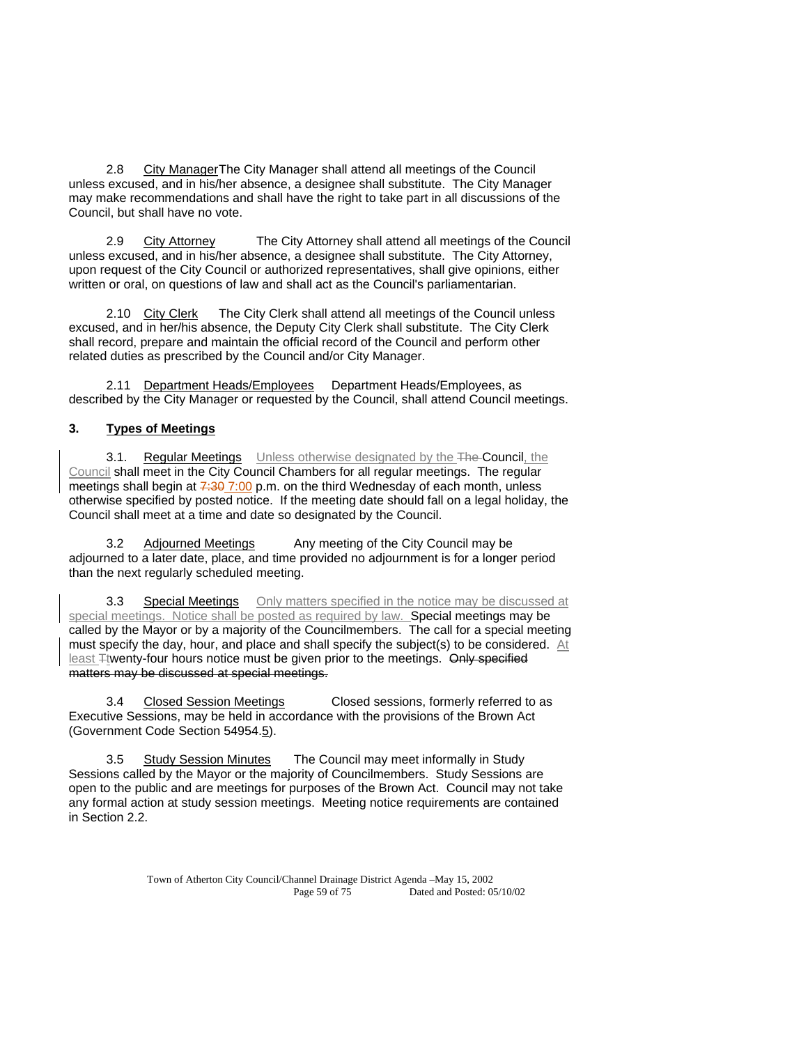2.8 City Manager The City Manager shall attend all meetings of the Council unless excused, and in his/her absence, a designee shall substitute. The City Manager may make recommendations and shall have the right to take part in all discussions of the Council, but shall have no vote.

2.9 City Attorney The City Attorney shall attend all meetings of the Council unless excused, and in his/her absence, a designee shall substitute. The City Attorney, upon request of the City Council or authorized representatives, shall give opinions, either written or oral, on questions of law and shall act as the Council's parliamentarian.

2.10 City Clerk The City Clerk shall attend all meetings of the Council unless excused, and in her/his absence, the Deputy City Clerk shall substitute. The City Clerk shall record, prepare and maintain the official record of the Council and perform other related duties as prescribed by the Council and/or City Manager.

2.11 Department Heads/Employees Department Heads/Employees, as described by the City Manager or requested by the Council, shall attend Council meetings.

**3. Types of Meetings**

3.1. Regular Meetings Unless otherwise designated by the ~~The~~ Council, the Council shall meet in the City Council Chambers for all regular meetings. The regular meetings shall begin at ~~7:30~~ 7:00 p.m. on the third Wednesday of each month, unless otherwise specified by posted notice. If the meeting date should fall on a legal holiday, the Council shall meet at a time and date so designated by the Council.

3.2 Adjourned Meetings Any meeting of the City Council may be adjourned to a later date, place, and time provided no adjournment is for a longer period than the next regularly scheduled meeting.

3.3 Special Meetings Only matters specified in the notice may be discussed at special meetings. Notice shall be posted as required by law. Special meetings may be called by the Mayor or by a majority of the Councilmembers. The call for a special meeting must specify the day, hour, and place and shall specify the subject(s) to be considered. At least ~~T~~twenty-four hours notice must be given prior to the meetings. ~~Only specified matters may be discussed at special meetings.~~

3.4 Closed Session Meetings Closed sessions, formerly referred to as Executive Sessions, may be held in accordance with the provisions of the Brown Act (Government Code Section 54954.5).

3.5 Study Session Minutes The Council may meet informally in Study Sessions called by the Mayor or the majority of Councilmembers. Study Sessions are open to the public and are meetings for purposes of the Brown Act. Council may not take any formal action at study session meetings. Meeting notice requirements are contained in Section 2.2.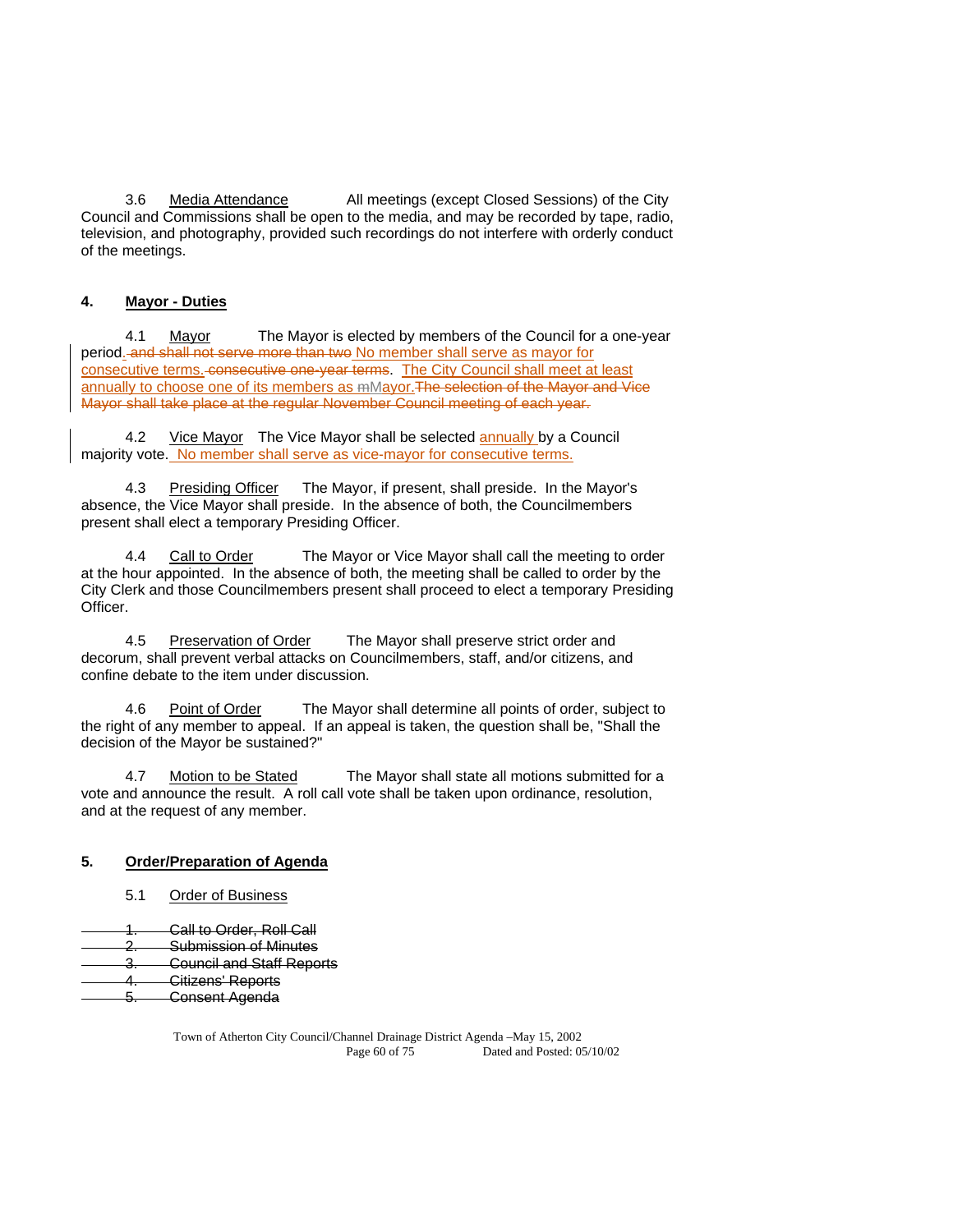3.6 Media Attendance All meetings (except Closed Sessions) of the City Council and Commissions shall be open to the media, and may be recorded by tape, radio, television, and photography, provided such recordings do not interfere with orderly conduct of the meetings.

## 4. Mayor - Duties

4.1 Mayor The Mayor is elected by members of the Council for a one-year period. ~~and shall not serve more than two~~ No member shall serve as mayor for consecutive terms. ~~consecutive one-year terms~~. The City Council shall meet at least annually to choose one of its members as ~~m~~Mayor.~~The selection of the Mayor and Vice Mayor shall take place at the regular November Council meeting of each year.~~

4.2 Vice Mayor The Vice Mayor shall be selected annually by a Council majority vote. No member shall serve as vice-mayor for consecutive terms.

4.3 Presiding Officer The Mayor, if present, shall preside. In the Mayor's absence, the Vice Mayor shall preside. In the absence of both, the Councilmembers present shall elect a temporary Presiding Officer.

4.4 Call to Order The Mayor or Vice Mayor shall call the meeting to order at the hour appointed. In the absence of both, the meeting shall be called to order by the City Clerk and those Councilmembers present shall proceed to elect a temporary Presiding Officer.

4.5 Preservation of Order The Mayor shall preserve strict order and decorum, shall prevent verbal attacks on Councilmembers, staff, and/or citizens, and confine debate to the item under discussion.

4.6 Point of Order The Mayor shall determine all points of order, subject to the right of any member to appeal. If an appeal is taken, the question shall be, "Shall the decision of the Mayor be sustained?"

4.7 Motion to be Stated The Mayor shall state all motions submitted for a vote and announce the result. A roll call vote shall be taken upon ordinance, resolution, and at the request of any member.

## 5. Order/Preparation of Agenda

5.1 Order of Business

~~1. Call to Order, Roll Call~~
~~2. Submission of Minutes~~
~~3. Council and Staff Reports~~
~~4. Citizens' Reports~~
~~5. Consent Agenda~~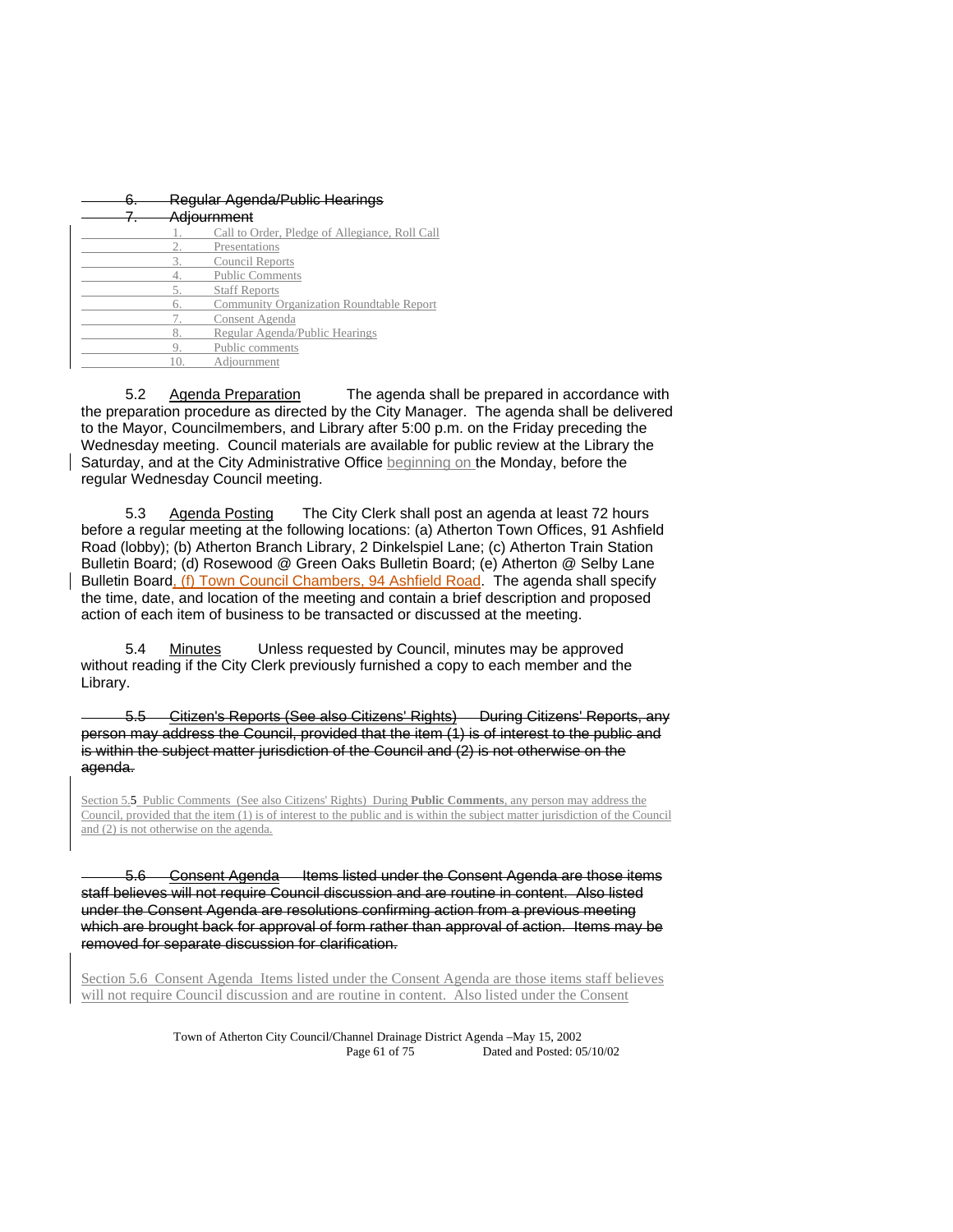~~6. Regular Agenda/Public Hearings~~

~~7. Adjournment~~

1. Call to Order, Pledge of Allegiance, Roll Call
2. Presentations
3. Council Reports
4. Public Comments
5. Staff Reports
6. Community Organization Roundtable Report
7. Consent Agenda
8. Regular Agenda/Public Hearings
9. Public comments
10. Adjournment

5.2 Agenda Preparation The agenda shall be prepared in accordance with the preparation procedure as directed by the City Manager. The agenda shall be delivered to the Mayor, Councilmembers, and Library after 5:00 p.m. on the Friday preceding the Wednesday meeting. Council materials are available for public review at the Library the Saturday, and at the City Administrative Office beginning on the Monday, before the regular Wednesday Council meeting.

5.3 Agenda Posting The City Clerk shall post an agenda at least 72 hours before a regular meeting at the following locations: (a) Atherton Town Offices, 91 Ashfield Road (lobby); (b) Atherton Branch Library, 2 Dinkelspiel Lane; (c) Atherton Train Station Bulletin Board; (d) Rosewood @ Green Oaks Bulletin Board; (e) Atherton @ Selby Lane Bulletin Board, (f) Town Council Chambers, 94 Ashfield Road. The agenda shall specify the time, date, and location of the meeting and contain a brief description and proposed action of each item of business to be transacted or discussed at the meeting.

5.4 Minutes Unless requested by Council, minutes may be approved without reading if the City Clerk previously furnished a copy to each member and the Library.

~~5.5 Citizen's Reports (See also Citizens' Rights) During Citizens' Reports, any person may address the Council, provided that the item (1) is of interest to the public and is within the subject matter jurisdiction of the Council and (2) is not otherwise on the agenda.~~

Section 5.5 Public Comments (See also Citizens' Rights) During **Public Comments**, any person may address the Council, provided that the item (1) is of interest to the public and is within the subject matter jurisdiction of the Council and (2) is not otherwise on the agenda.

~~5.6 Consent Agenda Items listed under the Consent Agenda are those items staff believes will not require Council discussion and are routine in content. Also listed under the Consent Agenda are resolutions confirming action from a previous meeting which are brought back for approval of form rather than approval of action. Items may be removed for separate discussion for clarification.~~

Section 5.6 Consent Agenda Items listed under the Consent Agenda are those items staff believes will not require Council discussion and are routine in content. Also listed under the Consent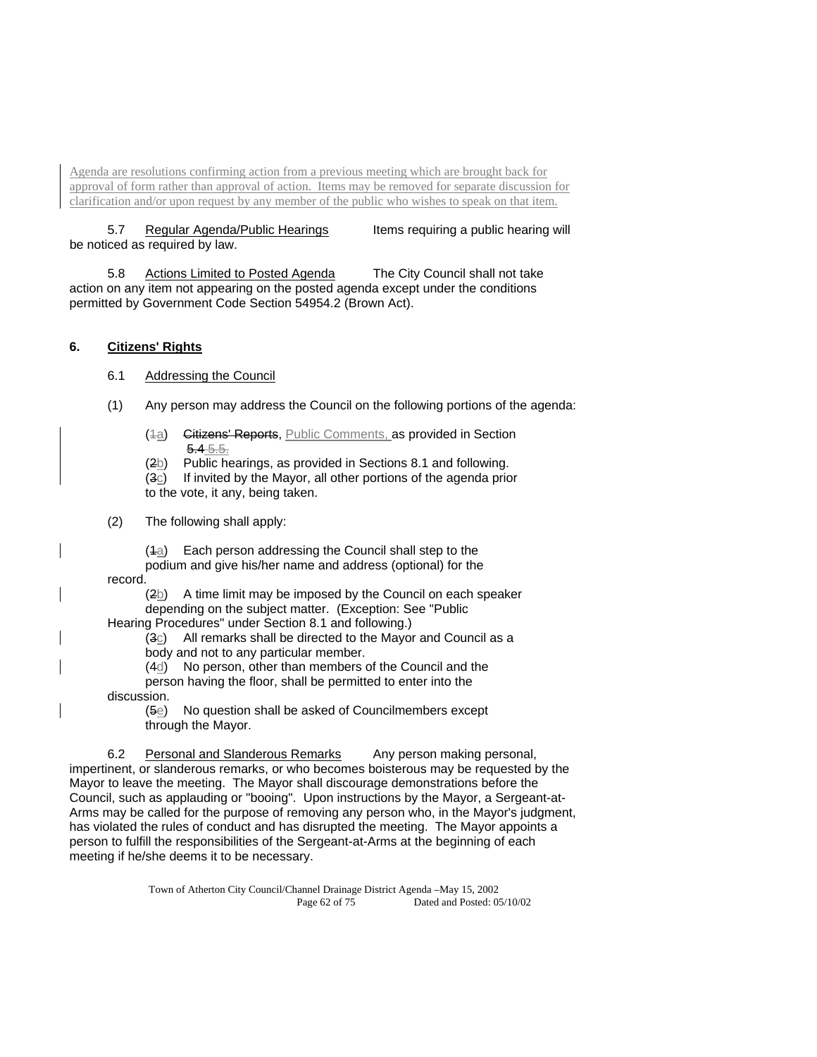Agenda are resolutions confirming action from a previous meeting which are brought back for approval of form rather than approval of action. Items may be removed for separate discussion for clarification and/or upon request by any member of the public who wishes to speak on that item.

5.7 Regular Agenda/Public Hearings Items requiring a public hearing will be noticed as required by law.

5.8 Actions Limited to Posted Agenda The City Council shall not take action on any item not appearing on the posted agenda except under the conditions permitted by Government Code Section 54954.2 (Brown Act).

**6. Citizens' Rights**

6.1 Addressing the Council

(1) Any person may address the Council on the following portions of the agenda:

(~~1~~a) ~~Citizens' Reports~~, Public Comments, as provided in Section ~~5.4~~ 5.5.
(~~2~~b) Public hearings, as provided in Sections 8.1 and following.
(~~3~~c) If invited by the Mayor, all other portions of the agenda prior to the vote, it any, being taken.

(2) The following shall apply:

(~~1~~a) Each person addressing the Council shall step to the podium and give his/her name and address (optional) for the record.
(~~2~~b) A time limit may be imposed by the Council on each speaker depending on the subject matter. (Exception: See "Public Hearing Procedures" under Section 8.1 and following.)
(~~3~~c) All remarks shall be directed to the Mayor and Council as a body and not to any particular member.
(~~4~~d) No person, other than members of the Council and the person having the floor, shall be permitted to enter into the discussion.
(~~5~~e) No question shall be asked of Councilmembers except through the Mayor.

6.2 Personal and Slanderous Remarks Any person making personal, impertinent, or slanderous remarks, or who becomes boisterous may be requested by the Mayor to leave the meeting. The Mayor shall discourage demonstrations before the Council, such as applauding or "booing". Upon instructions by the Mayor, a Sergeant-at-Arms may be called for the purpose of removing any person who, in the Mayor's judgment, has violated the rules of conduct and has disrupted the meeting. The Mayor appoints a person to fulfill the responsibilities of the Sergeant-at-Arms at the beginning of each meeting if he/she deems it to be necessary.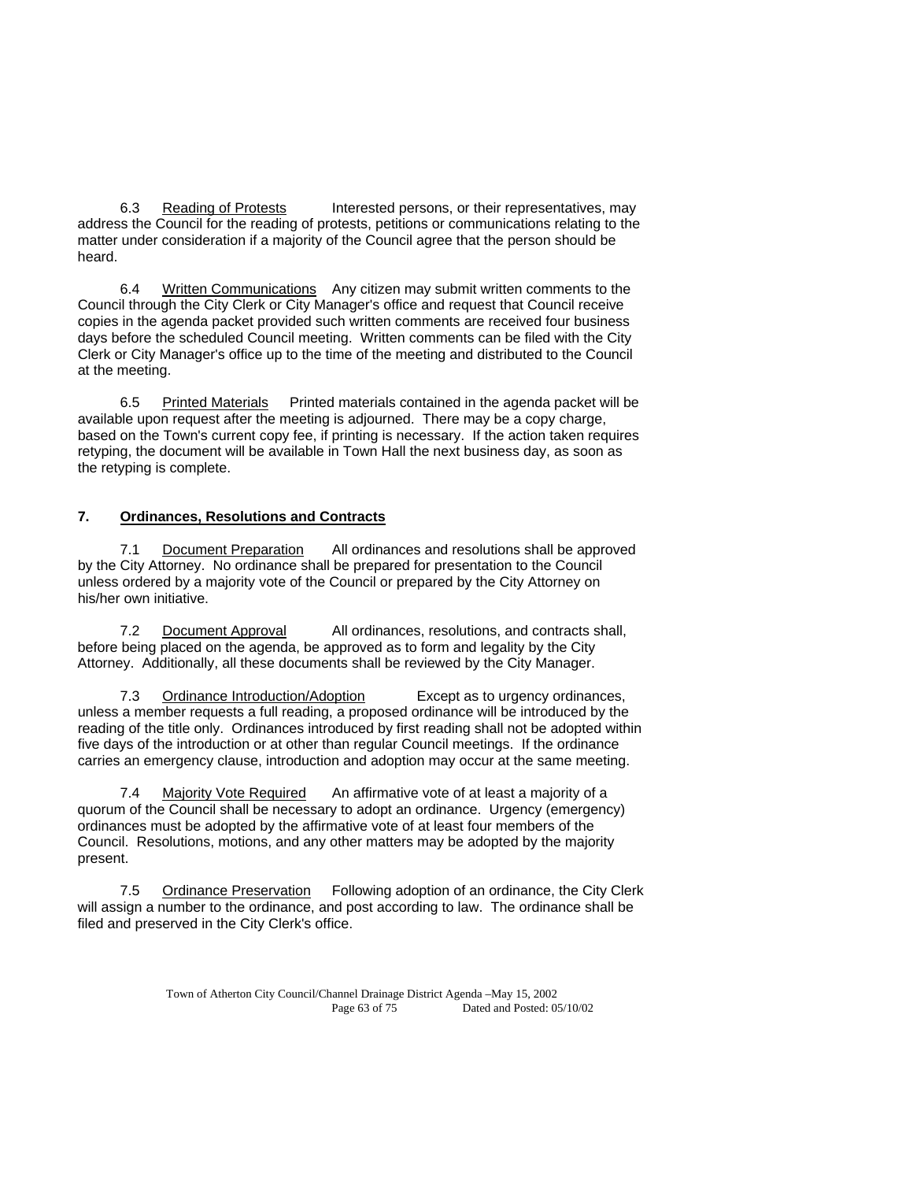6.3 Reading of Protests Interested persons, or their representatives, may address the Council for the reading of protests, petitions or communications relating to the matter under consideration if a majority of the Council agree that the person should be heard.

6.4 Written Communications Any citizen may submit written comments to the Council through the City Clerk or City Manager's office and request that Council receive copies in the agenda packet provided such written comments are received four business days before the scheduled Council meeting. Written comments can be filed with the City Clerk or City Manager's office up to the time of the meeting and distributed to the Council at the meeting.

6.5 Printed Materials Printed materials contained in the agenda packet will be available upon request after the meeting is adjourned. There may be a copy charge, based on the Town's current copy fee, if printing is necessary. If the action taken requires retyping, the document will be available in Town Hall the next business day, as soon as the retyping is complete.

## 7. Ordinances, Resolutions and Contracts

7.1 Document Preparation All ordinances and resolutions shall be approved by the City Attorney. No ordinance shall be prepared for presentation to the Council unless ordered by a majority vote of the Council or prepared by the City Attorney on his/her own initiative.

7.2 Document Approval All ordinances, resolutions, and contracts shall, before being placed on the agenda, be approved as to form and legality by the City Attorney. Additionally, all these documents shall be reviewed by the City Manager.

7.3 Ordinance Introduction/Adoption Except as to urgency ordinances, unless a member requests a full reading, a proposed ordinance will be introduced by the reading of the title only. Ordinances introduced by first reading shall not be adopted within five days of the introduction or at other than regular Council meetings. If the ordinance carries an emergency clause, introduction and adoption may occur at the same meeting.

7.4 Majority Vote Required An affirmative vote of at least a majority of a quorum of the Council shall be necessary to adopt an ordinance. Urgency (emergency) ordinances must be adopted by the affirmative vote of at least four members of the Council. Resolutions, motions, and any other matters may be adopted by the majority present.

7.5 Ordinance Preservation Following adoption of an ordinance, the City Clerk will assign a number to the ordinance, and post according to law. The ordinance shall be filed and preserved in the City Clerk's office.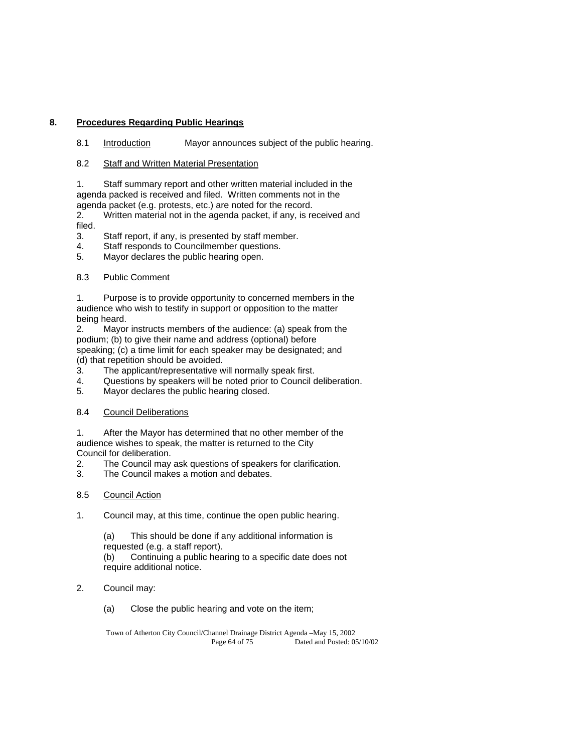## 8. Procedures Regarding Public Hearings

8.1 Introduction Mayor announces subject of the public hearing.

8.2 Staff and Written Material Presentation

1. Staff summary report and other written material included in the agenda packed is received and filed. Written comments not in the agenda packet (e.g. protests, etc.) are noted for the record.
2. Written material not in the agenda packet, if any, is received and filed.
3. Staff report, if any, is presented by staff member.
4. Staff responds to Councilmember questions.
5. Mayor declares the public hearing open.

8.3 Public Comment

1. Purpose is to provide opportunity to concerned members in the audience who wish to testify in support or opposition to the matter being heard.
2. Mayor instructs members of the audience: (a) speak from the podium; (b) to give their name and address (optional) before speaking; (c) a time limit for each speaker may be designated; and (d) that repetition should be avoided.
3. The applicant/representative will normally speak first.
4. Questions by speakers will be noted prior to Council deliberation.
5. Mayor declares the public hearing closed.

8.4 Council Deliberations

1. After the Mayor has determined that no other member of the audience wishes to speak, the matter is returned to the City Council for deliberation.
2. The Council may ask questions of speakers for clarification.
3. The Council makes a motion and debates.

8.5 Council Action

1. Council may, at this time, continue the open public hearing.

   (a) This should be done if any additional information is requested (e.g. a staff report).
   (b) Continuing a public hearing to a specific date does not require additional notice.

2. Council may:

   (a) Close the public hearing and vote on the item;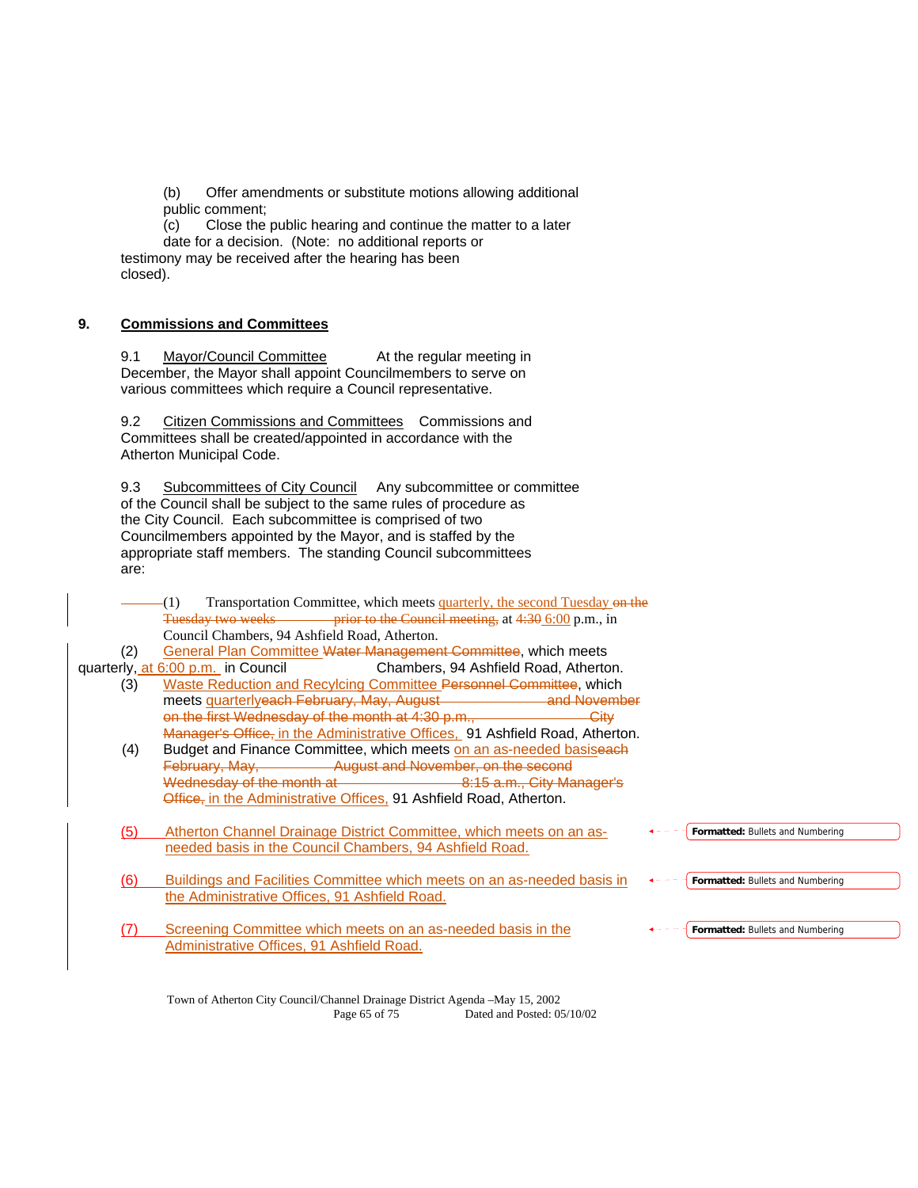(b) Offer amendments or substitute motions allowing additional public comment;

(c) Close the public hearing and continue the matter to a later date for a decision. (Note: no additional reports or testimony may be received after the hearing has been closed).

**9. Commissions and Committees**

9.1 Mayor/Council Committee At the regular meeting in December, the Mayor shall appoint Councilmembers to serve on various committees which require a Council representative.

9.2 Citizen Commissions and Committees Commissions and Committees shall be created/appointed in accordance with the Atherton Municipal Code.

9.3 Subcommittees of City Council Any subcommittee or committee of the Council shall be subject to the same rules of procedure as the City Council. Each subcommittee is comprised of two Councilmembers appointed by the Mayor, and is staffed by the appropriate staff members. The standing Council subcommittees are:

(1) Transportation Committee, which meets quarterly, the second Tuesday ~~on the Tuesday two weeks prior to the Council meeting,~~ at ~~4:30~~ 6:00 p.m., in Council Chambers, 94 Ashfield Road, Atherton.

(2) General Plan Committee ~~Water Management Committee~~, which meets quarterly, at 6:00 p.m. in Council Chambers, 94 Ashfield Road, Atherton.

(3) Waste Reduction and Recylcing Committee ~~Personnel Committee~~, which meets quarterly~~each February, May, August and November on the first Wednesday of the month at 4:30 p.m., City Manager's Office,~~ in the Administrative Offices, 91 Ashfield Road, Atherton.

(4) Budget and Finance Committee, which meets on an as-needed basis~~each February, May, August and November, on the second Wednesday of the month at 8:15 a.m., City Manager's Office,~~ in the Administrative Offices, 91 Ashfield Road, Atherton.

(5) Atherton Channel Drainage District Committee, which meets on an as-needed basis in the Council Chambers, 94 Ashfield Road.

(6) Buildings and Facilities Committee which meets on an as-needed basis in the Administrative Offices, 91 Ashfield Road.

(7) Screening Committee which meets on an as-needed basis in the Administrative Offices, 91 Ashfield Road.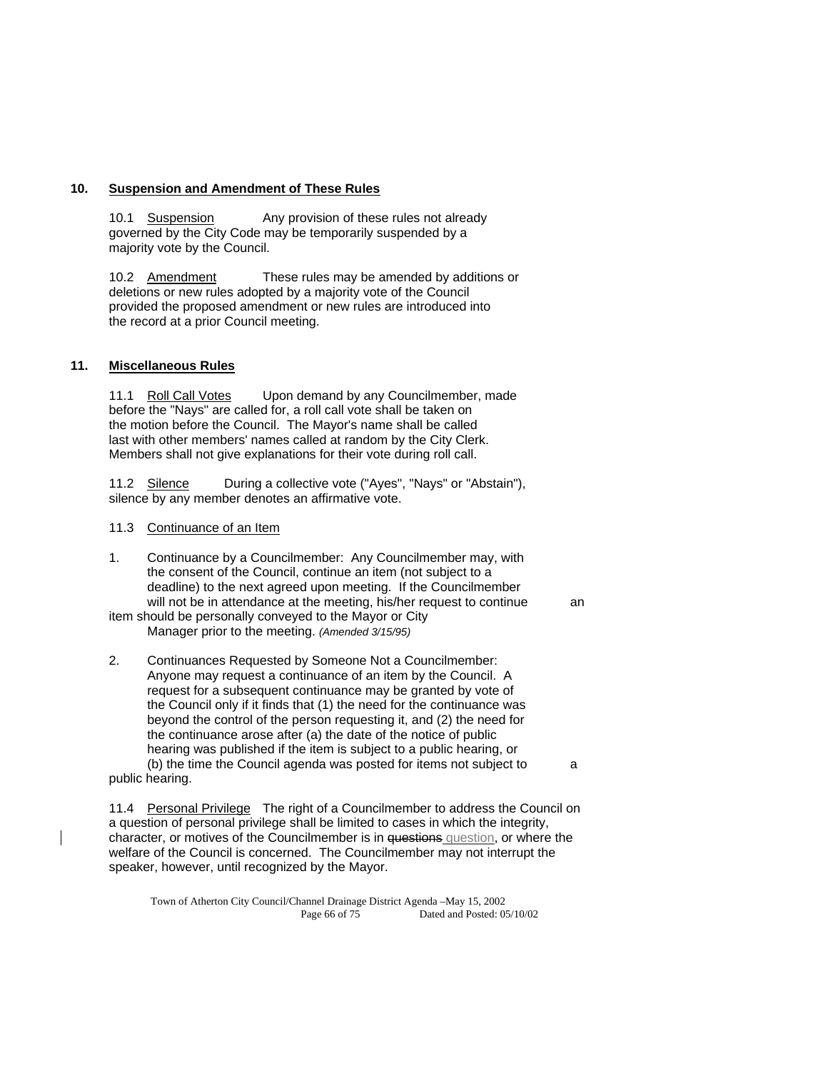## 10. Suspension and Amendment of These Rules

10.1 Suspension Any provision of these rules not already governed by the City Code may be temporarily suspended by a majority vote by the Council.

10.2 Amendment These rules may be amended by additions or deletions or new rules adopted by a majority vote of the Council provided the proposed amendment or new rules are introduced into the record at a prior Council meeting.

## 11. Miscellaneous Rules

11.1 Roll Call Votes Upon demand by any Councilmember, made before the "Nays" are called for, a roll call vote shall be taken on the motion before the Council. The Mayor's name shall be called last with other members' names called at random by the City Clerk. Members shall not give explanations for their vote during roll call.

11.2 Silence During a collective vote ("Ayes", "Nays" or "Abstain"), silence by any member denotes an affirmative vote.

11.3 Continuance of an Item

1. Continuance by a Councilmember: Any Councilmember may, with the consent of the Council, continue an item (not subject to a deadline) to the next agreed upon meeting. If the Councilmember will not be in attendance at the meeting, his/her request to continue an item should be personally conveyed to the Mayor or City Manager prior to the meeting. *(Amended 3/15/95)*

2. Continuances Requested by Someone Not a Councilmember: Anyone may request a continuance of an item by the Council. A request for a subsequent continuance may be granted by vote of the Council only if it finds that (1) the need for the continuance was beyond the control of the person requesting it, and (2) the need for the continuance arose after (a) the date of the notice of public hearing was published if the item is subject to a public hearing, or (b) the time the Council agenda was posted for items not subject to a public hearing.

11.4 Personal Privilege The right of a Councilmember to address the Council on a question of personal privilege shall be limited to cases in which the integrity, character, or motives of the Councilmember is in ~~questions~~ question, or where the welfare of the Council is concerned. The Councilmember may not interrupt the speaker, however, until recognized by the Mayor.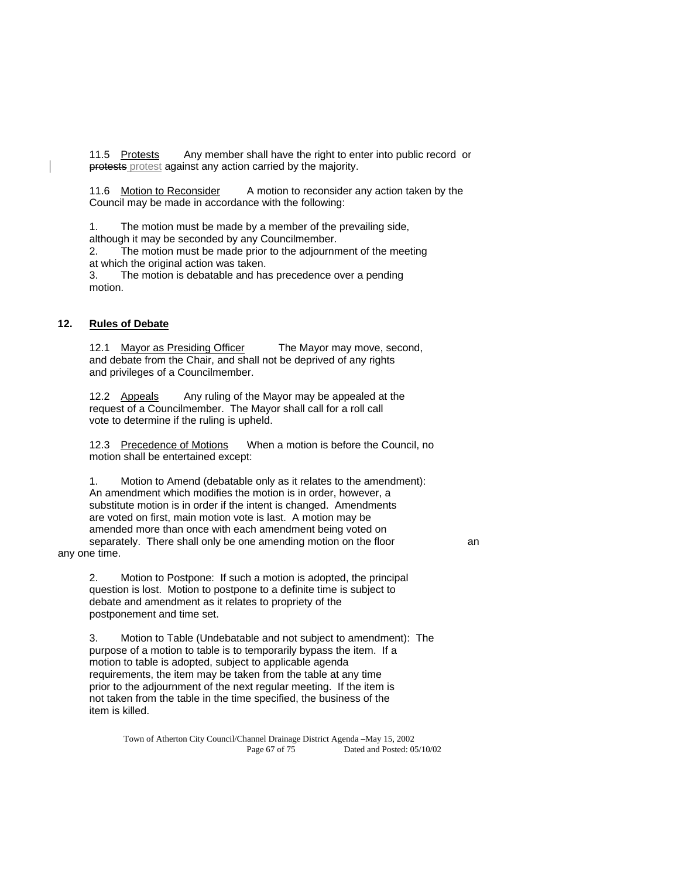11.5 Protests Any member shall have the right to enter into public record or ~~protests~~ protest against any action carried by the majority.

11.6 Motion to Reconsider A motion to reconsider any action taken by the Council may be made in accordance with the following:

1. The motion must be made by a member of the prevailing side, although it may be seconded by any Councilmember.
2. The motion must be made prior to the adjournment of the meeting at which the original action was taken.
3. The motion is debatable and has precedence over a pending motion.

## 12. Rules of Debate

12.1 Mayor as Presiding Officer The Mayor may move, second, and debate from the Chair, and shall not be deprived of any rights and privileges of a Councilmember.

12.2 Appeals Any ruling of the Mayor may be appealed at the request of a Councilmember. The Mayor shall call for a roll call vote to determine if the ruling is upheld.

12.3 Precedence of Motions When a motion is before the Council, no motion shall be entertained except:

1. Motion to Amend (debatable only as it relates to the amendment): An amendment which modifies the motion is in order, however, a substitute motion is in order if the intent is changed. Amendments are voted on first, main motion vote is last. A motion may be amended more than once with each amendment being voted on separately. There shall only be one amending motion on the floor an any one time.

2. Motion to Postpone: If such a motion is adopted, the principal question is lost. Motion to postpone to a definite time is subject to debate and amendment as it relates to propriety of the postponement and time set.

3. Motion to Table (Undebatable and not subject to amendment): The purpose of a motion to table is to temporarily bypass the item. If a motion to table is adopted, subject to applicable agenda requirements, the item may be taken from the table at any time prior to the adjournment of the next regular meeting. If the item is not taken from the table in the time specified, the business of the item is killed.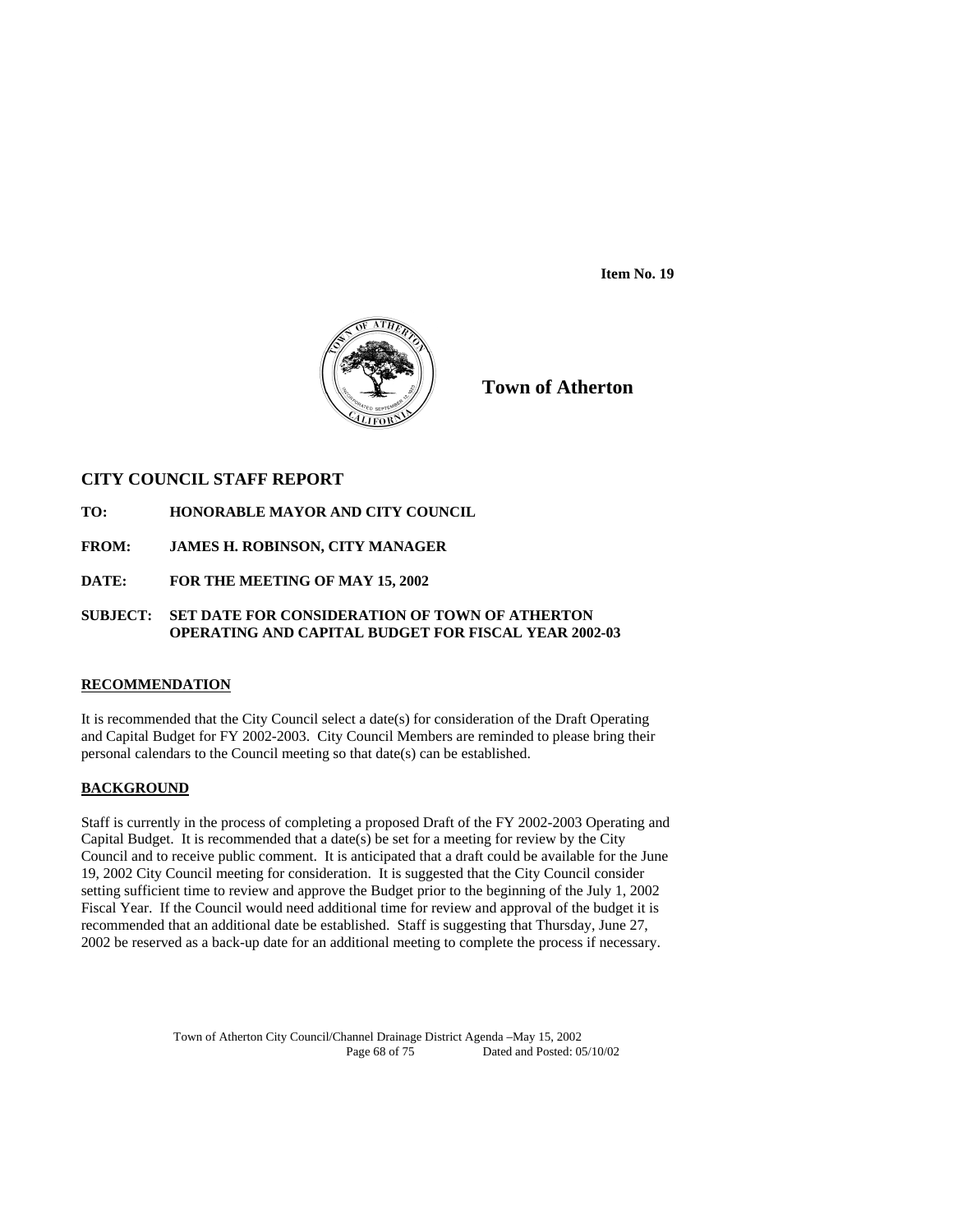**Item No. 19**

**Town of Atherton**

## CITY COUNCIL STAFF REPORT

**TO:** **HONORABLE MAYOR AND CITY COUNCIL**

**FROM:** **JAMES H. ROBINSON, CITY MANAGER**

**DATE:** **FOR THE MEETING OF MAY 15, 2002**

**SUBJECT:** **SET DATE FOR CONSIDERATION OF TOWN OF ATHERTON OPERATING AND CAPITAL BUDGET FOR FISCAL YEAR 2002-03**

### RECOMMENDATION

It is recommended that the City Council select a date(s) for consideration of the Draft Operating and Capital Budget for FY 2002-2003. City Council Members are reminded to please bring their personal calendars to the Council meeting so that date(s) can be established.

### BACKGROUND

Staff is currently in the process of completing a proposed Draft of the FY 2002-2003 Operating and Capital Budget. It is recommended that a date(s) be set for a meeting for review by the City Council and to receive public comment. It is anticipated that a draft could be available for the June 19, 2002 City Council meeting for consideration. It is suggested that the City Council consider setting sufficient time to review and approve the Budget prior to the beginning of the July 1, 2002 Fiscal Year. If the Council would need additional time for review and approval of the budget it is recommended that an additional date be established. Staff is suggesting that Thursday, June 27, 2002 be reserved as a back-up date for an additional meeting to complete the process if necessary.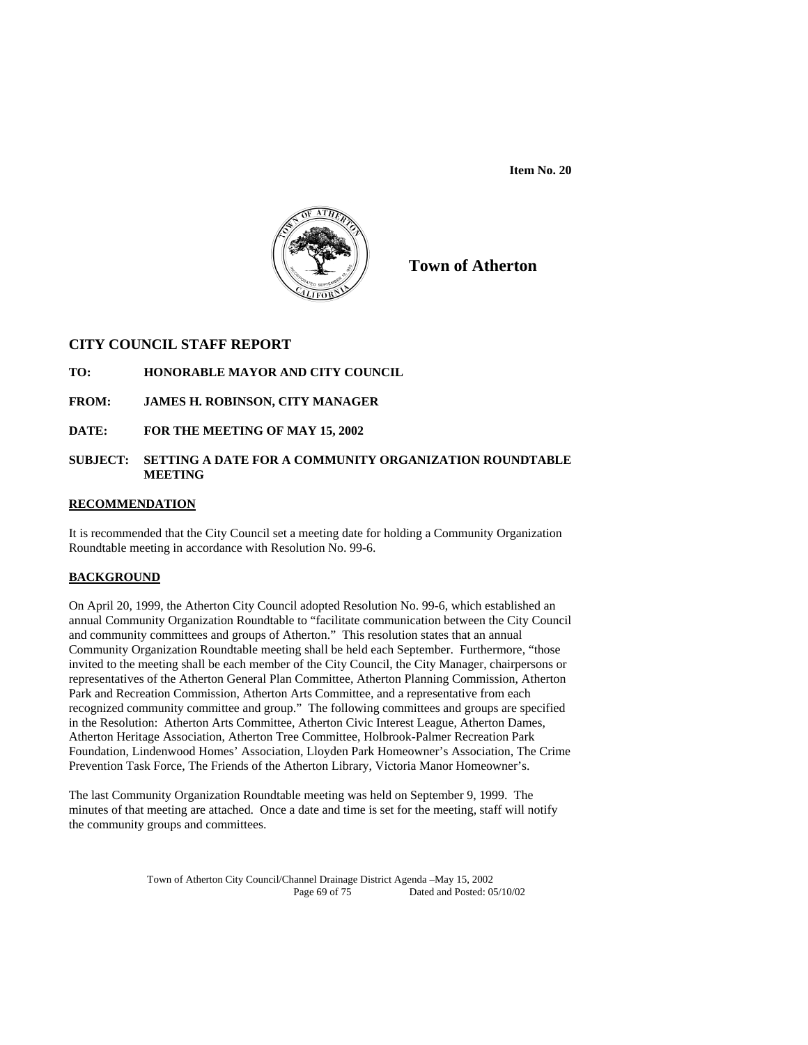**Item No. 20**

**Town of Atherton**

## CITY COUNCIL STAFF REPORT

**TO:** HONORABLE MAYOR AND CITY COUNCIL

**FROM:** JAMES H. ROBINSON, CITY MANAGER

**DATE:** FOR THE MEETING OF MAY 15, 2002

**SUBJECT:** SETTING A DATE FOR A COMMUNITY ORGANIZATION ROUNDTABLE MEETING

### RECOMMENDATION

It is recommended that the City Council set a meeting date for holding a Community Organization Roundtable meeting in accordance with Resolution No. 99-6.

### BACKGROUND

On April 20, 1999, the Atherton City Council adopted Resolution No. 99-6, which established an annual Community Organization Roundtable to "facilitate communication between the City Council and community committees and groups of Atherton." This resolution states that an annual Community Organization Roundtable meeting shall be held each September. Furthermore, "those invited to the meeting shall be each member of the City Council, the City Manager, chairpersons or representatives of the Atherton General Plan Committee, Atherton Planning Commission, Atherton Park and Recreation Commission, Atherton Arts Committee, and a representative from each recognized community committee and group." The following committees and groups are specified in the Resolution: Atherton Arts Committee, Atherton Civic Interest League, Atherton Dames, Atherton Heritage Association, Atherton Tree Committee, Holbrook-Palmer Recreation Park Foundation, Lindenwood Homes' Association, Lloyden Park Homeowner's Association, The Crime Prevention Task Force, The Friends of the Atherton Library, Victoria Manor Homeowner's.

The last Community Organization Roundtable meeting was held on September 9, 1999. The minutes of that meeting are attached. Once a date and time is set for the meeting, staff will notify the community groups and committees.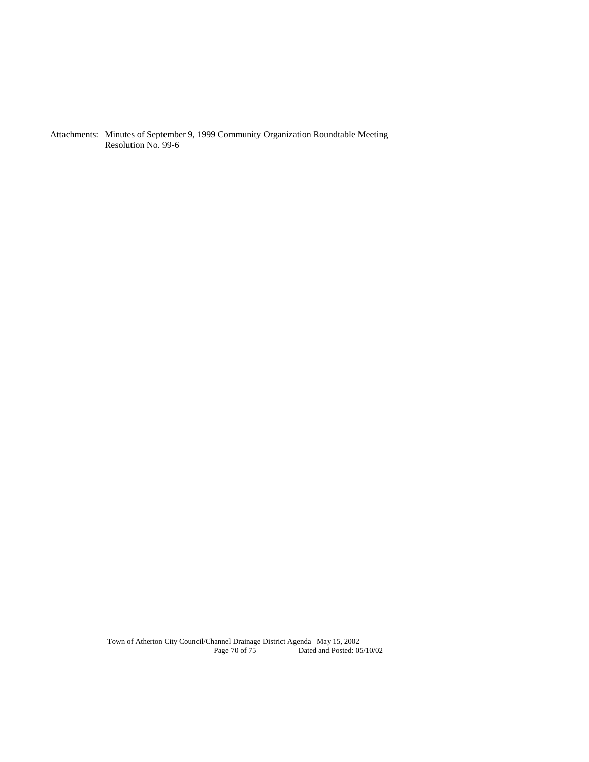Attachments: Minutes of September 9, 1999 Community Organization Roundtable Meeting
Resolution No. 99-6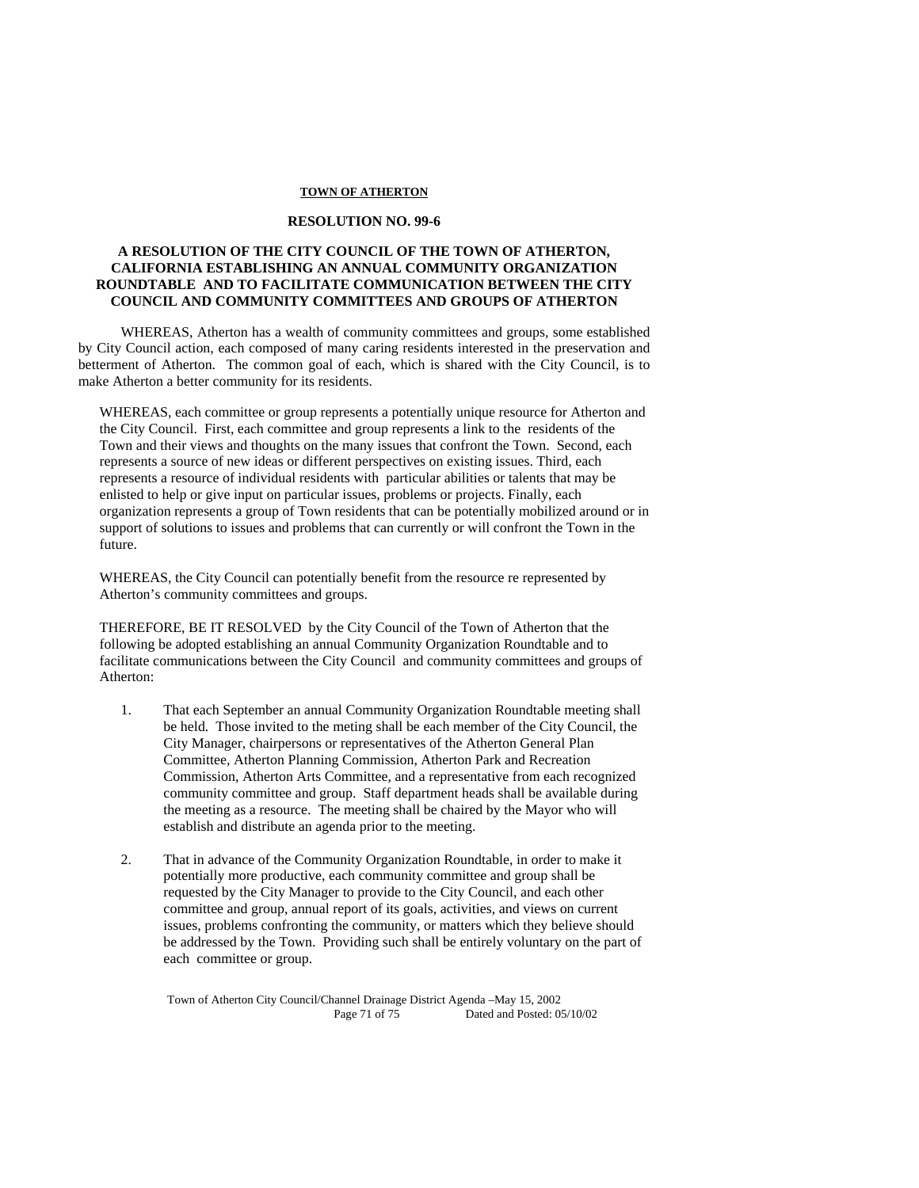**TOWN OF ATHERTON**

**RESOLUTION NO. 99-6**

**A RESOLUTION OF THE CITY COUNCIL OF THE TOWN OF ATHERTON, CALIFORNIA ESTABLISHING AN ANNUAL COMMUNITY ORGANIZATION ROUNDTABLE AND TO FACILITATE COMMUNICATION BETWEEN THE CITY COUNCIL AND COMMUNITY COMMITTEES AND GROUPS OF ATHERTON**

WHEREAS, Atherton has a wealth of community committees and groups, some established by City Council action, each composed of many caring residents interested in the preservation and betterment of Atherton. The common goal of each, which is shared with the City Council, is to make Atherton a better community for its residents.

WHEREAS, each committee or group represents a potentially unique resource for Atherton and the City Council. First, each committee and group represents a link to the residents of the Town and their views and thoughts on the many issues that confront the Town. Second, each represents a source of new ideas or different perspectives on existing issues. Third, each represents a resource of individual residents with particular abilities or talents that may be enlisted to help or give input on particular issues, problems or projects. Finally, each organization represents a group of Town residents that can be potentially mobilized around or in support of solutions to issues and problems that can currently or will confront the Town in the future.

WHEREAS, the City Council can potentially benefit from the resource re represented by Atherton's community committees and groups.

THEREFORE, BE IT RESOLVED by the City Council of the Town of Atherton that the following be adopted establishing an annual Community Organization Roundtable and to facilitate communications between the City Council and community committees and groups of Atherton:

1. That each September an annual Community Organization Roundtable meeting shall be held. Those invited to the meting shall be each member of the City Council, the City Manager, chairpersons or representatives of the Atherton General Plan Committee, Atherton Planning Commission, Atherton Park and Recreation Commission, Atherton Arts Committee, and a representative from each recognized community committee and group. Staff department heads shall be available during the meeting as a resource. The meeting shall be chaired by the Mayor who will establish and distribute an agenda prior to the meeting.

2. That in advance of the Community Organization Roundtable, in order to make it potentially more productive, each community committee and group shall be requested by the City Manager to provide to the City Council, and each other committee and group, annual report of its goals, activities, and views on current issues, problems confronting the community, or matters which they believe should be addressed by the Town. Providing such shall be entirely voluntary on the part of each committee or group.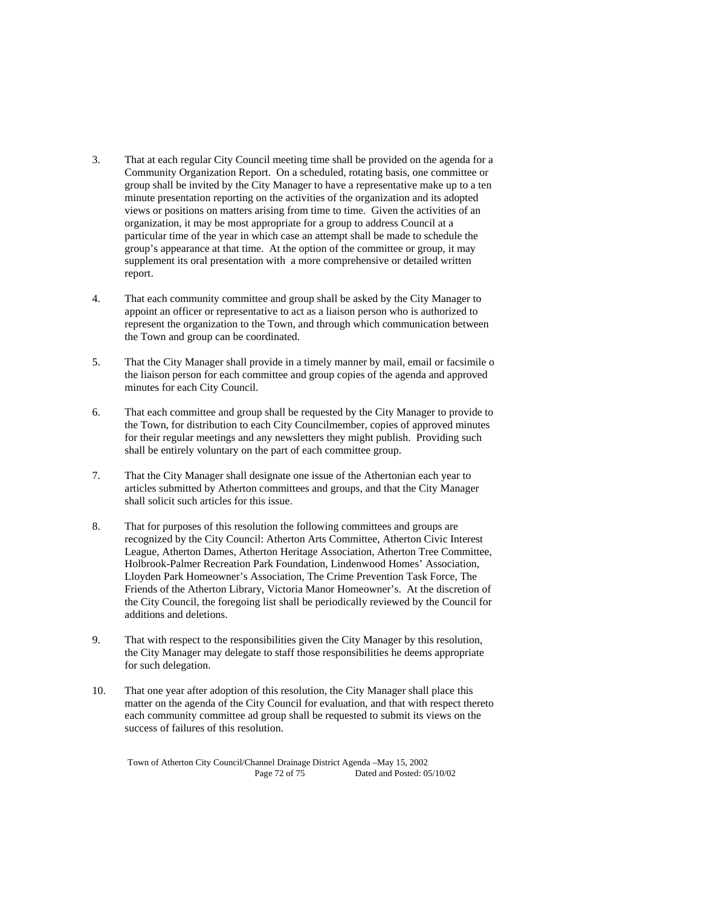3. That at each regular City Council meeting time shall be provided on the agenda for a Community Organization Report. On a scheduled, rotating basis, one committee or group shall be invited by the City Manager to have a representative make up to a ten minute presentation reporting on the activities of the organization and its adopted views or positions on matters arising from time to time. Given the activities of an organization, it may be most appropriate for a group to address Council at a particular time of the year in which case an attempt shall be made to schedule the group's appearance at that time. At the option of the committee or group, it may supplement its oral presentation with a more comprehensive or detailed written report.

4. That each community committee and group shall be asked by the City Manager to appoint an officer or representative to act as a liaison person who is authorized to represent the organization to the Town, and through which communication between the Town and group can be coordinated.

5. That the City Manager shall provide in a timely manner by mail, email or facsimile o the liaison person for each committee and group copies of the agenda and approved minutes for each City Council.

6. That each committee and group shall be requested by the City Manager to provide to the Town, for distribution to each City Councilmember, copies of approved minutes for their regular meetings and any newsletters they might publish. Providing such shall be entirely voluntary on the part of each committee group.

7. That the City Manager shall designate one issue of the Athertonian each year to articles submitted by Atherton committees and groups, and that the City Manager shall solicit such articles for this issue.

8. That for purposes of this resolution the following committees and groups are recognized by the City Council: Atherton Arts Committee, Atherton Civic Interest League, Atherton Dames, Atherton Heritage Association, Atherton Tree Committee, Holbrook-Palmer Recreation Park Foundation, Lindenwood Homes' Association, Lloyden Park Homeowner's Association, The Crime Prevention Task Force, The Friends of the Atherton Library, Victoria Manor Homeowner's. At the discretion of the City Council, the foregoing list shall be periodically reviewed by the Council for additions and deletions.

9. That with respect to the responsibilities given the City Manager by this resolution, the City Manager may delegate to staff those responsibilities he deems appropriate for such delegation.

10. That one year after adoption of this resolution, the City Manager shall place this matter on the agenda of the City Council for evaluation, and that with respect thereto each community committee ad group shall be requested to submit its views on the success of failures of this resolution.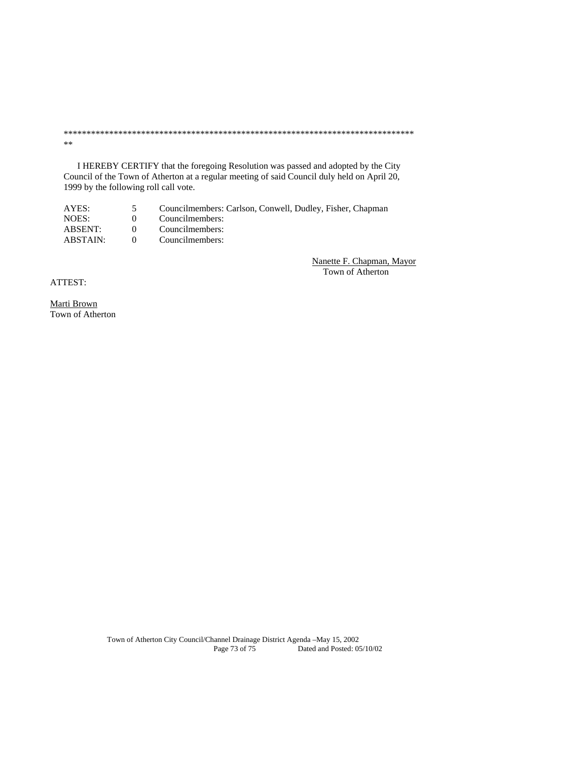********************************************************************************
**

I HEREBY CERTIFY that the foregoing Resolution was passed and adopted by the City Council of the Town of Atherton at a regular meeting of said Council duly held on April 20, 1999 by the following roll call vote.

| | | |
|---|---|---|
| AYES: | 5 | Councilmembers: Carlson, Conwell, Dudley, Fisher, Chapman |
| NOES: | 0 | Councilmembers: |
| ABSENT: | 0 | Councilmembers: |
| ABSTAIN: | 0 | Councilmembers: |

Nanette F. Chapman, Mayor
Town of Atherton

ATTEST:

Marti Brown
Town of Atherton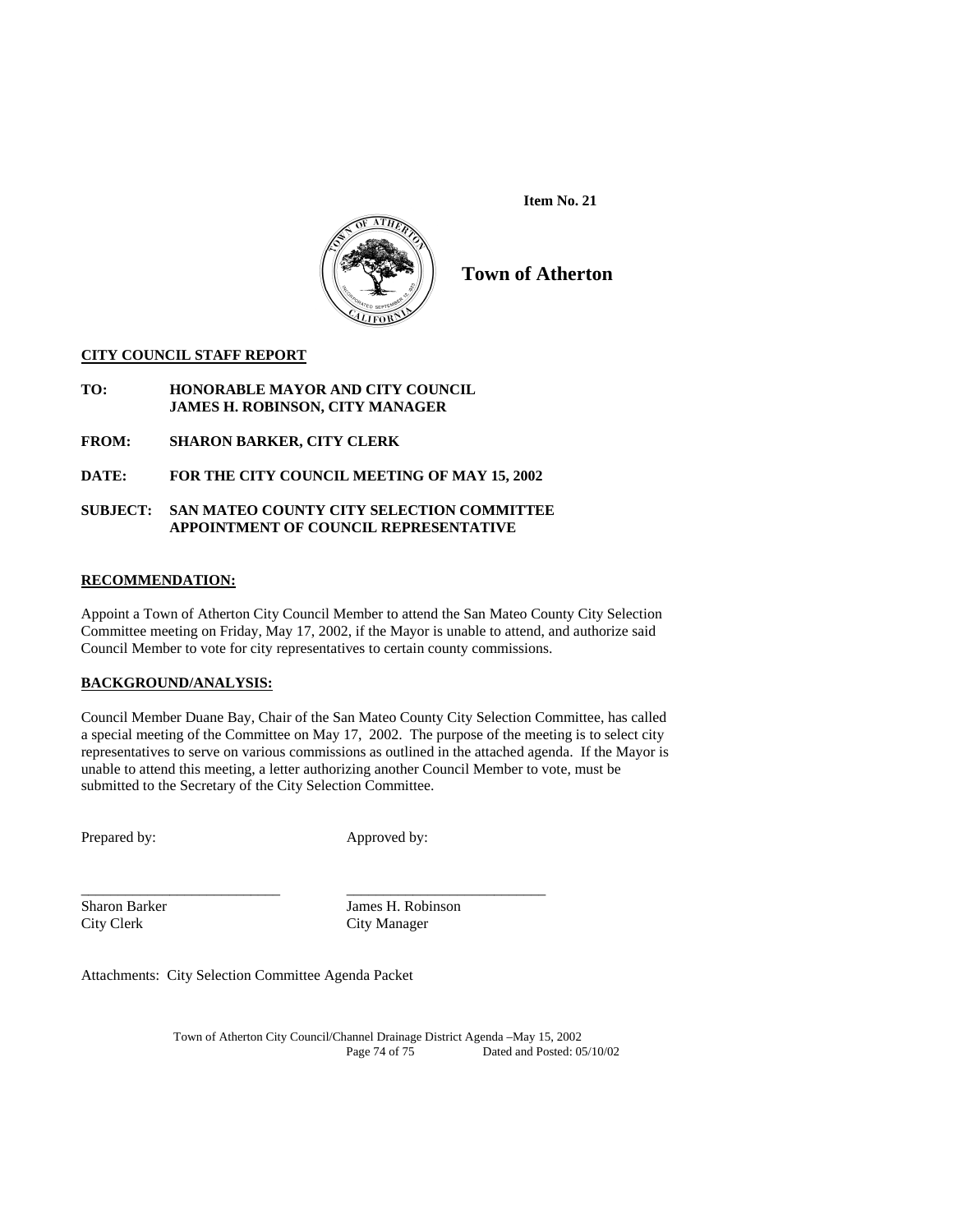**Item No. 21**

# Town of Atherton

**CITY COUNCIL STAFF REPORT**

**TO:** HONORABLE MAYOR AND CITY COUNCIL
JAMES H. ROBINSON, CITY MANAGER

**FROM:** SHARON BARKER, CITY CLERK

**DATE:** FOR THE CITY COUNCIL MEETING OF MAY 15, 2002

**SUBJECT:** SAN MATEO COUNTY CITY SELECTION COMMITTEE APPOINTMENT OF COUNCIL REPRESENTATIVE

**RECOMMENDATION:**

Appoint a Town of Atherton City Council Member to attend the San Mateo County City Selection Committee meeting on Friday, May 17, 2002, if the Mayor is unable to attend, and authorize said Council Member to vote for city representatives to certain county commissions.

**BACKGROUND/ANALYSIS:**

Council Member Duane Bay, Chair of the San Mateo County City Selection Committee, has called a special meeting of the Committee on May 17, 2002. The purpose of the meeting is to select city representatives to serve on various commissions as outlined in the attached agenda. If the Mayor is unable to attend this meeting, a letter authorizing another Council Member to vote, must be submitted to the Secretary of the City Selection Committee.

Prepared by: Approved by:

\_\_\_\_\_\_\_\_\_\_\_\_\_\_\_\_\_\_\_\_\_\_\_\_\_\_ \_\_\_\_\_\_\_\_\_\_\_\_\_\_\_\_\_\_\_\_\_\_\_\_\_\_

Sharon Barker, City Clerk
James H. Robinson, City Manager

Attachments: City Selection Committee Agenda Packet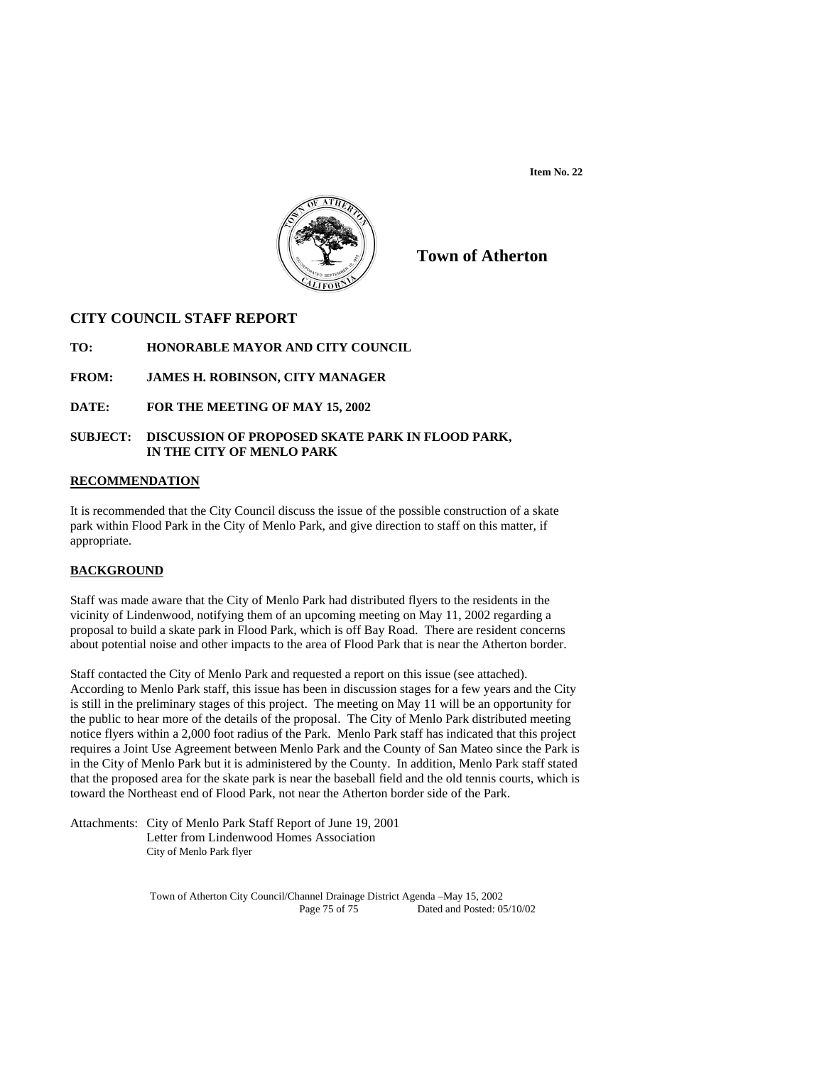**Item No. 22**

**Town of Atherton**

## CITY COUNCIL STAFF REPORT

**TO:** **HONORABLE MAYOR AND CITY COUNCIL**

**FROM:** **JAMES H. ROBINSON, CITY MANAGER**

**DATE:** **FOR THE MEETING OF MAY 15, 2002**

**SUBJECT:** **DISCUSSION OF PROPOSED SKATE PARK IN FLOOD PARK, IN THE CITY OF MENLO PARK**

### RECOMMENDATION

It is recommended that the City Council discuss the issue of the possible construction of a skate park within Flood Park in the City of Menlo Park, and give direction to staff on this matter, if appropriate.

### BACKGROUND

Staff was made aware that the City of Menlo Park had distributed flyers to the residents in the vicinity of Lindenwood, notifying them of an upcoming meeting on May 11, 2002 regarding a proposal to build a skate park in Flood Park, which is off Bay Road. There are resident concerns about potential noise and other impacts to the area of Flood Park that is near the Atherton border.

Staff contacted the City of Menlo Park and requested a report on this issue (see attached). According to Menlo Park staff, this issue has been in discussion stages for a few years and the City is still in the preliminary stages of this project. The meeting on May 11 will be an opportunity for the public to hear more of the details of the proposal. The City of Menlo Park distributed meeting notice flyers within a 2,000 foot radius of the Park. Menlo Park staff has indicated that this project requires a Joint Use Agreement between Menlo Park and the County of San Mateo since the Park is in the City of Menlo Park but it is administered by the County. In addition, Menlo Park staff stated that the proposed area for the skate park is near the baseball field and the old tennis courts, which is toward the Northeast end of Flood Park, not near the Atherton border side of the Park.

Attachments: City of Menlo Park Staff Report of June 19, 2001
Letter from Lindenwood Homes Association
City of Menlo Park flyer